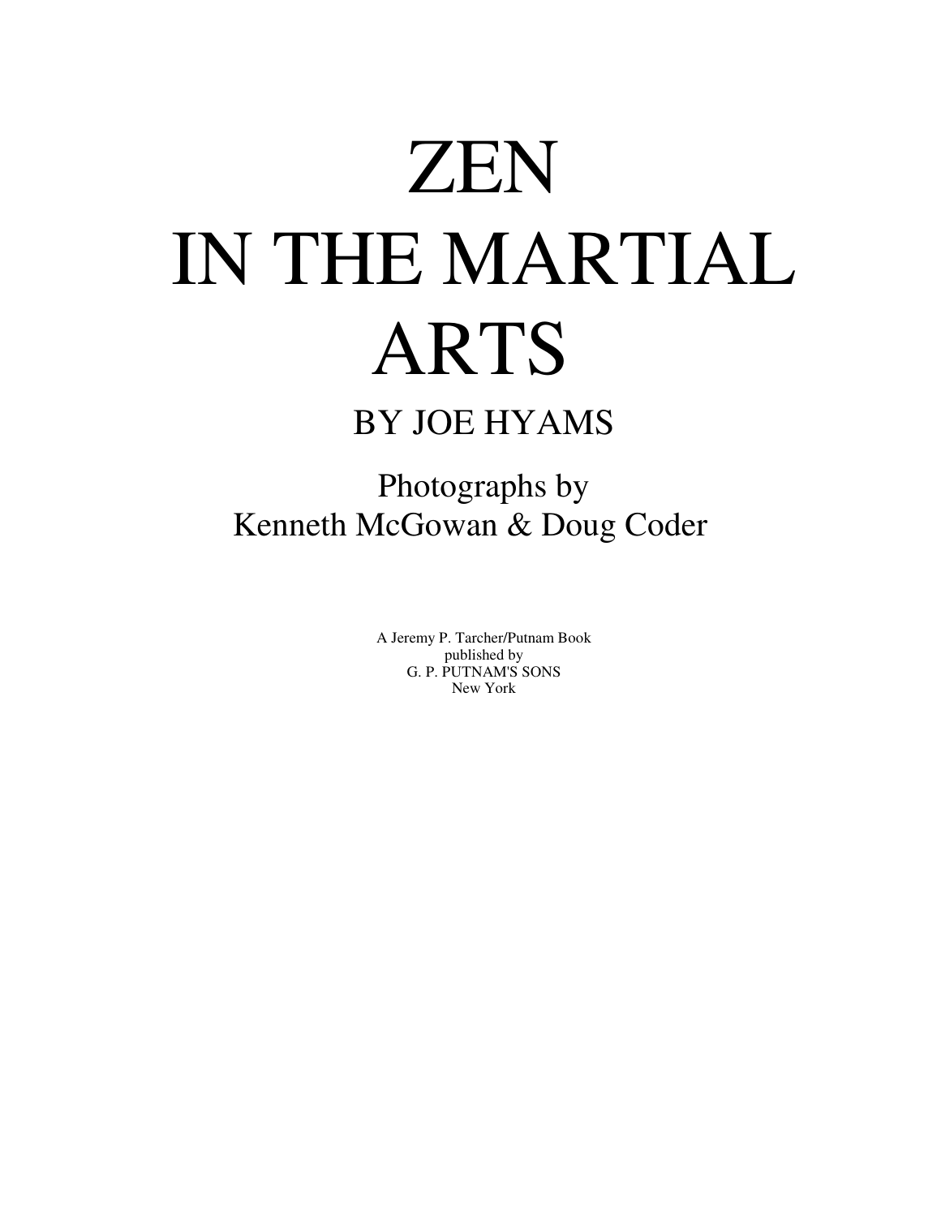# ZEN IN THE MARTIAL ARTS

## BY JOE HYAMS

Photographs by
Kenneth McGowan & Doug Coder

A Jeremy P. Tarcher/Putnam Book
published by
G. P. PUTNAM'S SONS
New York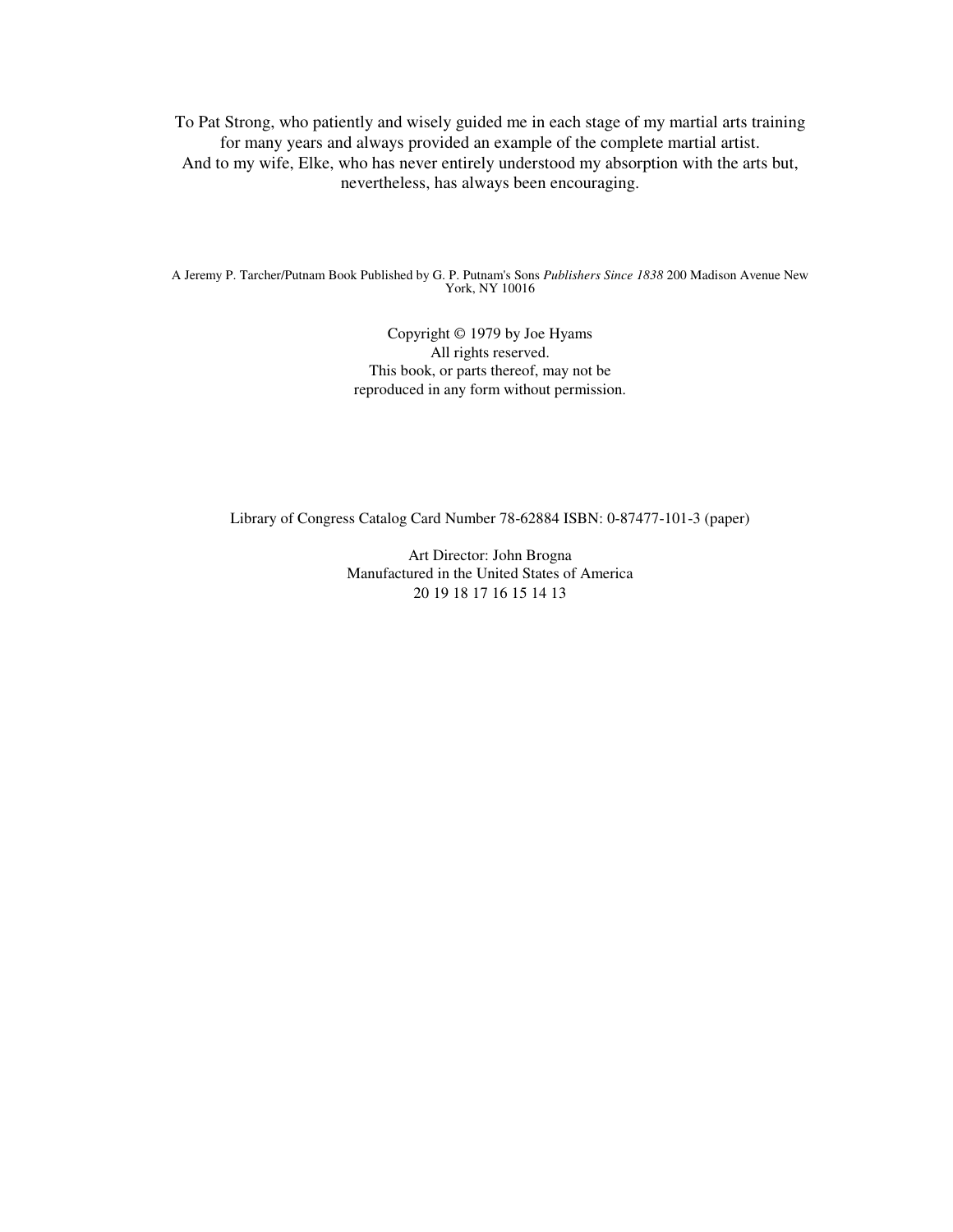To Pat Strong, who patiently and wisely guided me in each stage of my martial arts training for many years and always provided an example of the complete martial artist.
And to my wife, Elke, who has never entirely understood my absorption with the arts but, nevertheless, has always been encouraging.

A Jeremy P. Tarcher/Putnam Book Published by G. P. Putnam's Sons *Publishers Since 1838* 200 Madison Avenue New York, NY 10016

Copyright © 1979 by Joe Hyams
All rights reserved.
This book, or parts thereof, may not be reproduced in any form without permission.

Library of Congress Catalog Card Number 78-62884 ISBN: 0-87477-101-3 (paper)

Art Director: John Brogna
Manufactured in the United States of America
20 19 18 17 16 15 14 13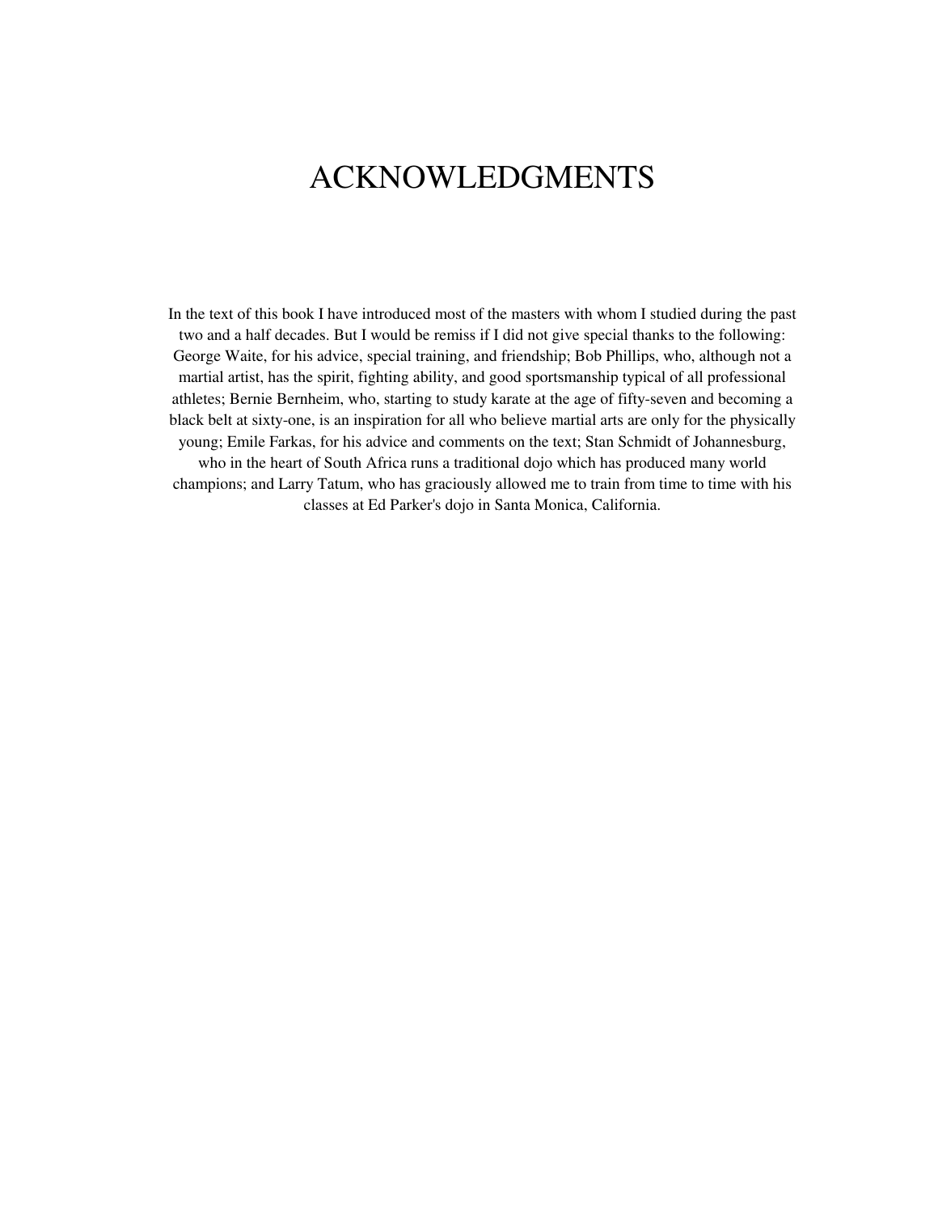# ACKNOWLEDGMENTS

In the text of this book I have introduced most of the masters with whom I studied during the past two and a half decades. But I would be remiss if I did not give special thanks to the following: George Waite, for his advice, special training, and friendship; Bob Phillips, who, although not a martial artist, has the spirit, fighting ability, and good sportsmanship typical of all professional athletes; Bernie Bernheim, who, starting to study karate at the age of fifty-seven and becoming a black belt at sixty-one, is an inspiration for all who believe martial arts are only for the physically young; Emile Farkas, for his advice and comments on the text; Stan Schmidt of Johannesburg, who in the heart of South Africa runs a traditional dojo which has produced many world champions; and Larry Tatum, who has graciously allowed me to train from time to time with his classes at Ed Parker's dojo in Santa Monica, California.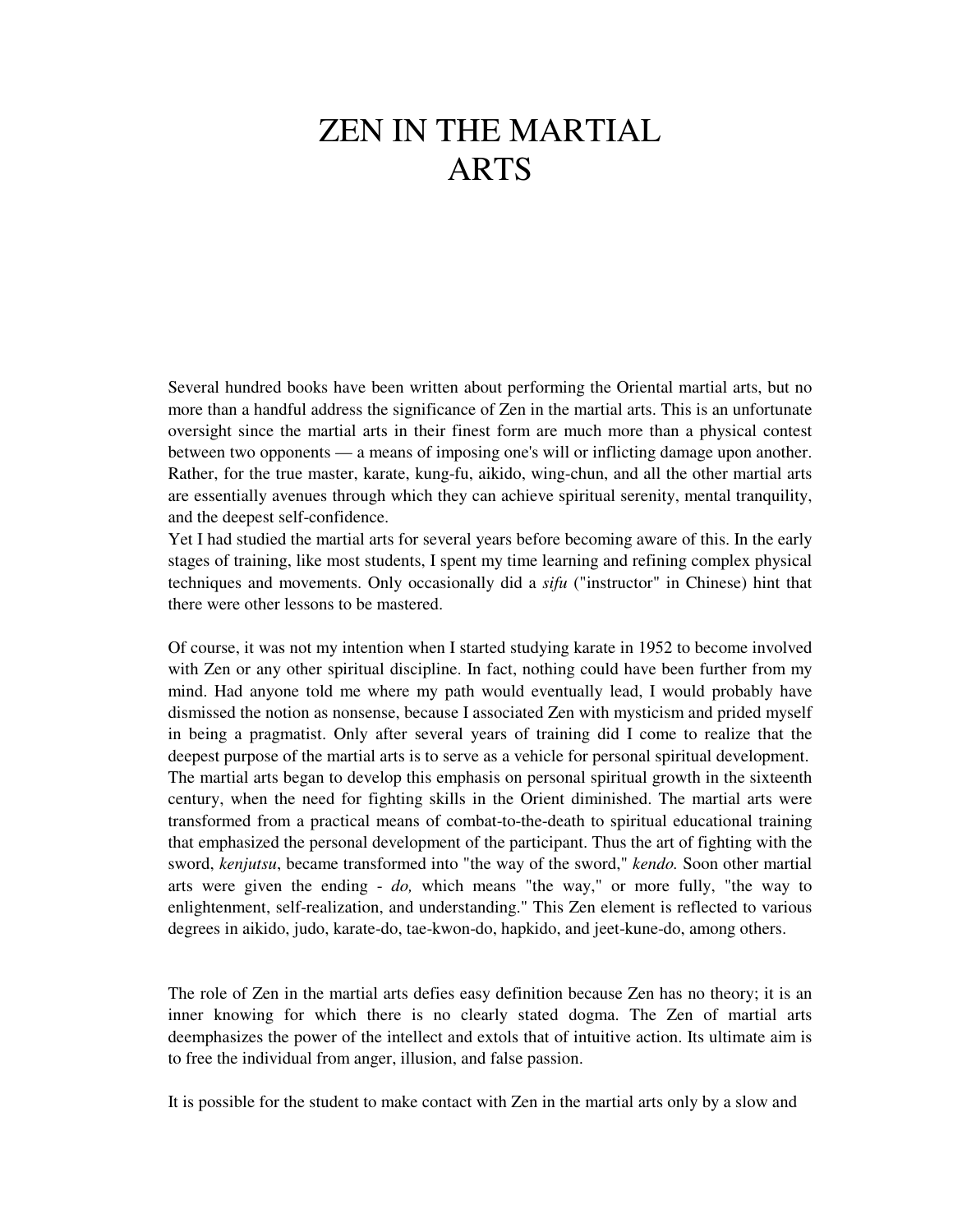# ZEN IN THE MARTIAL ARTS

Several hundred books have been written about performing the Oriental martial arts, but no more than a handful address the significance of Zen in the martial arts. This is an unfortunate oversight since the martial arts in their finest form are much more than a physical contest between two opponents — a means of imposing one's will or inflicting damage upon another. Rather, for the true master, karate, kung-fu, aikido, wing-chun, and all the other martial arts are essentially avenues through which they can achieve spiritual serenity, mental tranquility, and the deepest self-confidence.

Yet I had studied the martial arts for several years before becoming aware of this. In the early stages of training, like most students, I spent my time learning and refining complex physical techniques and movements. Only occasionally did a *sifu* ("instructor" in Chinese) hint that there were other lessons to be mastered.

Of course, it was not my intention when I started studying karate in 1952 to become involved with Zen or any other spiritual discipline. In fact, nothing could have been further from my mind. Had anyone told me where my path would eventually lead, I would probably have dismissed the notion as nonsense, because I associated Zen with mysticism and prided myself in being a pragmatist. Only after several years of training did I come to realize that the deepest purpose of the martial arts is to serve as a vehicle for personal spiritual development. The martial arts began to develop this emphasis on personal spiritual growth in the sixteenth century, when the need for fighting skills in the Orient diminished. The martial arts were transformed from a practical means of combat-to-the-death to spiritual educational training that emphasized the personal development of the participant. Thus the art of fighting with the sword, *kenjutsu*, became transformed into "the way of the sword," *kendo.* Soon other martial arts were given the ending - *do,* which means "the way," or more fully, "the way to enlightenment, self-realization, and understanding." This Zen element is reflected to various degrees in aikido, judo, karate-do, tae-kwon-do, hapkido, and jeet-kune-do, among others.

The role of Zen in the martial arts defies easy definition because Zen has no theory; it is an inner knowing for which there is no clearly stated dogma. The Zen of martial arts deemphasizes the power of the intellect and extols that of intuitive action. Its ultimate aim is to free the individual from anger, illusion, and false passion.

It is possible for the student to make contact with Zen in the martial arts only by a slow and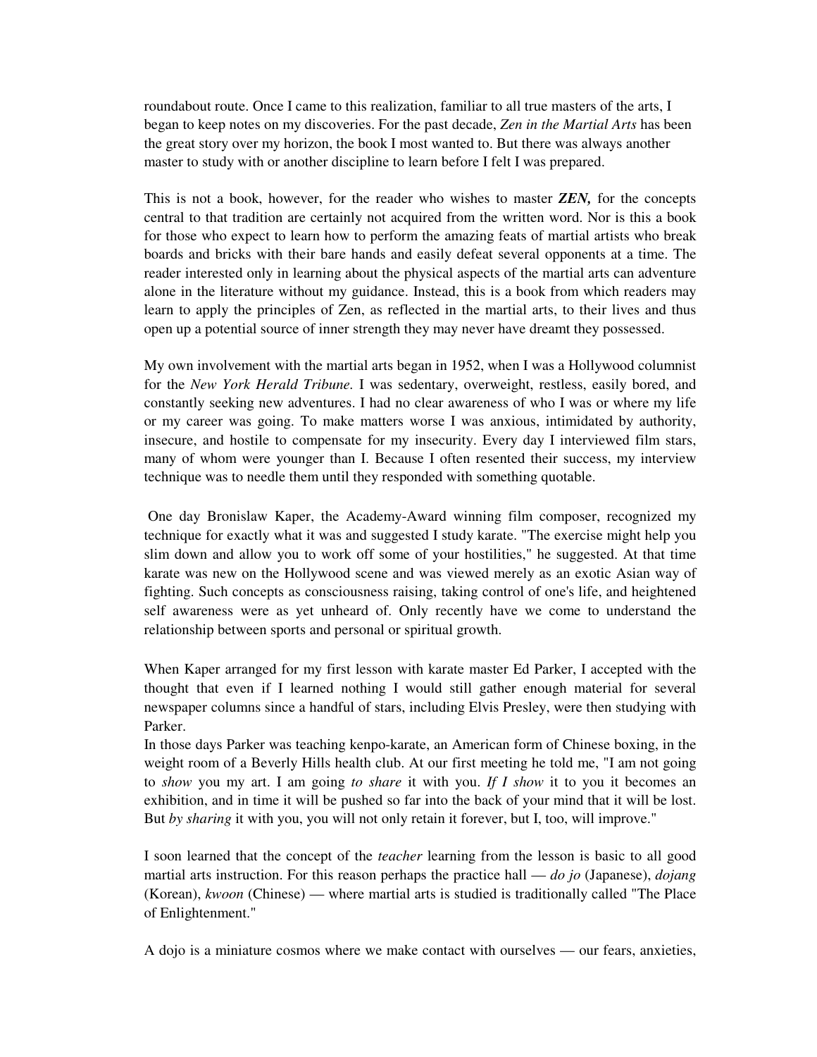roundabout route. Once I came to this realization, familiar to all true masters of the arts, I began to keep notes on my discoveries. For the past decade, *Zen in the Martial Arts* has been the great story over my horizon, the book I most wanted to. But there was always another master to study with or another discipline to learn before I felt I was prepared.

This is not a book, however, for the reader who wishes to master ***ZEN,*** for the concepts central to that tradition are certainly not acquired from the written word. Nor is this a book for those who expect to learn how to perform the amazing feats of martial artists who break boards and bricks with their bare hands and easily defeat several opponents at a time. The reader interested only in learning about the physical aspects of the martial arts can adventure alone in the literature without my guidance. Instead, this is a book from which readers may learn to apply the principles of Zen, as reflected in the martial arts, to their lives and thus open up a potential source of inner strength they may never have dreamt they possessed.

My own involvement with the martial arts began in 1952, when I was a Hollywood columnist for the *New York Herald Tribune*. I was sedentary, overweight, restless, easily bored, and constantly seeking new adventures. I had no clear awareness of who I was or where my life or my career was going. To make matters worse I was anxious, intimidated by authority, insecure, and hostile to compensate for my insecurity. Every day I interviewed film stars, many of whom were younger than I. Because I often resented their success, my interview technique was to needle them until they responded with something quotable.

One day Bronislaw Kaper, the Academy-Award winning film composer, recognized my technique for exactly what it was and suggested I study karate. "The exercise might help you slim down and allow you to work off some of your hostilities," he suggested. At that time karate was new on the Hollywood scene and was viewed merely as an exotic Asian way of fighting. Such concepts as consciousness raising, taking control of one's life, and heightened self awareness were as yet unheard of. Only recently have we come to understand the relationship between sports and personal or spiritual growth.

When Kaper arranged for my first lesson with karate master Ed Parker, I accepted with the thought that even if I learned nothing I would still gather enough material for several newspaper columns since a handful of stars, including Elvis Presley, were then studying with Parker.

In those days Parker was teaching kenpo-karate, an American form of Chinese boxing, in the weight room of a Beverly Hills health club. At our first meeting he told me, "I am not going to *show* you my art. I am going *to share* it with you. *If I show* it to you it becomes an exhibition, and in time it will be pushed so far into the back of your mind that it will be lost. But *by sharing* it with you, you will not only retain it forever, but I, too, will improve."

I soon learned that the concept of the *teacher* learning from the lesson is basic to all good martial arts instruction. For this reason perhaps the practice hall — *do jo* (Japanese), *dojang* (Korean), *kwoon* (Chinese) — where martial arts is studied is traditionally called "The Place of Enlightenment."

A dojo is a miniature cosmos where we make contact with ourselves — our fears, anxieties,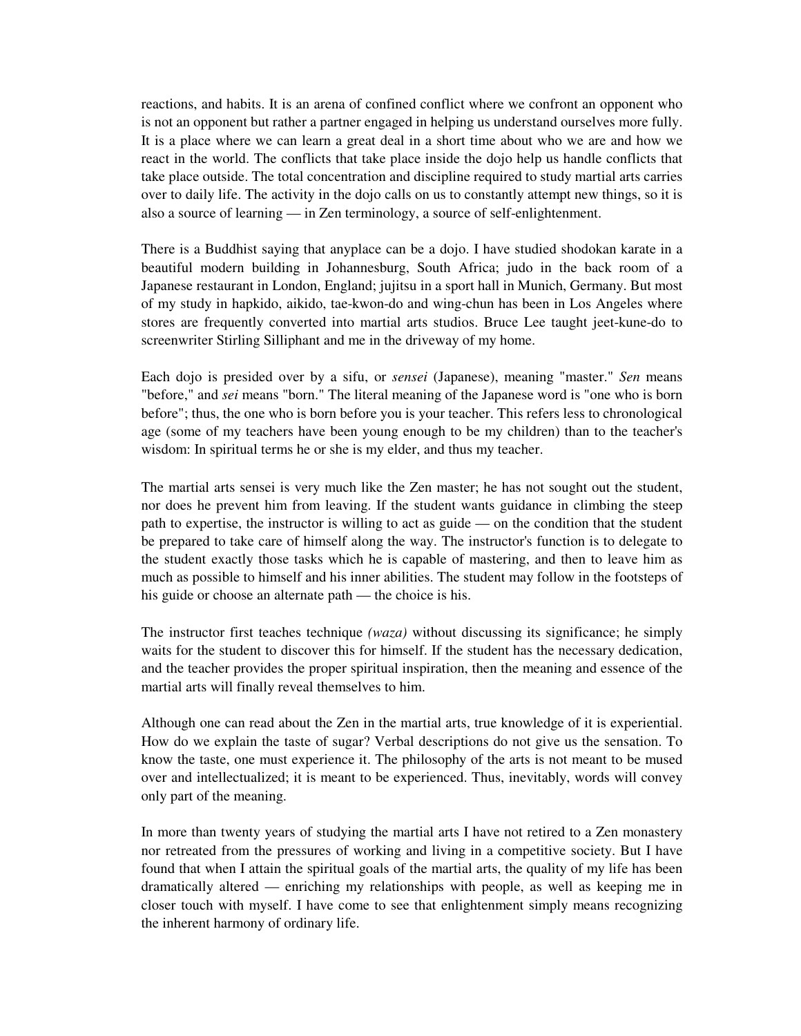reactions, and habits. It is an arena of confined conflict where we confront an opponent who is not an opponent but rather a partner engaged in helping us understand ourselves more fully. It is a place where we can learn a great deal in a short time about who we are and how we react in the world. The conflicts that take place inside the dojo help us handle conflicts that take place outside. The total concentration and discipline required to study martial arts carries over to daily life. The activity in the dojo calls on us to constantly attempt new things, so it is also a source of learning — in Zen terminology, a source of self-enlightenment.

There is a Buddhist saying that anyplace can be a dojo. I have studied shodokan karate in a beautiful modern building in Johannesburg, South Africa; judo in the back room of a Japanese restaurant in London, England; jujitsu in a sport hall in Munich, Germany. But most of my study in hapkido, aikido, tae-kwon-do and wing-chun has been in Los Angeles where stores are frequently converted into martial arts studios. Bruce Lee taught jeet-kune-do to screenwriter Stirling Silliphant and me in the driveway of my home.

Each dojo is presided over by a sifu, or *sensei* (Japanese), meaning "master." *Sen* means "before," and *sei* means "born." The literal meaning of the Japanese word is "one who is born before"; thus, the one who is born before you is your teacher. This refers less to chronological age (some of my teachers have been young enough to be my children) than to the teacher's wisdom: In spiritual terms he or she is my elder, and thus my teacher.

The martial arts sensei is very much like the Zen master; he has not sought out the student, nor does he prevent him from leaving. If the student wants guidance in climbing the steep path to expertise, the instructor is willing to act as guide — on the condition that the student be prepared to take care of himself along the way. The instructor's function is to delegate to the student exactly those tasks which he is capable of mastering, and then to leave him as much as possible to himself and his inner abilities. The student may follow in the footsteps of his guide or choose an alternate path — the choice is his.

The instructor first teaches technique *(waza)* without discussing its significance; he simply waits for the student to discover this for himself. If the student has the necessary dedication, and the teacher provides the proper spiritual inspiration, then the meaning and essence of the martial arts will finally reveal themselves to him.

Although one can read about the Zen in the martial arts, true knowledge of it is experiential. How do we explain the taste of sugar? Verbal descriptions do not give us the sensation. To know the taste, one must experience it. The philosophy of the arts is not meant to be mused over and intellectualized; it is meant to be experienced. Thus, inevitably, words will convey only part of the meaning.

In more than twenty years of studying the martial arts I have not retired to a Zen monastery nor retreated from the pressures of working and living in a competitive society. But I have found that when I attain the spiritual goals of the martial arts, the quality of my life has been dramatically altered — enriching my relationships with people, as well as keeping me in closer touch with myself. I have come to see that enlightenment simply means recognizing the inherent harmony of ordinary life.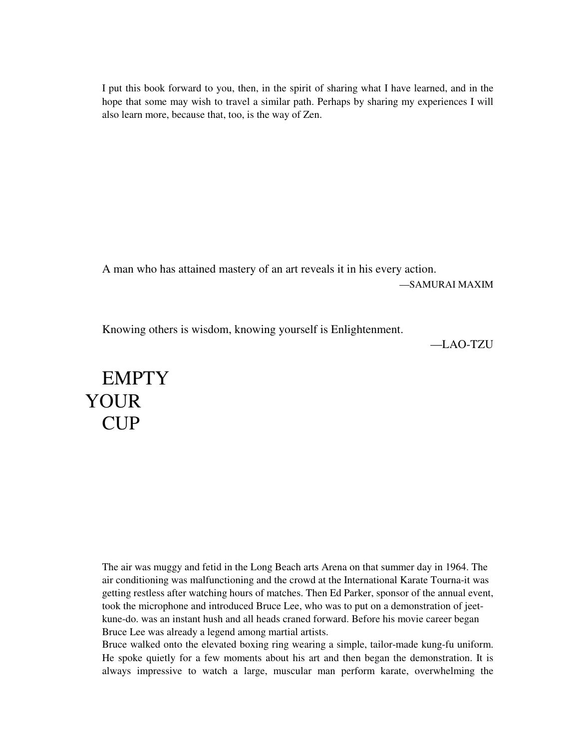I put this book forward to you, then, in the spirit of sharing what I have learned, and in the hope that some may wish to travel a similar path. Perhaps by sharing my experiences I will also learn more, because that, too, is the way of Zen.

A man who has attained mastery of an art reveals it in his every action.

—SAMURAI MAXIM

Knowing others is wisdom, knowing yourself is Enlightenment.

—LAO-TZU

# EMPTY YOUR CUP

The air was muggy and fetid in the Long Beach arts Arena on that summer day in 1964. The air conditioning was malfunctioning and the crowd at the International Karate Tourna-it was getting restless after watching hours of matches. Then Ed Parker, sponsor of the annual event, took the microphone and introduced Bruce Lee, who was to put on a demonstration of jeet-kune-do. was an instant hush and all heads craned forward. Before his movie career began Bruce Lee was already a legend among martial artists.

Bruce walked onto the elevated boxing ring wearing a simple, tailor-made kung-fu uniform. He spoke quietly for a few moments about his art and then began the demonstration. It is always impressive to watch a large, muscular man perform karate, overwhelming the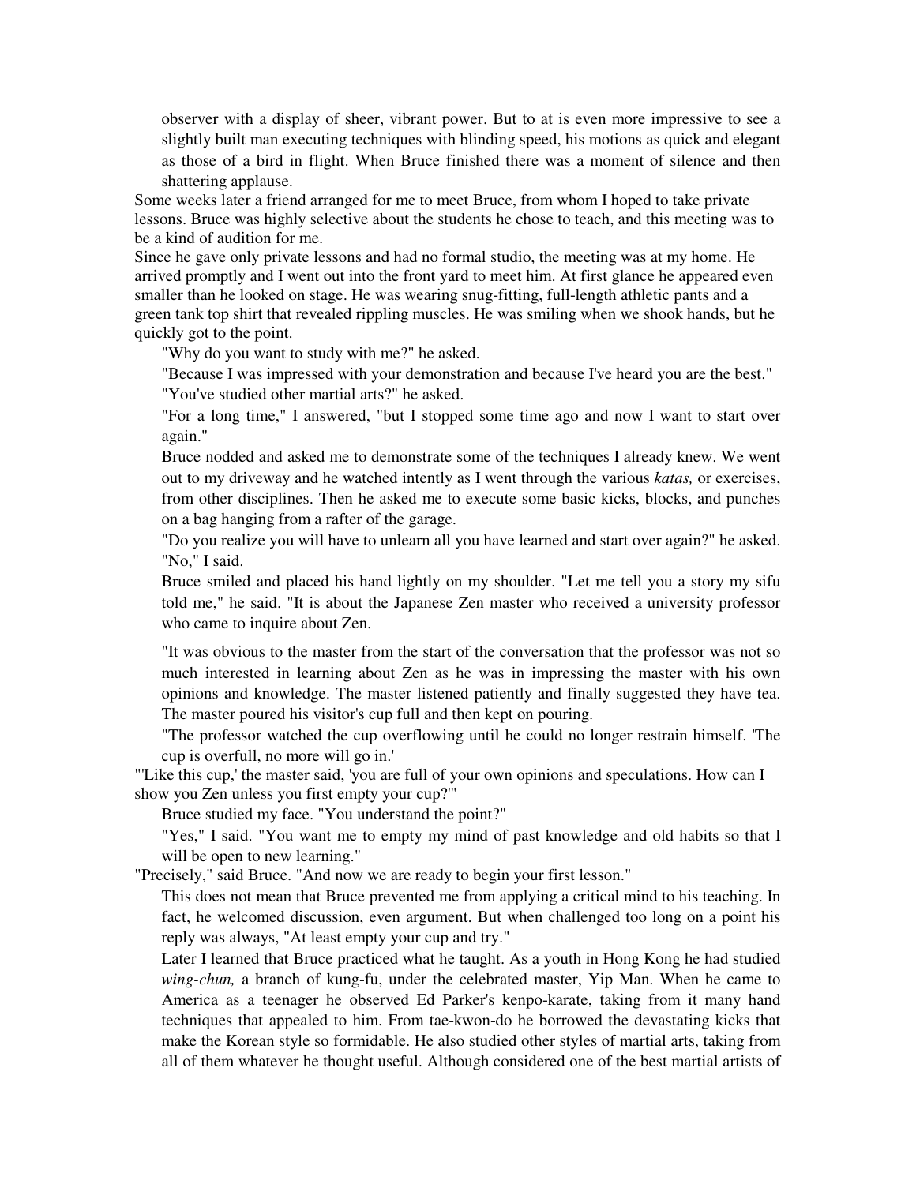observer with a display of sheer, vibrant power. But to at is even more impressive to see a slightly built man executing techniques with blinding speed, his motions as quick and elegant as those of a bird in flight. When Bruce finished there was a moment of silence and then shattering applause.

Some weeks later a friend arranged for me to meet Bruce, from whom I hoped to take private lessons. Bruce was highly selective about the students he chose to teach, and this meeting was to be a kind of audition for me.

Since he gave only private lessons and had no formal studio, the meeting was at my home. He arrived promptly and I went out into the front yard to meet him. At first glance he appeared even smaller than he looked on stage. He was wearing snug-fitting, full-length athletic pants and a green tank top shirt that revealed rippling muscles. He was smiling when we shook hands, but he quickly got to the point.

"Why do you want to study with me?" he asked.

"Because I was impressed with your demonstration and because I've heard you are the best."

"You've studied other martial arts?" he asked.

"For a long time," I answered, "but I stopped some time ago and now I want to start over again."

Bruce nodded and asked me to demonstrate some of the techniques I already knew. We went out to my driveway and he watched intently as I went through the various *katas,* or exercises, from other disciplines. Then he asked me to execute some basic kicks, blocks, and punches on a bag hanging from a rafter of the garage.

"Do you realize you will have to unlearn all you have learned and start over again?" he asked.

"No," I said.

Bruce smiled and placed his hand lightly on my shoulder. "Let me tell you a story my sifu told me," he said. "It is about the Japanese Zen master who received a university professor who came to inquire about Zen.

"It was obvious to the master from the start of the conversation that the professor was not so much interested in learning about Zen as he was in impressing the master with his own opinions and knowledge. The master listened patiently and finally suggested they have tea. The master poured his visitor's cup full and then kept on pouring.

"The professor watched the cup overflowing until he could no longer restrain himself. 'The cup is overfull, no more will go in.'

"'Like this cup,' the master said, 'you are full of your own opinions and speculations. How can I show you Zen unless you first empty your cup?'"

Bruce studied my face. "You understand the point?"

"Yes," I said. "You want me to empty my mind of past knowledge and old habits so that I will be open to new learning."

"Precisely," said Bruce. "And now we are ready to begin your first lesson."

This does not mean that Bruce prevented me from applying a critical mind to his teaching. In fact, he welcomed discussion, even argument. But when challenged too long on a point his reply was always, "At least empty your cup and try."

Later I learned that Bruce practiced what he taught. As a youth in Hong Kong he had studied *wing-chun,* a branch of kung-fu, under the celebrated master, Yip Man. When he came to America as a teenager he observed Ed Parker's kenpo-karate, taking from it many hand techniques that appealed to him. From tae-kwon-do he borrowed the devastating kicks that make the Korean style so formidable. He also studied other styles of martial arts, taking from all of them whatever he thought useful. Although considered one of the best martial artists of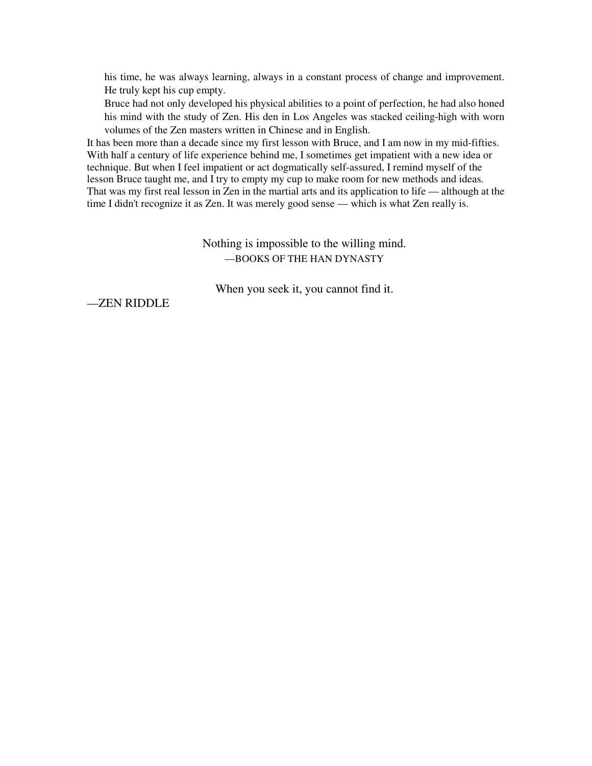his time, he was always learning, always in a constant process of change and improvement. He truly kept his cup empty.

Bruce had not only developed his physical abilities to a point of perfection, he had also honed his mind with the study of Zen. His den in Los Angeles was stacked ceiling-high with worn volumes of the Zen masters written in Chinese and in English.

It has been more than a decade since my first lesson with Bruce, and I am now in my mid-fifties. With half a century of life experience behind me, I sometimes get impatient with a new idea or technique. But when I feel impatient or act dogmatically self-assured, I remind myself of the lesson Bruce taught me, and I try to empty my cup to make room for new methods and ideas. That was my first real lesson in Zen in the martial arts and its application to life — although at the time I didn't recognize it as Zen. It was merely good sense — which is what Zen really is.

Nothing is impossible to the willing mind.
—BOOKS OF THE HAN DYNASTY

When you seek it, you cannot find it.
—ZEN RIDDLE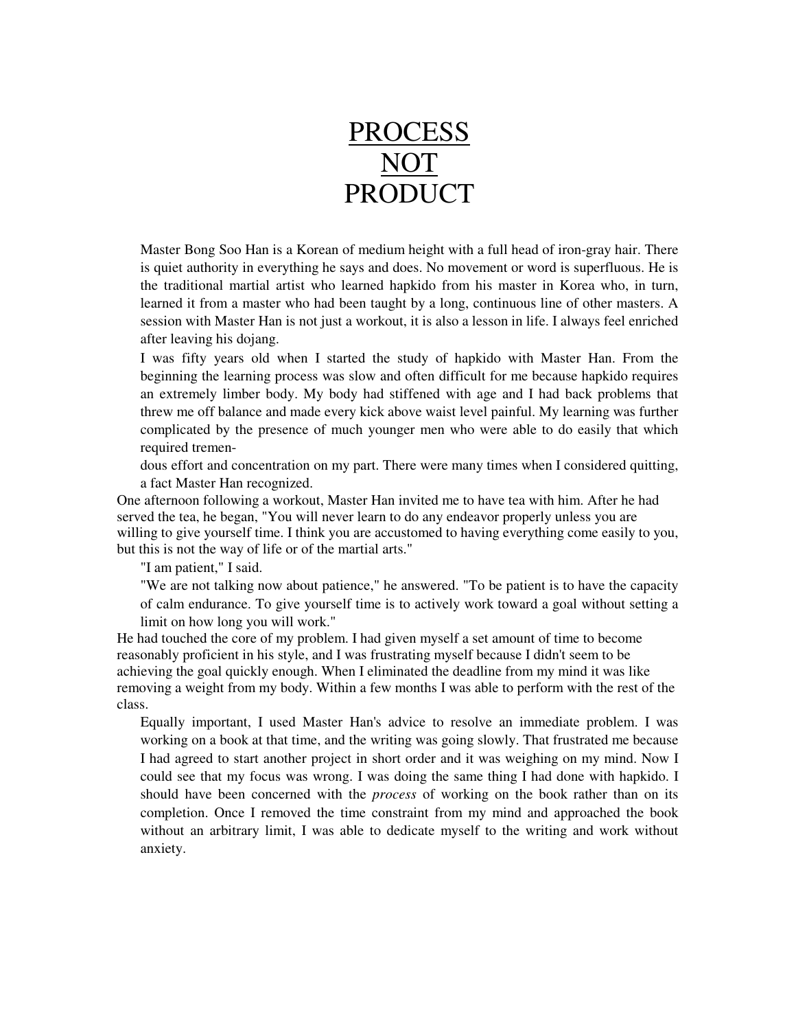# PROCESS NOT PRODUCT

Master Bong Soo Han is a Korean of medium height with a full head of iron-gray hair. There is quiet authority in everything he says and does. No movement or word is superfluous. He is the traditional martial artist who learned hapkido from his master in Korea who, in turn, learned it from a master who had been taught by a long, continuous line of other masters. A session with Master Han is not just a workout, it is also a lesson in life. I always feel enriched after leaving his dojang.

I was fifty years old when I started the study of hapkido with Master Han. From the beginning the learning process was slow and often difficult for me because hapkido requires an extremely limber body. My body had stiffened with age and I had back problems that threw me off balance and made every kick above waist level painful. My learning was further complicated by the presence of much younger men who were able to do easily that which required tremendous effort and concentration on my part. There were many times when I considered quitting, a fact Master Han recognized.

One afternoon following a workout, Master Han invited me to have tea with him. After he had served the tea, he began, "You will never learn to do any endeavor properly unless you are willing to give yourself time. I think you are accustomed to having everything come easily to you, but this is not the way of life or of the martial arts."

"I am patient," I said.

"We are not talking now about patience," he answered. "To be patient is to have the capacity of calm endurance. To give yourself time is to actively work toward a goal without setting a limit on how long you will work."

He had touched the core of my problem. I had given myself a set amount of time to become reasonably proficient in his style, and I was frustrating myself because I didn't seem to be achieving the goal quickly enough. When I eliminated the deadline from my mind it was like removing a weight from my body. Within a few months I was able to perform with the rest of the class.

Equally important, I used Master Han's advice to resolve an immediate problem. I was working on a book at that time, and the writing was going slowly. That frustrated me because I had agreed to start another project in short order and it was weighing on my mind. Now I could see that my focus was wrong. I was doing the same thing I had done with hapkido. I should have been concerned with the *process* of working on the book rather than on its completion. Once I removed the time constraint from my mind and approached the book without an arbitrary limit, I was able to dedicate myself to the writing and work without anxiety.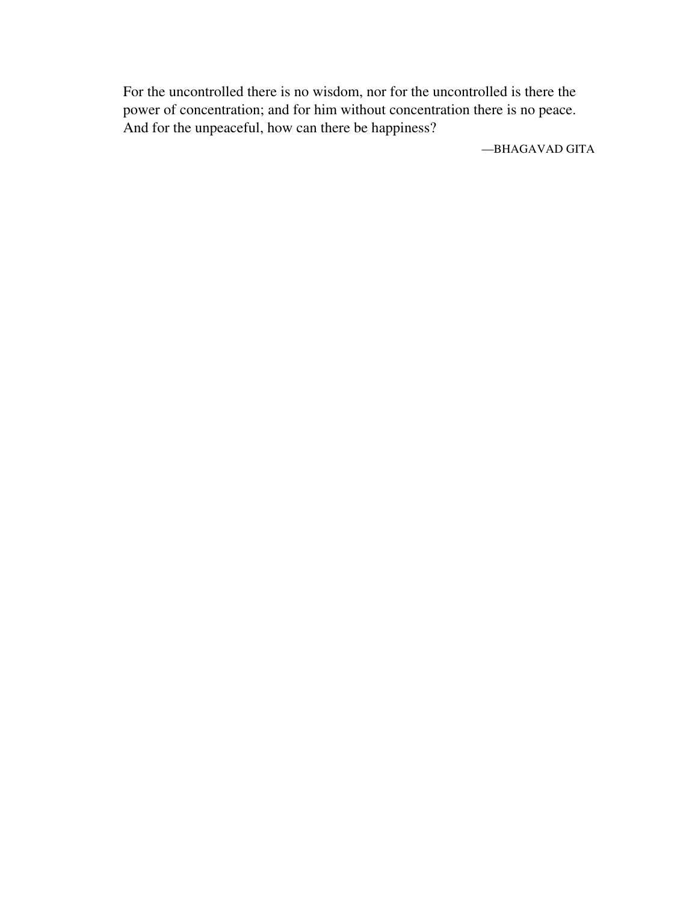For the uncontrolled there is no wisdom, nor for the uncontrolled is there the power of concentration; and for him without concentration there is no peace. And for the unpeaceful, how can there be happiness?

—BHAGAVAD GITA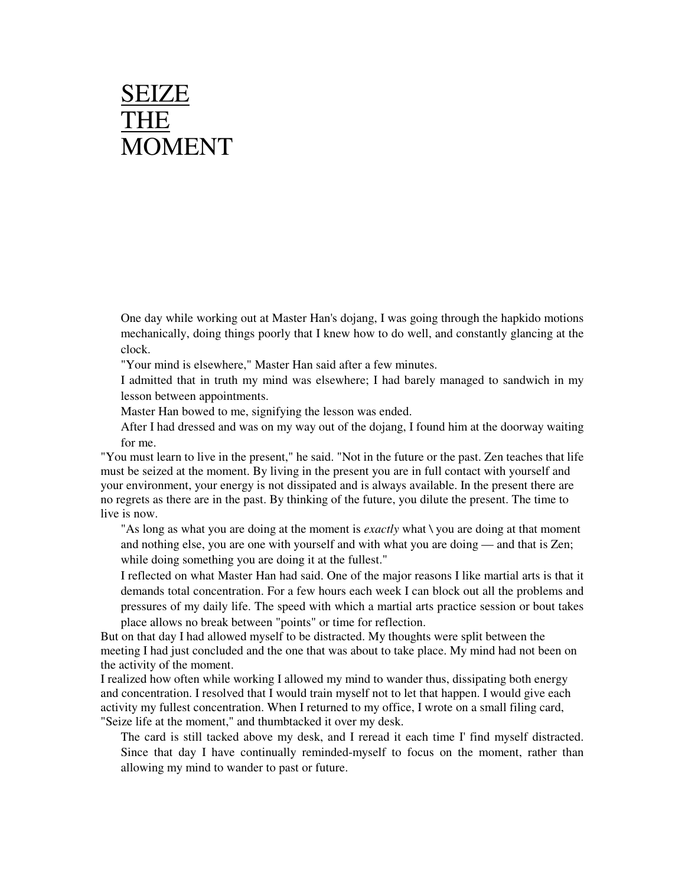# SEIZE THE MOMENT

One day while working out at Master Han's dojang, I was going through the hapkido motions mechanically, doing things poorly that I knew how to do well, and constantly glancing at the clock.

"Your mind is elsewhere," Master Han said after a few minutes.

I admitted that in truth my mind was elsewhere; I had barely managed to sandwich in my lesson between appointments.

Master Han bowed to me, signifying the lesson was ended.

After I had dressed and was on my way out of the dojang, I found him at the doorway waiting for me.

"You must learn to live in the present," he said. "Not in the future or the past. Zen teaches that life must be seized at the moment. By living in the present you are in full contact with yourself and your environment, your energy is not dissipated and is always available. In the present there are no regrets as there are in the past. By thinking of the future, you dilute the present. The time to live is now.

"As long as what you are doing at the moment is *exactly* what \ you are doing at that moment and nothing else, you are one with yourself and with what you are doing — and that is Zen; while doing something you are doing it at the fullest."

I reflected on what Master Han had said. One of the major reasons I like martial arts is that it demands total concentration. For a few hours each week I can block out all the problems and pressures of my daily life. The speed with which a martial arts practice session or bout takes place allows no break between "points" or time for reflection.

But on that day I had allowed myself to be distracted. My thoughts were split between the meeting I had just concluded and the one that was about to take place. My mind had not been on the activity of the moment.

I realized how often while working I allowed my mind to wander thus, dissipating both energy and concentration. I resolved that I would train myself not to let that happen. I would give each activity my fullest concentration. When I returned to my office, I wrote on a small filing card, "Seize life at the moment," and thumbtacked it over my desk.

The card is still tacked above my desk, and I reread it each time I' find myself distracted. Since that day I have continually reminded-myself to focus on the moment, rather than allowing my mind to wander to past or future.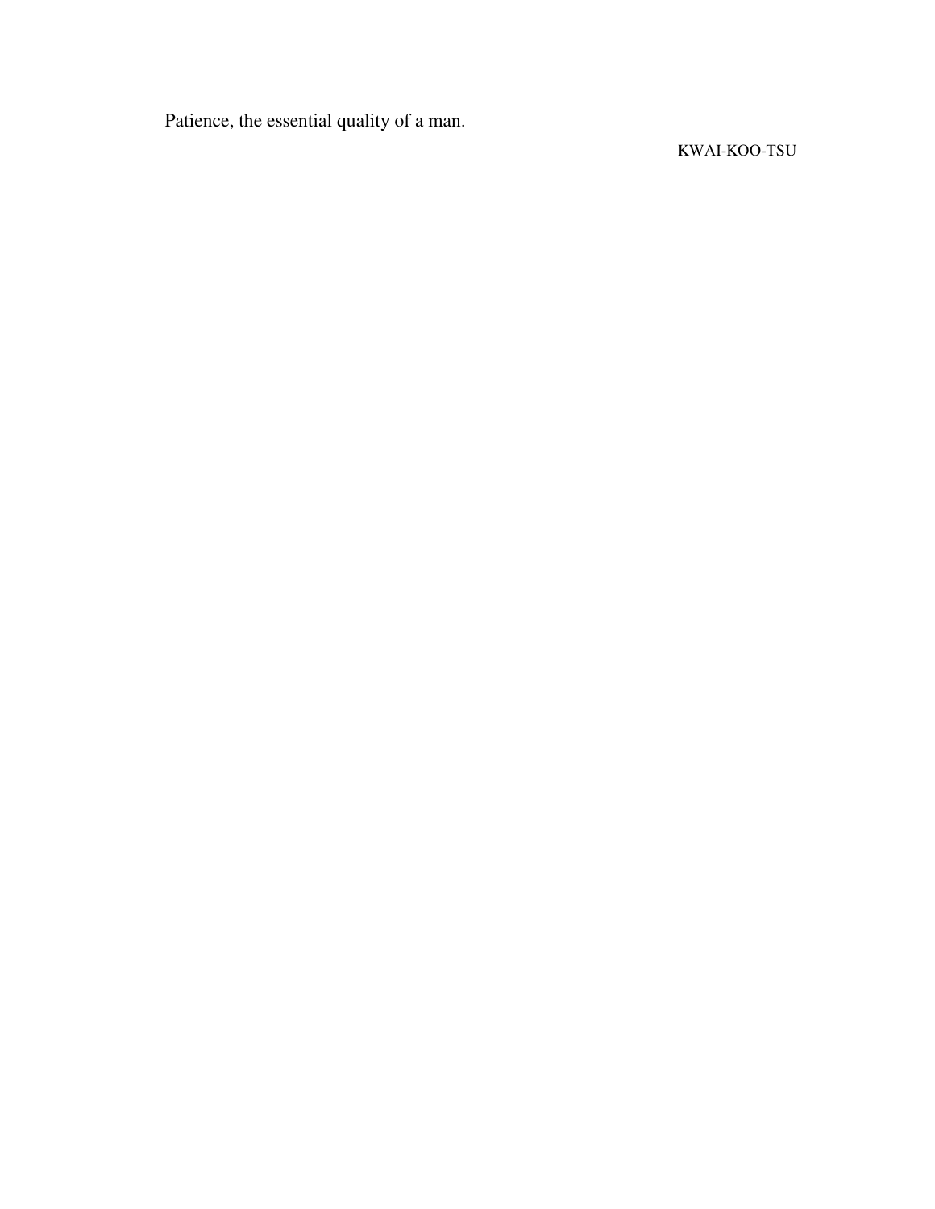Patience, the essential quality of a man.

—KWAI-KOO-TSU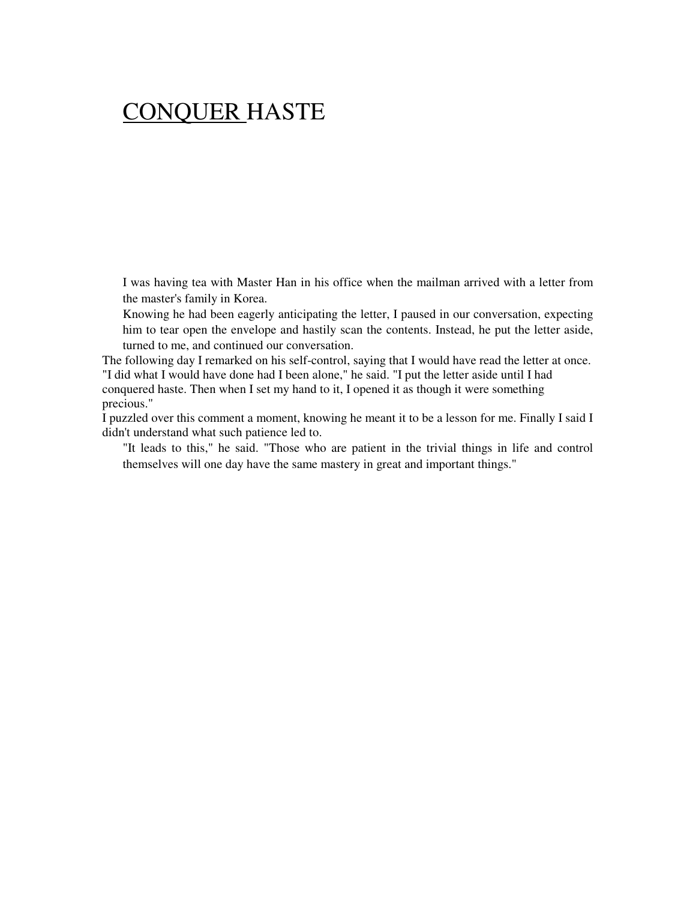# CONQUER HASTE

I was having tea with Master Han in his office when the mailman arrived with a letter from the master's family in Korea.

Knowing he had been eagerly anticipating the letter, I paused in our conversation, expecting him to tear open the envelope and hastily scan the contents. Instead, he put the letter aside, turned to me, and continued our conversation.

The following day I remarked on his self-control, saying that I would have read the letter at once.

"I did what I would have done had I been alone," he said. "I put the letter aside until I had conquered haste. Then when I set my hand to it, I opened it as though it were something precious."

I puzzled over this comment a moment, knowing he meant it to be a lesson for me. Finally I said I didn't understand what such patience led to.

"It leads to this," he said. "Those who are patient in the trivial things in life and control themselves will one day have the same mastery in great and important things."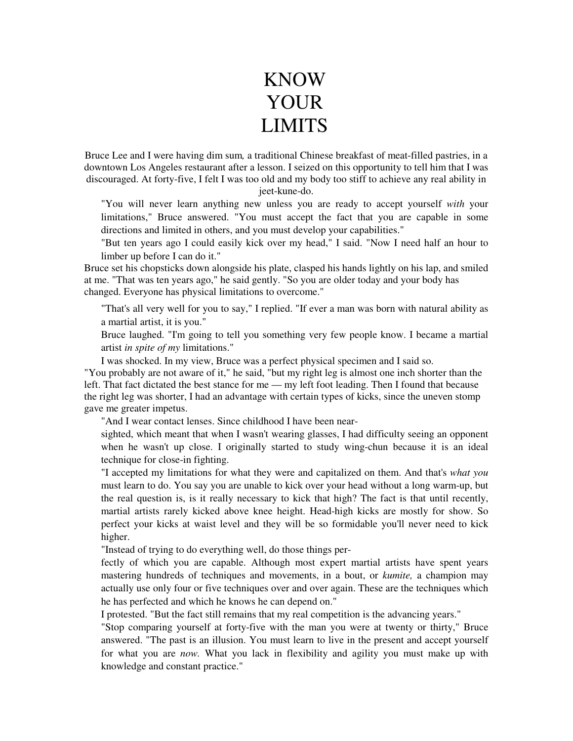# KNOW YOUR LIMITS

Bruce Lee and I were having dim sum*,* a traditional Chinese breakfast of meat-filled pastries, in a downtown Los Angeles restaurant after a lesson. I seized on this opportunity to tell him that I was discouraged. At forty-five, I felt I was too old and my body too stiff to achieve any real ability in jeet-kune-do.

"You will never learn anything new unless you are ready to accept yourself *with* your limitations," Bruce answered. "You must accept the fact that you are capable in some directions and limited in others, and you must develop your capabilities."

"But ten years ago I could easily kick over my head," I said. "Now I need half an hour to limber up before I can do it."

Bruce set his chopsticks down alongside his plate, clasped his hands lightly on his lap, and smiled at me. "That was ten years ago," he said gently. "So you are older today and your body has changed. Everyone has physical limitations to overcome."

"That's all very well for you to say," I replied. "If ever a man was born with natural ability as a martial artist, it is you."

Bruce laughed. "I'm going to tell you something very few people know. I became a martial artist *in spite of my* limitations."

I was shocked. In my view, Bruce was a perfect physical specimen and I said so.

"You probably are not aware of it," he said, "but my right leg is almost one inch shorter than the left. That fact dictated the best stance for me — my left foot leading. Then I found that because the right leg was shorter, I had an advantage with certain types of kicks, since the uneven stomp gave me greater impetus.

"And I wear contact lenses. Since childhood I have been near-sighted, which meant that when I wasn't wearing glasses, I had difficulty seeing an opponent when he wasn't up close. I originally started to study wing-chun because it is an ideal technique for close-in fighting.

"I accepted my limitations for what they were and capitalized on them. And that's *what you* must learn to do. You say you are unable to kick over your head without a long warm-up, but the real question is, is it really necessary to kick that high? The fact is that until recently, martial artists rarely kicked above knee height. Head-high kicks are mostly for show. So perfect your kicks at waist level and they will be so formidable you'll never need to kick higher.

"Instead of trying to do everything well, do those things perfectly of which you are capable. Although most expert martial artists have spent years mastering hundreds of techniques and movements, in a bout, or *kumite,* a champion may actually use only four or five techniques over and over again. These are the techniques which he has perfected and which he knows he can depend on."

I protested. "But the fact still remains that my real competition is the advancing years."

"Stop comparing yourself at forty-five with the man you were at twenty or thirty," Bruce answered. "The past is an illusion. You must learn to live in the present and accept yourself for what you are *now.* What you lack in flexibility and agility you must make up with knowledge and constant practice."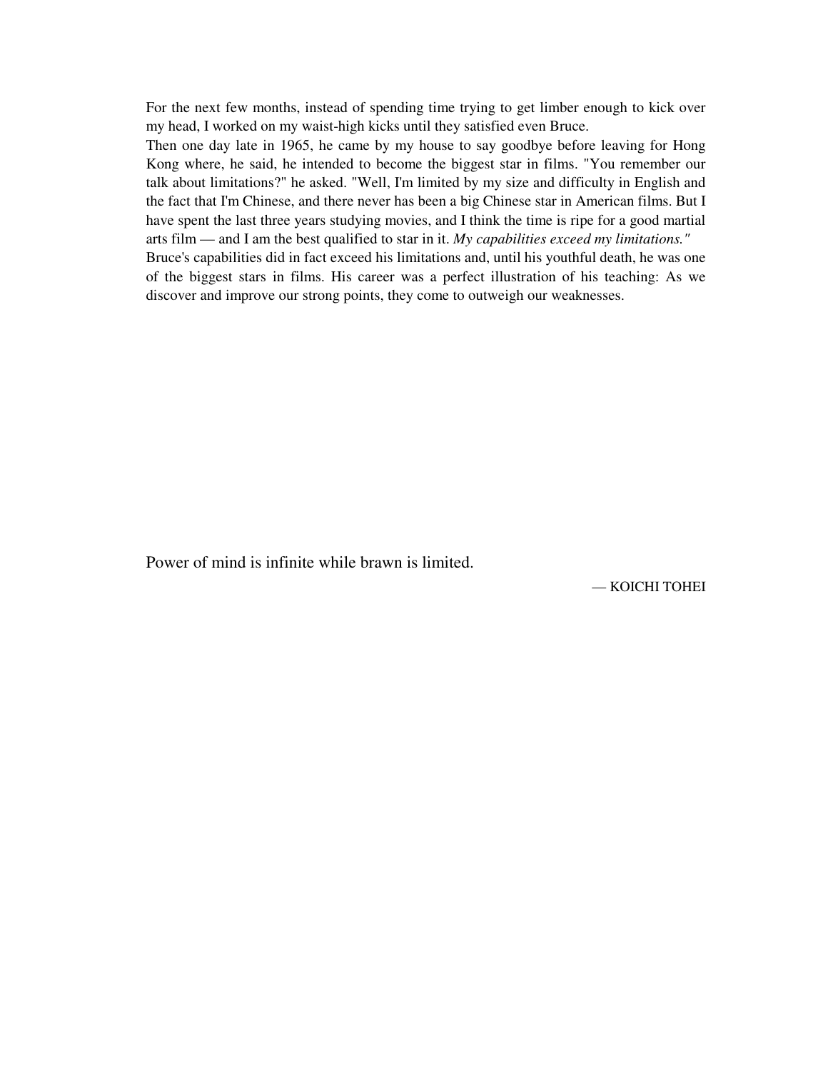For the next few months, instead of spending time trying to get limber enough to kick over my head, I worked on my waist-high kicks until they satisfied even Bruce.

Then one day late in 1965, he came by my house to say goodbye before leaving for Hong Kong where, he said, he intended to become the biggest star in films. "You remember our talk about limitations?" he asked. "Well, I'm limited by my size and difficulty in English and the fact that I'm Chinese, and there never has been a big Chinese star in American films. But I have spent the last three years studying movies, and I think the time is ripe for a good martial arts film — and I am the best qualified to star in it. *My capabilities exceed my limitations."*

Bruce's capabilities did in fact exceed his limitations and, until his youthful death, he was one of the biggest stars in films. His career was a perfect illustration of his teaching: As we discover and improve our strong points, they come to outweigh our weaknesses.

Power of mind is infinite while brawn is limited.

— KOICHI TOHEI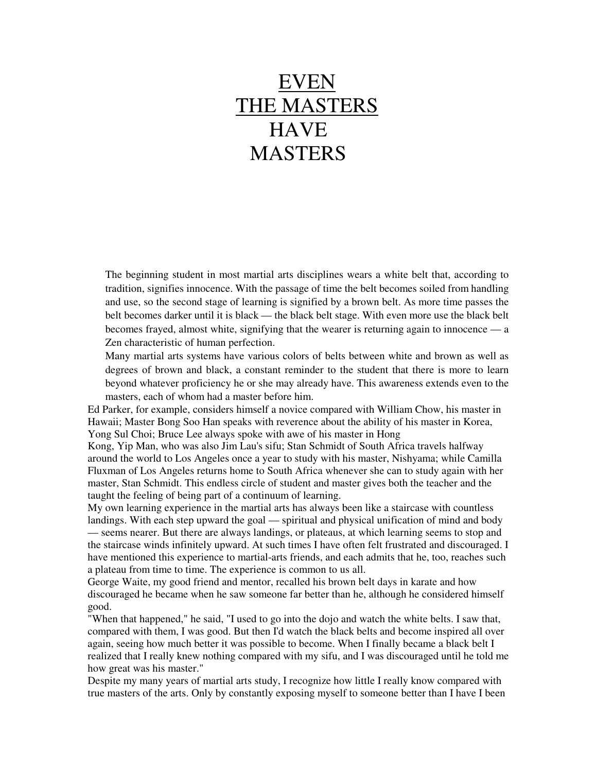# EVEN THE MASTERS HAVE MASTERS

The beginning student in most martial arts disciplines wears a white belt that, according to tradition, signifies innocence. With the passage of time the belt becomes soiled from handling and use, so the second stage of learning is signified by a brown belt. As more time passes the belt becomes darker until it is black — the black belt stage. With even more use the black belt becomes frayed, almost white, signifying that the wearer is returning again to innocence — a Zen characteristic of human perfection.

Many martial arts systems have various colors of belts between white and brown as well as degrees of brown and black, a constant reminder to the student that there is more to learn beyond whatever proficiency he or she may already have. This awareness extends even to the masters, each of whom had a master before him.

Ed Parker, for example, considers himself a novice compared with William Chow, his master in Hawaii; Master Bong Soo Han speaks with reverence about the ability of his master in Korea, Yong Sul Choi; Bruce Lee always spoke with awe of his master in Hong Kong, Yip Man, who was also Jim Lau's sifu; Stan Schmidt of South Africa travels halfway around the world to Los Angeles once a year to study with his master, Nishyama; while Camilla Fluxman of Los Angeles returns home to South Africa whenever she can to study again with her master, Stan Schmidt. This endless circle of student and master gives both the teacher and the taught the feeling of being part of a continuum of learning.

My own learning experience in the martial arts has always been like a staircase with countless landings. With each step upward the goal — spiritual and physical unification of mind and body — seems nearer. But there are always landings, or plateaus, at which learning seems to stop and the staircase winds infinitely upward. At such times I have often felt frustrated and discouraged. I have mentioned this experience to martial-arts friends, and each admits that he, too, reaches such a plateau from time to time. The experience is common to us all.

George Waite, my good friend and mentor, recalled his brown belt days in karate and how discouraged he became when he saw someone far better than he, although he considered himself good.

"When that happened," he said, "I used to go into the dojo and watch the white belts. I saw that, compared with them, I was good. But then I'd watch the black belts and become inspired all over again, seeing how much better it was possible to become. When I finally became a black belt I realized that I really knew nothing compared with my sifu, and I was discouraged until he told me how great was his master."

Despite my many years of martial arts study, I recognize how little I really know compared with true masters of the arts. Only by constantly exposing myself to someone better than I have I been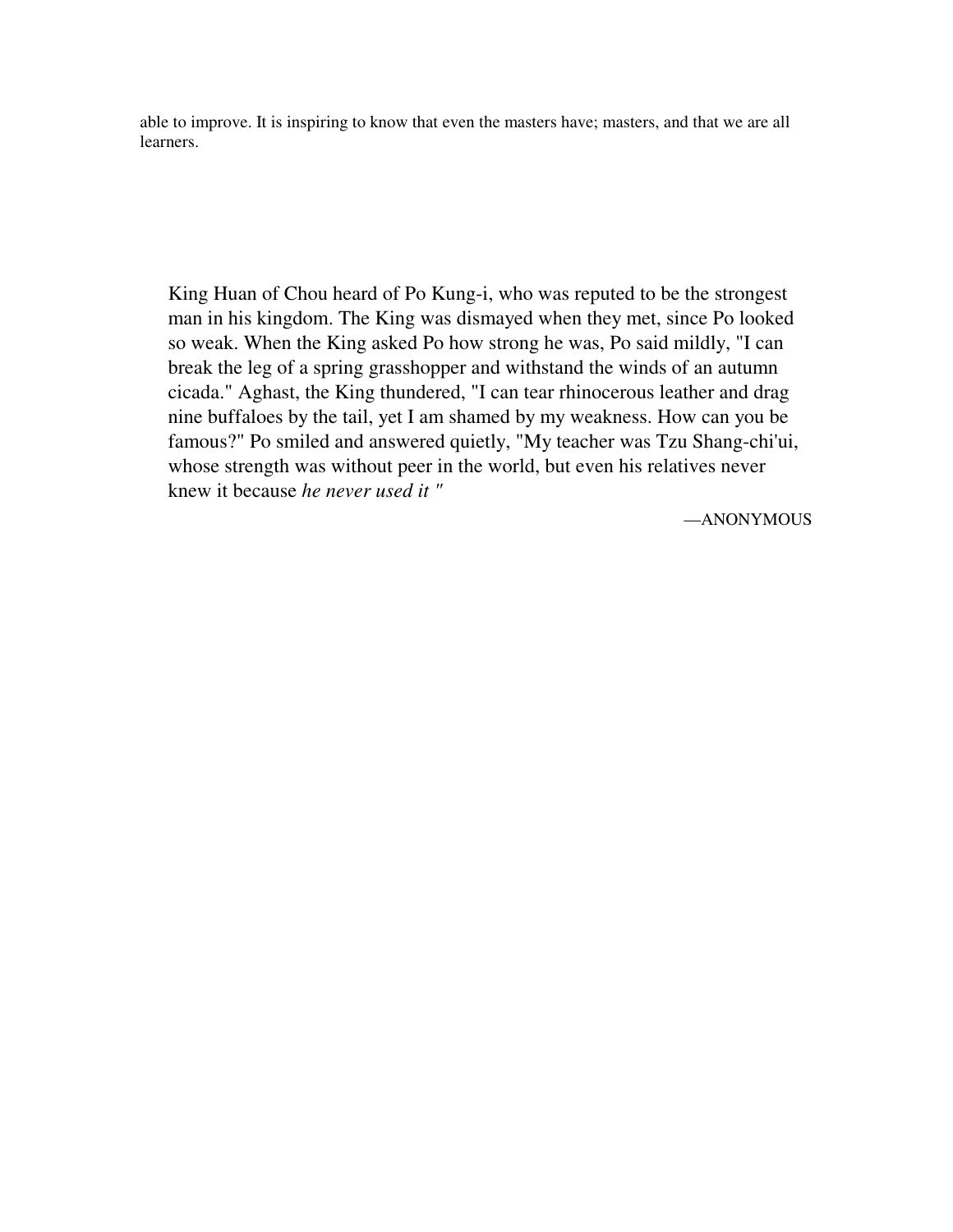able to improve. It is inspiring to know that even the masters have; masters, and that we are all learners.

> King Huan of Chou heard of Po Kung-i, who was reputed to be the strongest man in his kingdom. The King was dismayed when they met, since Po looked so weak. When the King asked Po how strong he was, Po said mildly, "I can break the leg of a spring grasshopper and withstand the winds of an autumn cicada." Aghast, the King thundered, "I can tear rhinocerous leather and drag nine buffaloes by the tail, yet I am shamed by my weakness. How can you be famous?" Po smiled and answered quietly, "My teacher was Tzu Shang-chi'ui, whose strength was without peer in the world, but even his relatives never knew it because *he never used it* "
>
> —ANONYMOUS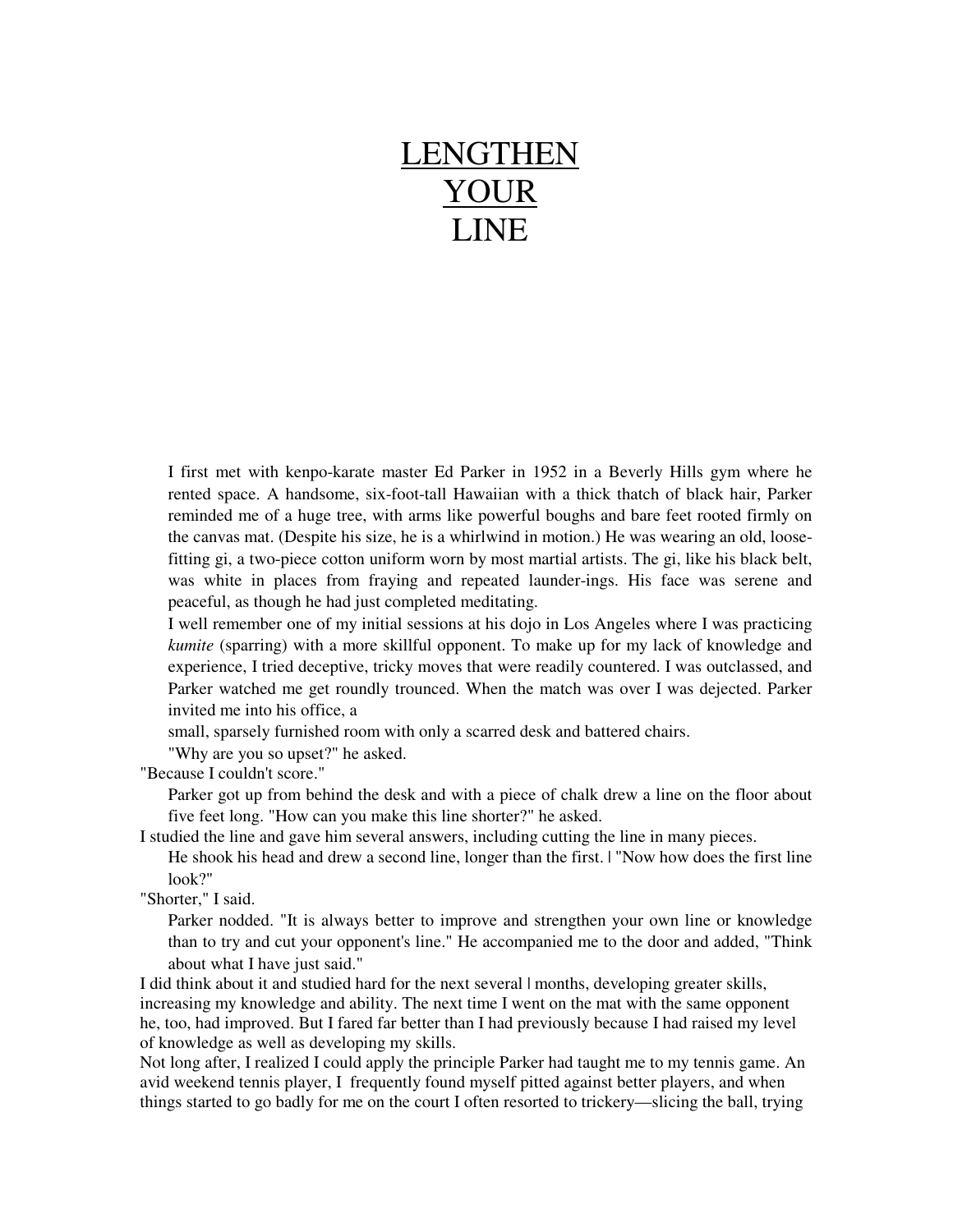# LENGTHEN YOUR LINE

I first met with kenpo-karate master Ed Parker in 1952 in a Beverly Hills gym where he rented space. A handsome, six-foot-tall Hawaiian with a thick thatch of black hair, Parker reminded me of a huge tree, with arms like powerful boughs and bare feet rooted firmly on the canvas mat. (Despite his size, he is a whirlwind in motion.) He was wearing an old, loose-fitting gi, a two-piece cotton uniform worn by most martial artists. The gi, like his black belt, was white in places from fraying and repeated launder-ings. His face was serene and peaceful, as though he had just completed meditating.

I well remember one of my initial sessions at his dojo in Los Angeles where I was practicing *kumite* (sparring) with a more skillful opponent. To make up for my lack of knowledge and experience, I tried deceptive, tricky moves that were readily countered. I was outclassed, and Parker watched me get roundly trounced. When the match was over I was dejected. Parker invited me into his office, a small, sparsely furnished room with only a scarred desk and battered chairs.

"Why are you so upset?" he asked.

"Because I couldn't score."

Parker got up from behind the desk and with a piece of chalk drew a line on the floor about five feet long. "How can you make this line shorter?" he asked.

I studied the line and gave him several answers, including cutting the line in many pieces.

He shook his head and drew a second line, longer than the first. | "Now how does the first line look?"

"Shorter," I said.

Parker nodded. "It is always better to improve and strengthen your own line or knowledge than to try and cut your opponent's line." He accompanied me to the door and added, "Think about what I have just said."

I did think about it and studied hard for the next several | months, developing greater skills, increasing my knowledge and ability. The next time I went on the mat with the same opponent he, too, had improved. But I fared far better than I had previously because I had raised my level of knowledge as well as developing my skills.

Not long after, I realized I could apply the principle Parker had taught me to my tennis game. An avid weekend tennis player, I frequently found myself pitted against better players, and when things started to go badly for me on the court I often resorted to trickery—slicing the ball, trying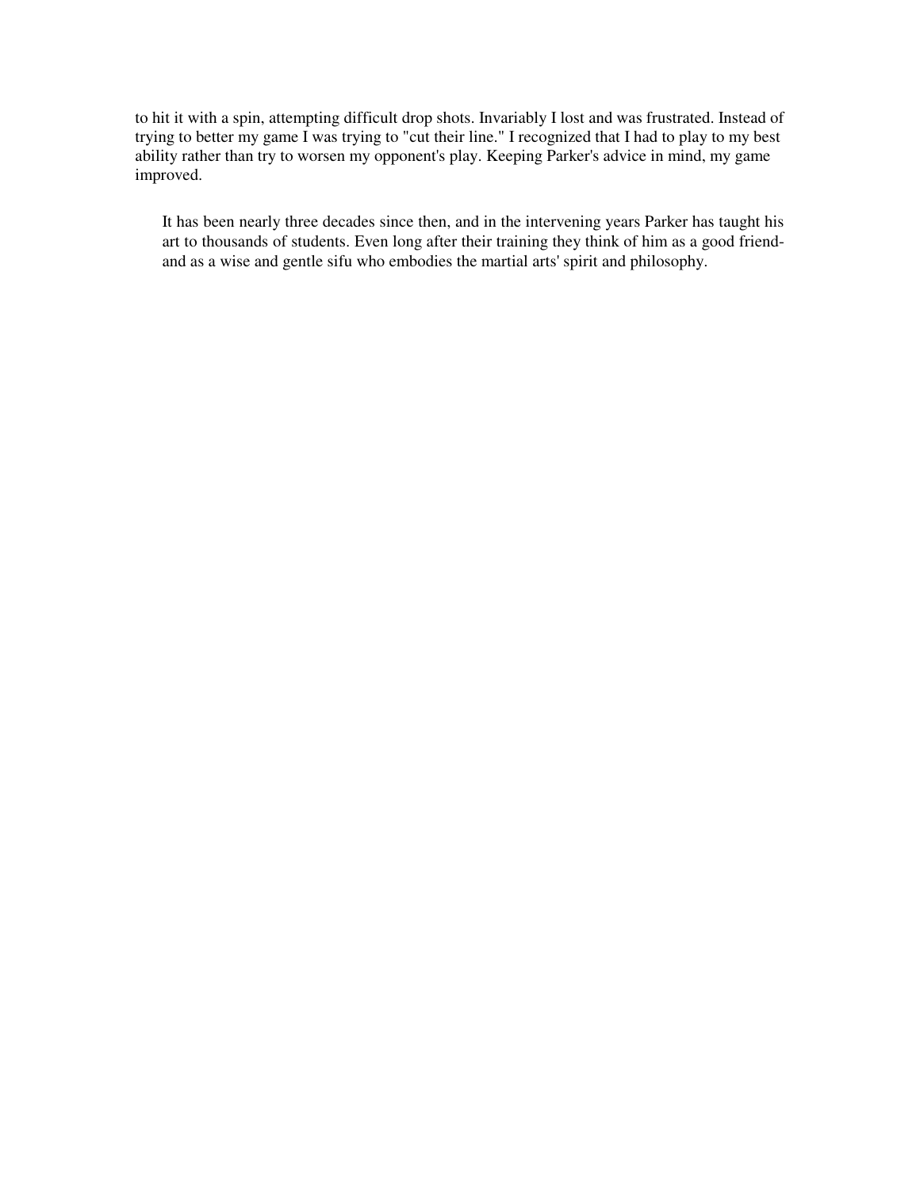to hit it with a spin, attempting difficult drop shots. Invariably I lost and was frustrated. Instead of trying to better my game I was trying to "cut their line." I recognized that I had to play to my best ability rather than try to worsen my opponent's play. Keeping Parker's advice in mind, my game improved.

It has been nearly three decades since then, and in the intervening years Parker has taught his art to thousands of students. Even long after their training they think of him as a good friend- and as a wise and gentle sifu who embodies the martial arts' spirit and philosophy.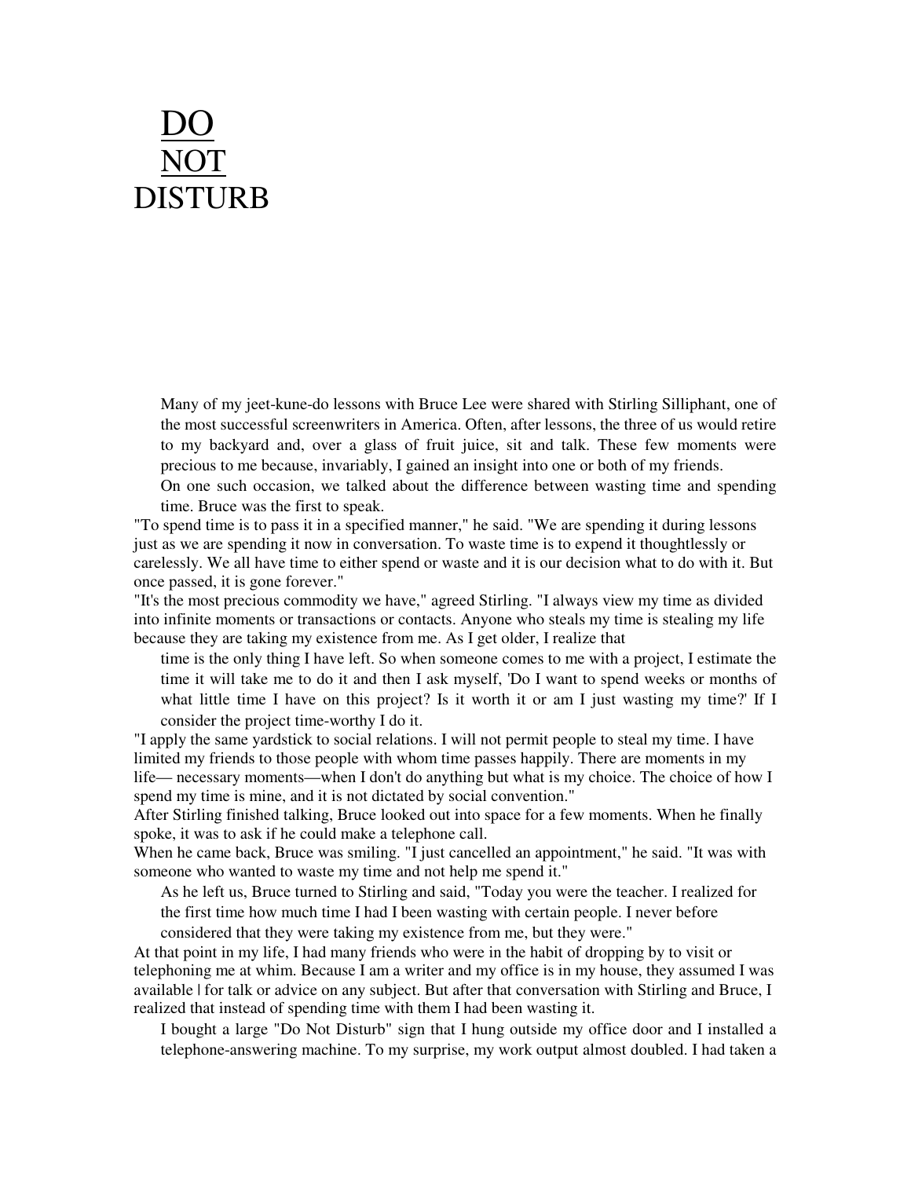# DO NOT DISTURB

Many of my jeet-kune-do lessons with Bruce Lee were shared with Stirling Silliphant, one of the most successful screenwriters in America. Often, after lessons, the three of us would retire to my backyard and, over a glass of fruit juice, sit and talk. These few moments were precious to me because, invariably, I gained an insight into one or both of my friends.

On one such occasion, we talked about the difference between wasting time and spending time. Bruce was the first to speak.

"To spend time is to pass it in a specified manner," he said. "We are spending it during lessons just as we are spending it now in conversation. To waste time is to expend it thoughtlessly or carelessly. We all have time to either spend or waste and it is our decision what to do with it. But once passed, it is gone forever."

"It's the most precious commodity we have," agreed Stirling. "I always view my time as divided into infinite moments or transactions or contacts. Anyone who steals my time is stealing my life because they are taking my existence from me. As I get older, I realize that time is the only thing I have left. So when someone comes to me with a project, I estimate the time it will take me to do it and then I ask myself, 'Do I want to spend weeks or months of what little time I have on this project? Is it worth it or am I just wasting my time?' If I consider the project time-worthy I do it.

"I apply the same yardstick to social relations. I will not permit people to steal my time. I have limited my friends to those people with whom time passes happily. There are moments in my life— necessary moments—when I don't do anything but what is my choice. The choice of how I spend my time is mine, and it is not dictated by social convention."

After Stirling finished talking, Bruce looked out into space for a few moments. When he finally spoke, it was to ask if he could make a telephone call.

When he came back, Bruce was smiling. "I just cancelled an appointment," he said. "It was with someone who wanted to waste my time and not help me spend it."

As he left us, Bruce turned to Stirling and said, "Today you were the teacher. I realized for the first time how much time I had I been wasting with certain people. I never before considered that they were taking my existence from me, but they were."

At that point in my life, I had many friends who were in the habit of dropping by to visit or telephoning me at whim. Because I am a writer and my office is in my house, they assumed I was available | for talk or advice on any subject. But after that conversation with Stirling and Bruce, I realized that instead of spending time with them I had been wasting it.

I bought a large "Do Not Disturb" sign that I hung outside my office door and I installed a telephone-answering machine. To my surprise, my work output almost doubled. I had taken a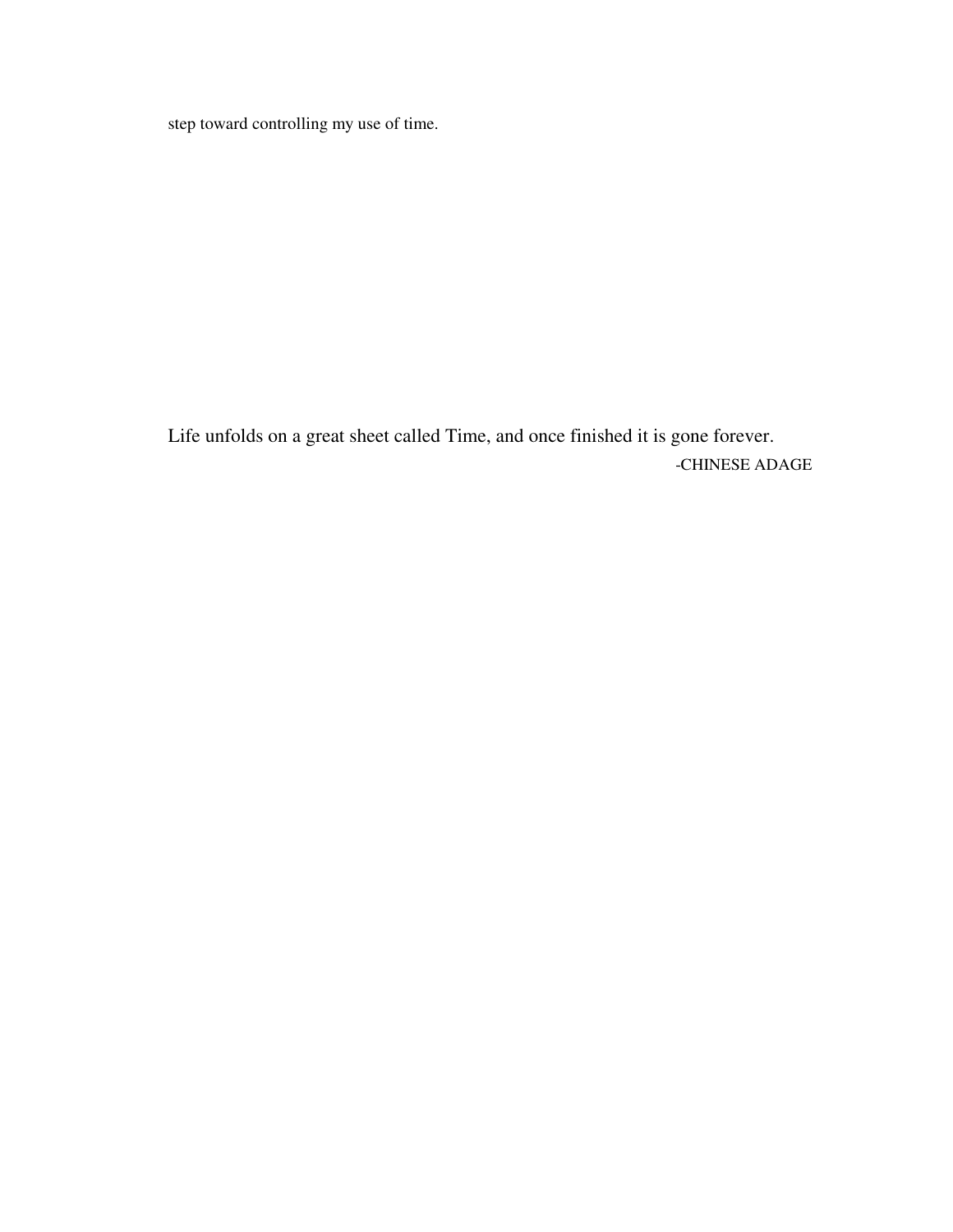step toward controlling my use of time.

Life unfolds on a great sheet called Time, and once finished it is gone forever.

-CHINESE ADAGE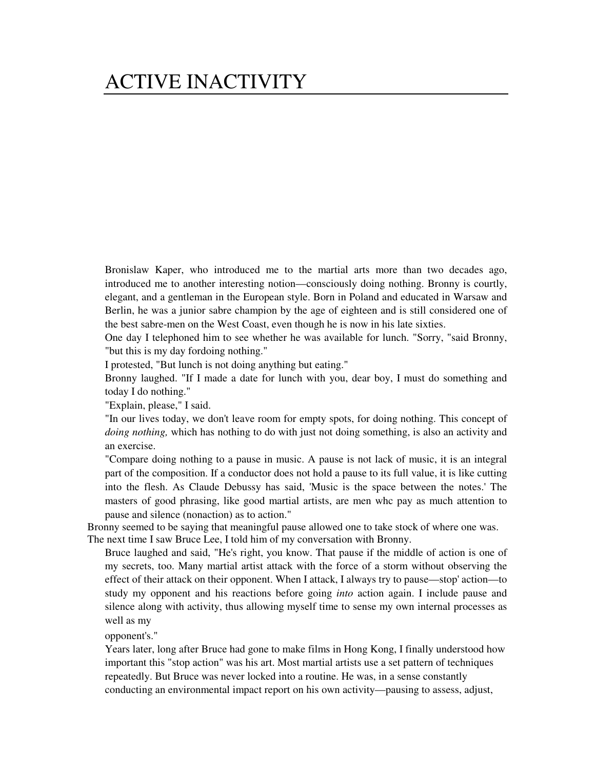# ACTIVE INACTIVITY

Bronislaw Kaper, who introduced me to the martial arts more than two decades ago, introduced me to another interesting notion—consciously doing nothing. Bronny is courtly, elegant, and a gentleman in the European style. Born in Poland and educated in Warsaw and Berlin, he was a junior sabre champion by the age of eighteen and is still considered one of the best sabre-men on the West Coast, even though he is now in his late sixties.

One day I telephoned him to see whether he was available for lunch. "Sorry, "said Bronny, "but this is my day fordoing nothing."

I protested, "But lunch is not doing anything but eating."

Bronny laughed. "If I made a date for lunch with you, dear boy, I must do something and today I do nothing."

"Explain, please," I said.

"In our lives today, we don't leave room for empty spots, for doing nothing. This concept of *doing nothing,* which has nothing to do with just not doing something, is also an activity and an exercise.

"Compare doing nothing to a pause in music. A pause is not lack of music, it is an integral part of the composition. If a conductor does not hold a pause to its full value, it is like cutting into the flesh. As Claude Debussy has said, 'Music is the space between the notes.' The masters of good phrasing, like good martial artists, are men whc pay as much attention to pause and silence (nonaction) as to action."

Bronny seemed to be saying that meaningful pause allowed one to take stock of where one was.

The next time I saw Bruce Lee, I told him of my conversation with Bronny.

Bruce laughed and said, "He's right, you know. That pause if the middle of action is one of my secrets, too. Many martial artist attack with the force of a storm without observing the effect of their attack on their opponent. When I attack, I always try to pause—stop' action—to study my opponent and his reactions before going *into* action again. I include pause and silence along with activity, thus allowing myself time to sense my own internal processes as well as my opponent's."

Years later, long after Bruce had gone to make films in Hong Kong, I finally understood how important this "stop action" was his art. Most martial artists use a set pattern of techniques repeatedly. But Bruce was never locked into a routine. He was, in a sense constantly conducting an environmental impact report on his own activity—pausing to assess, adjust,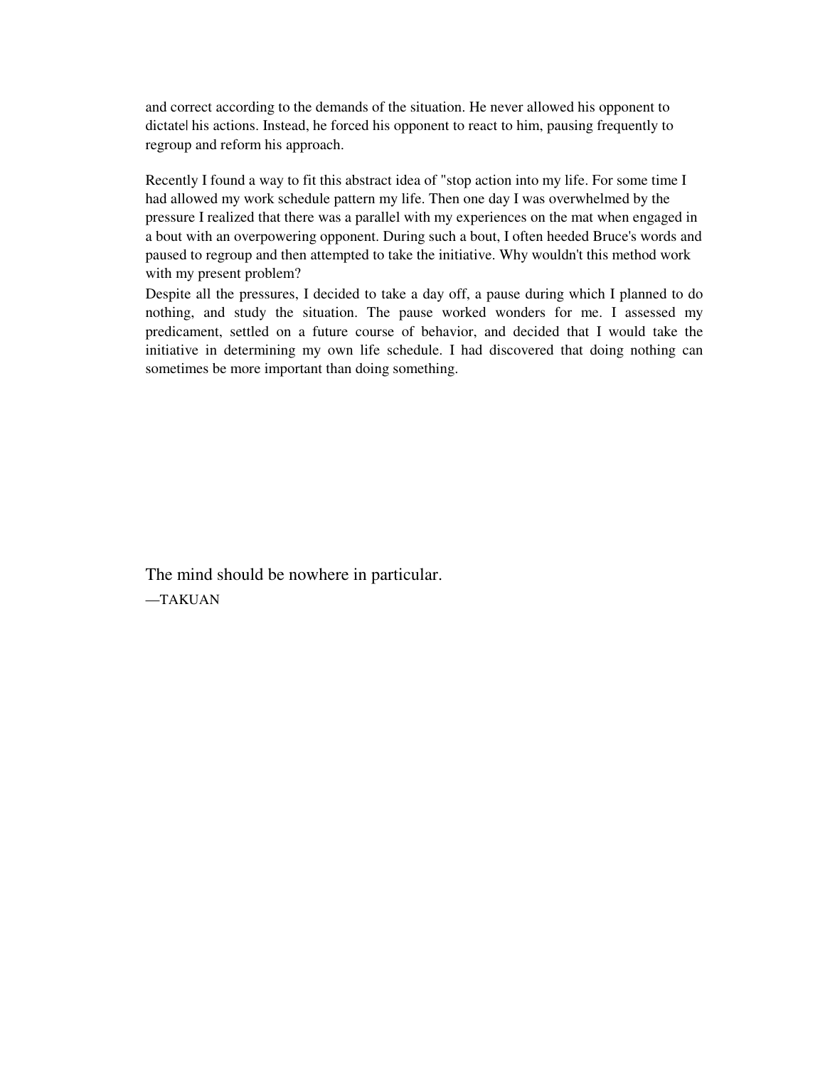and correct according to the demands of the situation. He never allowed his opponent to dictatel his actions. Instead, he forced his opponent to react to him, pausing frequently to regroup and reform his approach.

Recently I found a way to fit this abstract idea of "stop action into my life. For some time I had allowed my work schedule pattern my life. Then one day I was overwhelmed by the pressure I realized that there was a parallel with my experiences on the mat when engaged in a bout with an overpowering opponent. During such a bout, I often heeded Bruce's words and paused to regroup and then attempted to take the initiative. Why wouldn't this method work with my present problem?

Despite all the pressures, I decided to take a day off, a pause during which I planned to do nothing, and study the situation. The pause worked wonders for me. I assessed my predicament, settled on a future course of behavior, and decided that I would take the initiative in determining my own life schedule. I had discovered that doing nothing can sometimes be more important than doing something.

The mind should be nowhere in particular.

—TAKUAN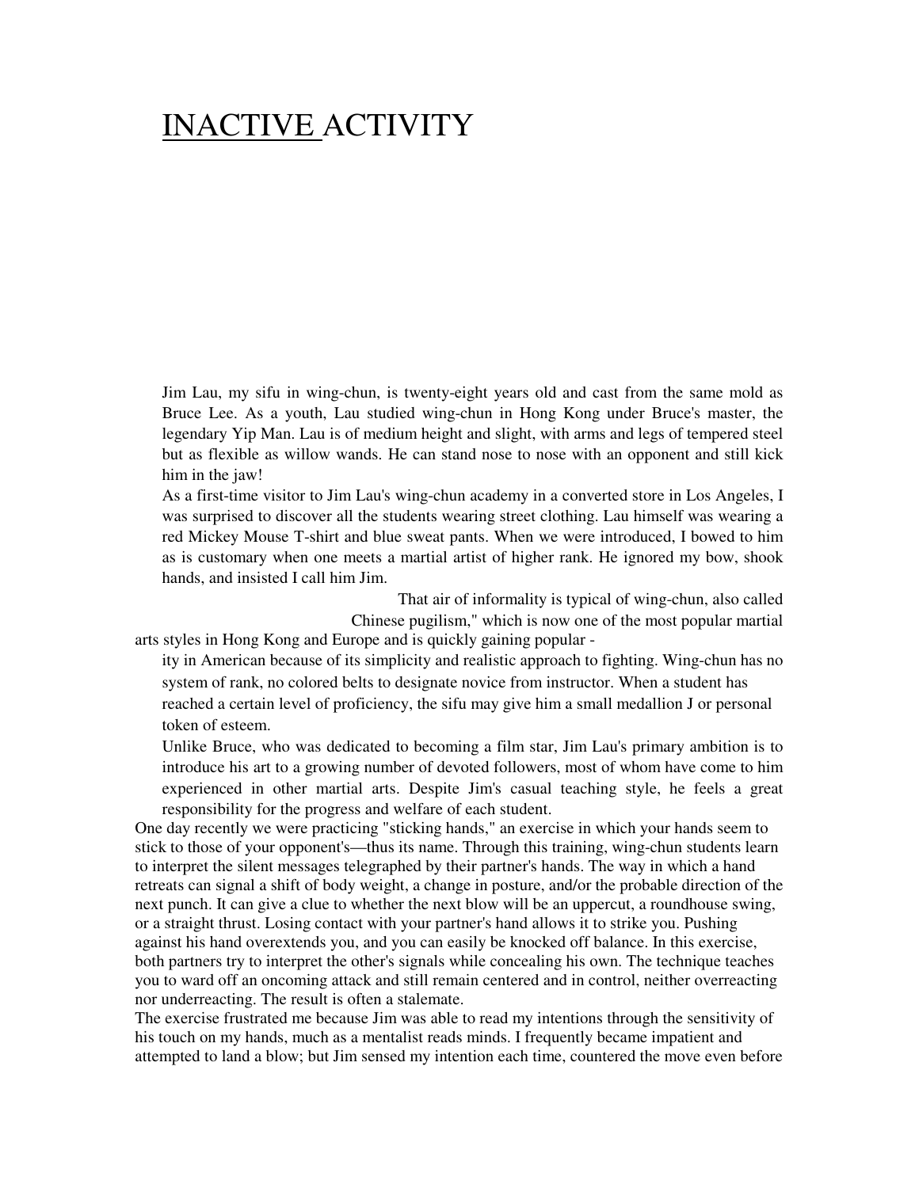# INACTIVE ACTIVITY

Jim Lau, my sifu in wing-chun, is twenty-eight years old and cast from the same mold as Bruce Lee. As a youth, Lau studied wing-chun in Hong Kong under Bruce's master, the legendary Yip Man. Lau is of medium height and slight, with arms and legs of tempered steel but as flexible as willow wands. He can stand nose to nose with an opponent and still kick him in the jaw!

As a first-time visitor to Jim Lau's wing-chun academy in a converted store in Los Angeles, I was surprised to discover all the students wearing street clothing. Lau himself was wearing a red Mickey Mouse T-shirt and blue sweat pants. When we were introduced, I bowed to him as is customary when one meets a martial artist of higher rank. He ignored my bow, shook hands, and insisted I call him Jim.

That air of informality is typical of wing-chun, also called Chinese pugilism," which is now one of the most popular martial arts styles in Hong Kong and Europe and is quickly gaining popular - ity in American because of its simplicity and realistic approach to fighting. Wing-chun has no system of rank, no colored belts to designate novice from instructor. When a student has reached a certain level of proficiency, the sifu may give him a small medallion J or personal token of esteem.

Unlike Bruce, who was dedicated to becoming a film star, Jim Lau's primary ambition is to introduce his art to a growing number of devoted followers, most of whom have come to him experienced in other martial arts. Despite Jim's casual teaching style, he feels a great responsibility for the progress and welfare of each student.

One day recently we were practicing "sticking hands," an exercise in which your hands seem to stick to those of your opponent's—thus its name. Through this training, wing-chun students learn to interpret the silent messages telegraphed by their partner's hands. The way in which a hand retreats can signal a shift of body weight, a change in posture, and/or the probable direction of the next punch. It can give a clue to whether the next blow will be an uppercut, a roundhouse swing, or a straight thrust. Losing contact with your partner's hand allows it to strike you. Pushing against his hand overextends you, and you can easily be knocked off balance. In this exercise, both partners try to interpret the other's signals while concealing his own. The technique teaches you to ward off an oncoming attack and still remain centered and in control, neither overreacting nor underreacting. The result is often a stalemate.

The exercise frustrated me because Jim was able to read my intentions through the sensitivity of his touch on my hands, much as a mentalist reads minds. I frequently became impatient and attempted to land a blow; but Jim sensed my intention each time, countered the move even before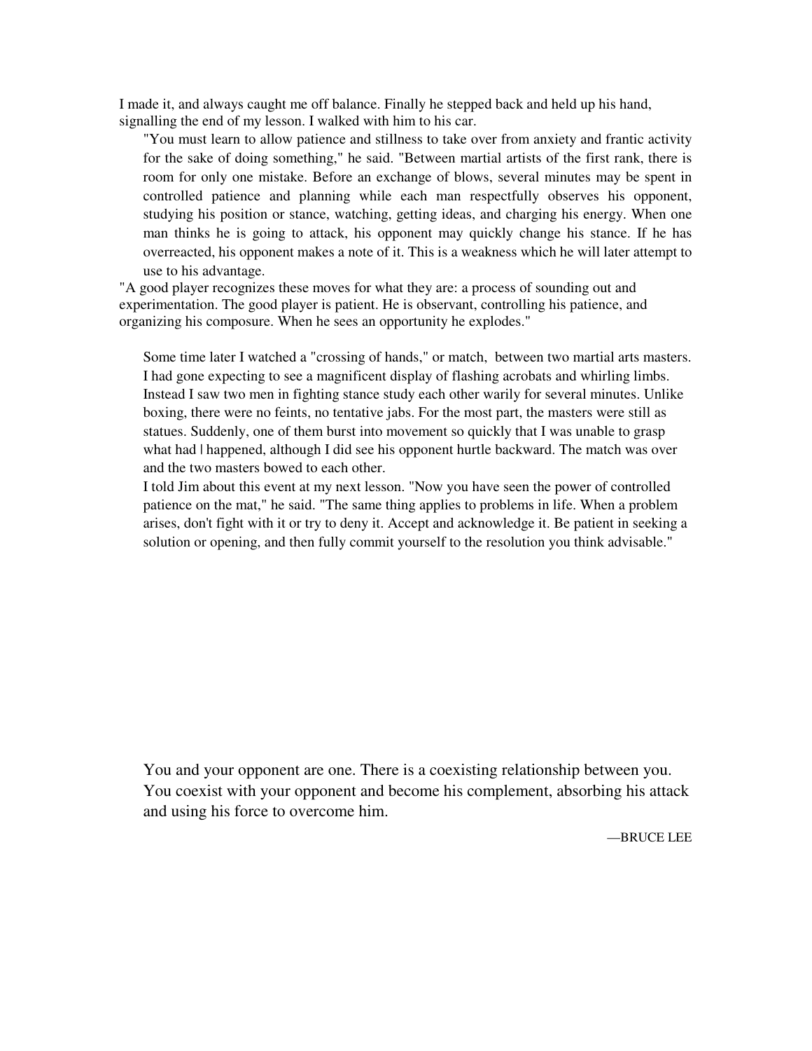I made it, and always caught me off balance. Finally he stepped back and held up his hand, signalling the end of my lesson. I walked with him to his car.

"You must learn to allow patience and stillness to take over from anxiety and frantic activity for the sake of doing something," he said. "Between martial artists of the first rank, there is room for only one mistake. Before an exchange of blows, several minutes may be spent in controlled patience and planning while each man respectfully observes his opponent, studying his position or stance, watching, getting ideas, and charging his energy. When one man thinks he is going to attack, his opponent may quickly change his stance. If he has overreacted, his opponent makes a note of it. This is a weakness which he will later attempt to use to his advantage.

"A good player recognizes these moves for what they are: a process of sounding out and experimentation. The good player is patient. He is observant, controlling his patience, and organizing his composure. When he sees an opportunity he explodes."

Some time later I watched a "crossing of hands," or match, between two martial arts masters. I had gone expecting to see a magnificent display of flashing acrobats and whirling limbs. Instead I saw two men in fighting stance study each other warily for several minutes. Unlike boxing, there were no feints, no tentative jabs. For the most part, the masters were still as statues. Suddenly, one of them burst into movement so quickly that I was unable to grasp what had happened, although I did see his opponent hurtle backward. The match was over and the two masters bowed to each other.

I told Jim about this event at my next lesson. "Now you have seen the power of controlled patience on the mat," he said. "The same thing applies to problems in life. When a problem arises, don't fight with it or try to deny it. Accept and acknowledge it. Be patient in seeking a solution or opening, and then fully commit yourself to the resolution you think advisable."

> You and your opponent are one. There is a coexisting relationship between you. You coexist with your opponent and become his complement, absorbing his attack and using his force to overcome him.
>
> —BRUCE LEE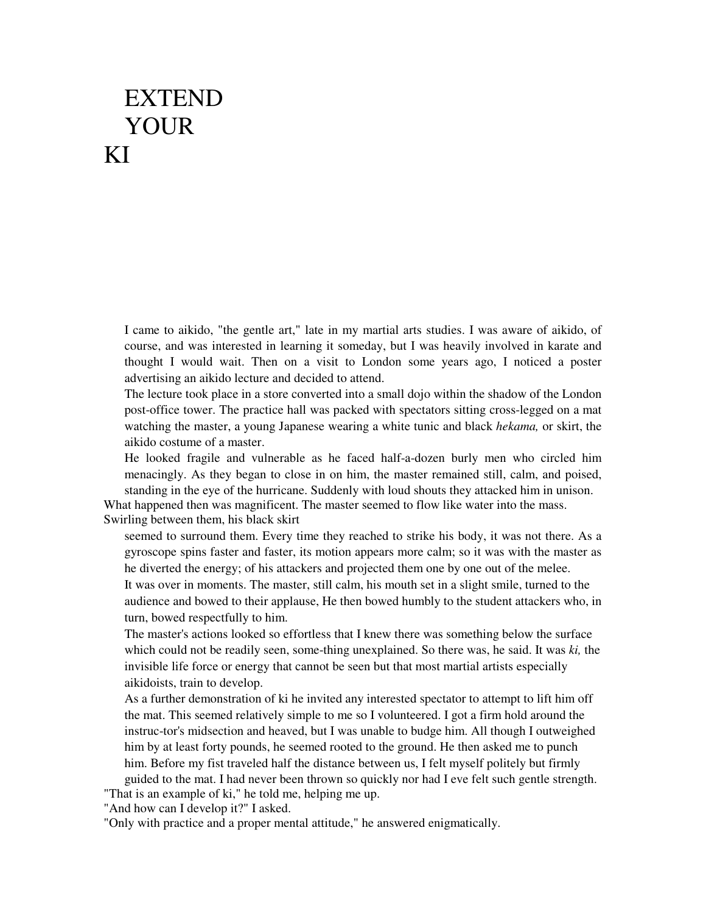# EXTEND YOUR KI

I came to aikido, "the gentle art," late in my martial arts studies. I was aware of aikido, of course, and was interested in learning it someday, but I was heavily involved in karate and thought I would wait. Then on a visit to London some years ago, I noticed a poster advertising an aikido lecture and decided to attend.

The lecture took place in a store converted into a small dojo within the shadow of the London post-office tower. The practice hall was packed with spectators sitting cross-legged on a mat watching the master, a young Japanese wearing a white tunic and black *hekama,* or skirt, the aikido costume of a master.

He looked fragile and vulnerable as he faced half-a-dozen burly men who circled him menacingly. As they began to close in on him, the master remained still, calm, and poised, standing in the eye of the hurricane. Suddenly with loud shouts they attacked him in unison. What happened then was magnificent. The master seemed to flow like water into the mass. Swirling between them, his black skirt seemed to surround them. Every time they reached to strike his body, it was not there. As a gyroscope spins faster and faster, its motion appears more calm; so it was with the master as he diverted the energy; of his attackers and projected them one by one out of the melee.

It was over in moments. The master, still calm, his mouth set in a slight smile, turned to the audience and bowed to their applause, He then bowed humbly to the student attackers who, in turn, bowed respectfully to him.

The master's actions looked so effortless that I knew there was something below the surface which could not be readily seen, some-thing unexplained. So there was, he said. It was *ki,* the invisible life force or energy that cannot be seen but that most martial artists especially aikidoists, train to develop.

As a further demonstration of ki he invited any interested spectator to attempt to lift him off the mat. This seemed relatively simple to me so I volunteered. I got a firm hold around the instruc-tor's midsection and heaved, but I was unable to budge him. All though I outweighed him by at least forty pounds, he seemed rooted to the ground. He then asked me to punch him. Before my fist traveled half the distance between us, I felt myself politely but firmly guided to the mat. I had never been thrown so quickly nor had I eve felt such gentle strength.

"That is an example of ki," he told me, helping me up.

"And how can I develop it?" I asked.

"Only with practice and a proper mental attitude," he answered enigmatically.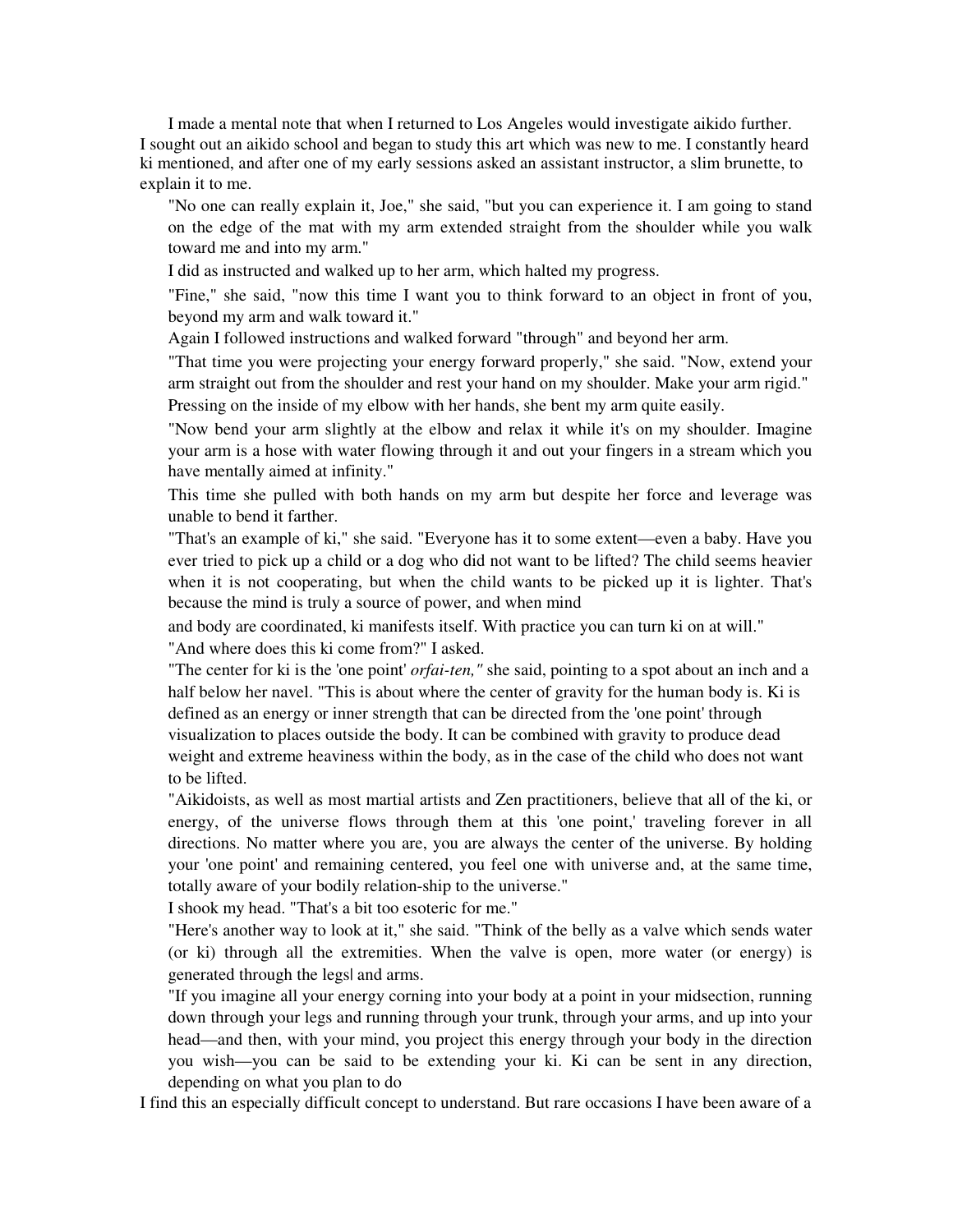I made a mental note that when I returned to Los Angeles would investigate aikido further. I sought out an aikido school and began to study this art which was new to me. I constantly heard ki mentioned, and after one of my early sessions asked an assistant instructor, a slim brunette, to explain it to me.

"No one can really explain it, Joe," she said, "but you can experience it. I am going to stand on the edge of the mat with my arm extended straight from the shoulder while you walk toward me and into my arm."

I did as instructed and walked up to her arm, which halted my progress.

"Fine," she said, "now this time I want you to think forward to an object in front of you, beyond my arm and walk toward it."

Again I followed instructions and walked forward "through" and beyond her arm.

"That time you were projecting your energy forward properly," she said. "Now, extend your arm straight out from the shoulder and rest your hand on my shoulder. Make your arm rigid."

Pressing on the inside of my elbow with her hands, she bent my arm quite easily.

"Now bend your arm slightly at the elbow and relax it while it's on my shoulder. Imagine your arm is a hose with water flowing through it and out your fingers in a stream which you have mentally aimed at infinity."

This time she pulled with both hands on my arm but despite her force and leverage was unable to bend it farther.

"That's an example of ki," she said. "Everyone has it to some extent—even a baby. Have you ever tried to pick up a child or a dog who did not want to be lifted? The child seems heavier when it is not cooperating, but when the child wants to be picked up it is lighter. That's because the mind is truly a source of power, and when mind and body are coordinated, ki manifests itself. With practice you can turn ki on at will."

"And where does this ki come from?" I asked.

"The center for ki is the 'one point' *orfai-ten,"* she said, pointing to a spot about an inch and a half below her navel. "This is about where the center of gravity for the human body is. Ki is defined as an energy or inner strength that can be directed from the 'one point' through visualization to places outside the body. It can be combined with gravity to produce dead weight and extreme heaviness within the body, as in the case of the child who does not want to be lifted.

"Aikidoists, as well as most martial artists and Zen practitioners, believe that all of the ki, or energy, of the universe flows through them at this 'one point,' traveling forever in all directions. No matter where you are, you are always the center of the universe. By holding your 'one point' and remaining centered, you feel one with universe and, at the same time, totally aware of your bodily relation-ship to the universe."

I shook my head. "That's a bit too esoteric for me."

"Here's another way to look at it," she said. "Think of the belly as a valve which sends water (or ki) through all the extremities. When the valve is open, more water (or energy) is generated through the legs| and arms.

"If you imagine all your energy corning into your body at a point in your midsection, running down through your legs and running through your trunk, through your arms, and up into your head—and then, with your mind, you project this energy through your body in the direction you wish—you can be said to be extending your ki. Ki can be sent in any direction, depending on what you plan to do

I find this an especially difficult concept to understand. But rare occasions I have been aware of a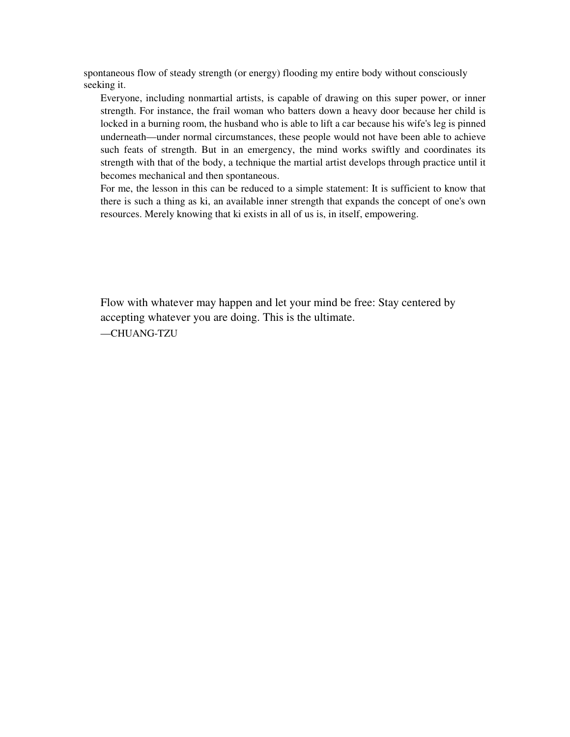spontaneous flow of steady strength (or energy) flooding my entire body without consciously seeking it.

Everyone, including nonmartial artists, is capable of drawing on this super power, or inner strength. For instance, the frail woman who batters down a heavy door because her child is locked in a burning room, the husband who is able to lift a car because his wife's leg is pinned underneath—under normal circumstances, these people would not have been able to achieve such feats of strength. But in an emergency, the mind works swiftly and coordinates its strength with that of the body, a technique the martial artist develops through practice until it becomes mechanical and then spontaneous.

For me, the lesson in this can be reduced to a simple statement: It is sufficient to know that there is such a thing as ki, an available inner strength that expands the concept of one's own resources. Merely knowing that ki exists in all of us is, in itself, empowering.

> Flow with whatever may happen and let your mind be free: Stay centered by accepting whatever you are doing. This is the ultimate.
>
> —CHUANG-TZU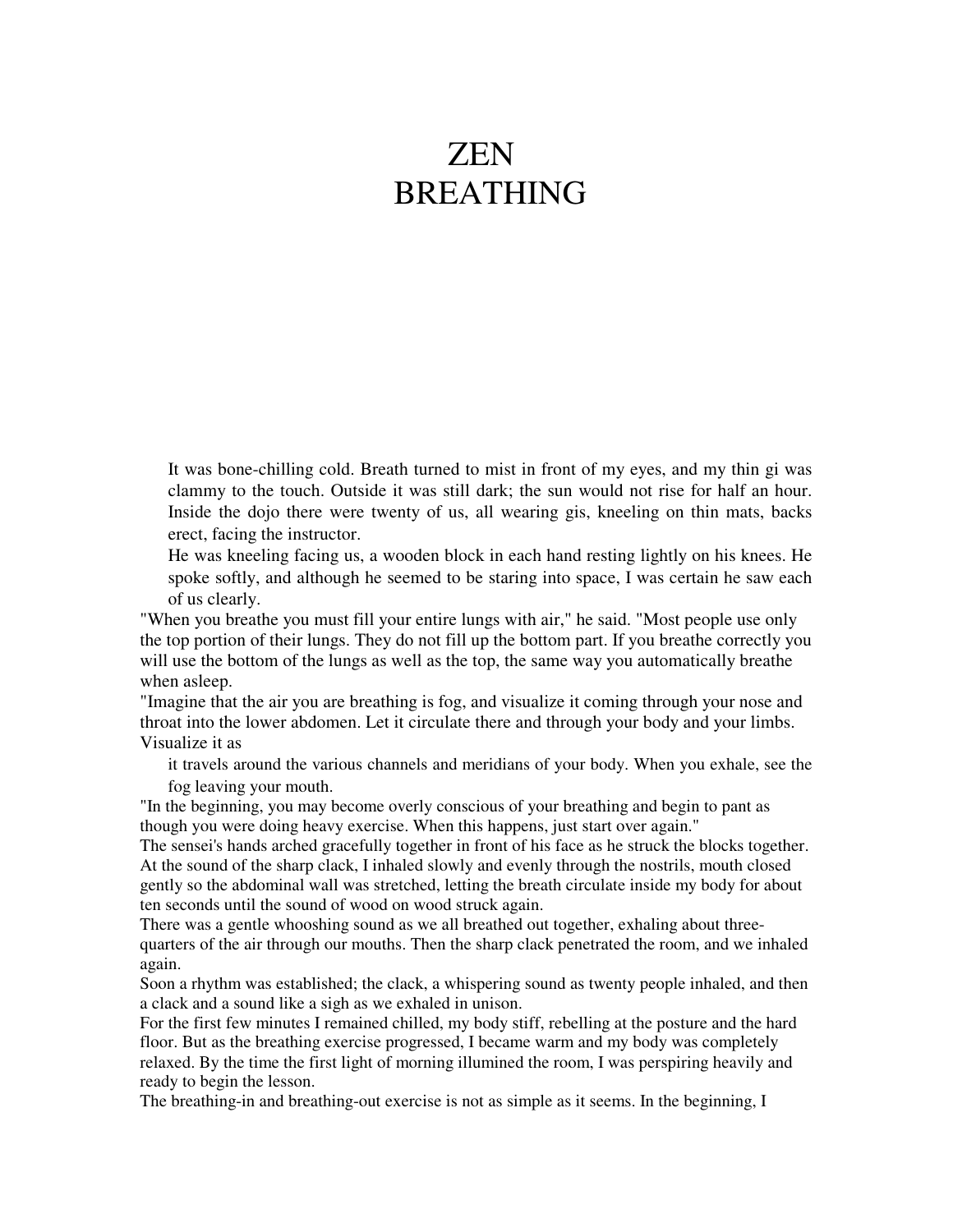# ZEN BREATHING

It was bone-chilling cold. Breath turned to mist in front of my eyes, and my thin gi was clammy to the touch. Outside it was still dark; the sun would not rise for half an hour. Inside the dojo there were twenty of us, all wearing gis, kneeling on thin mats, backs erect, facing the instructor.

He was kneeling facing us, a wooden block in each hand resting lightly on his knees. He spoke softly, and although he seemed to be staring into space, I was certain he saw each of us clearly.

"When you breathe you must fill your entire lungs with air," he said. "Most people use only the top portion of their lungs. They do not fill up the bottom part. If you breathe correctly you will use the bottom of the lungs as well as the top, the same way you automatically breathe when asleep.

"Imagine that the air you are breathing is fog, and visualize it coming through your nose and throat into the lower abdomen. Let it circulate there and through your body and your limbs. Visualize it as it travels around the various channels and meridians of your body. When you exhale, see the fog leaving your mouth.

"In the beginning, you may become overly conscious of your breathing and begin to pant as though you were doing heavy exercise. When this happens, just start over again."

The sensei's hands arched gracefully together in front of his face as he struck the blocks together. At the sound of the sharp clack, I inhaled slowly and evenly through the nostrils, mouth closed gently so the abdominal wall was stretched, letting the breath circulate inside my body for about ten seconds until the sound of wood on wood struck again.

There was a gentle whooshing sound as we all breathed out together, exhaling about three-quarters of the air through our mouths. Then the sharp clack penetrated the room, and we inhaled again.

Soon a rhythm was established; the clack, a whispering sound as twenty people inhaled, and then a clack and a sound like a sigh as we exhaled in unison.

For the first few minutes I remained chilled, my body stiff, rebelling at the posture and the hard floor. But as the breathing exercise progressed, I became warm and my body was completely relaxed. By the time the first light of morning illumined the room, I was perspiring heavily and ready to begin the lesson.

The breathing-in and breathing-out exercise is not as simple as it seems. In the beginning, I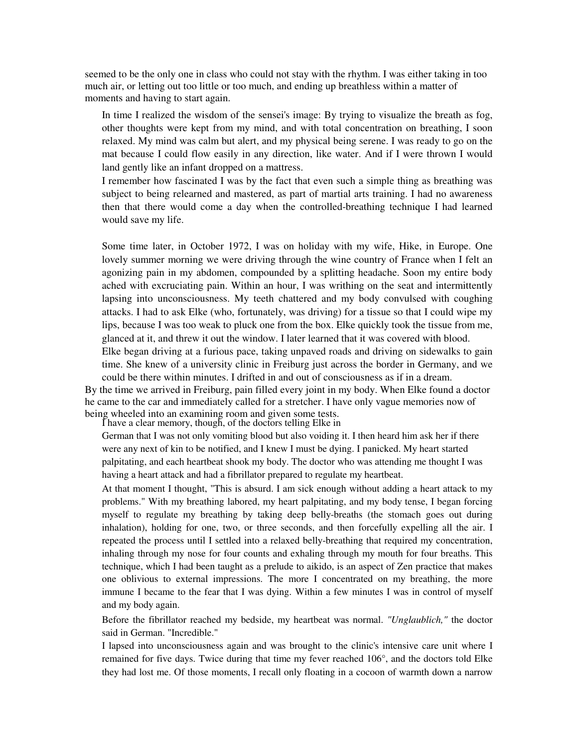seemed to be the only one in class who could not stay with the rhythm. I was either taking in too much air, or letting out too little or too much, and ending up breathless within a matter of moments and having to start again.

In time I realized the wisdom of the sensei's image: By trying to visualize the breath as fog, other thoughts were kept from my mind, and with total concentration on breathing, I soon relaxed. My mind was calm but alert, and my physical being serene. I was ready to go on the mat because I could flow easily in any direction, like water. And if I were thrown I would land gently like an infant dropped on a mattress.

I remember how fascinated I was by the fact that even such a simple thing as breathing was subject to being relearned and mastered, as part of martial arts training. I had no awareness then that there would come a day when the controlled-breathing technique I had learned would save my life.

Some time later, in October 1972, I was on holiday with my wife, Hike, in Europe. One lovely summer morning we were driving through the wine country of France when I felt an agonizing pain in my abdomen, compounded by a splitting headache. Soon my entire body ached with excruciating pain. Within an hour, I was writhing on the seat and intermittently lapsing into unconsciousness. My teeth chattered and my body convulsed with coughing attacks. I had to ask Elke (who, fortunately, was driving) for a tissue so that I could wipe my lips, because I was too weak to pluck one from the box. Elke quickly took the tissue from me, glanced at it, and threw it out the window. I later learned that it was covered with blood.

Elke began driving at a furious pace, taking unpaved roads and driving on sidewalks to gain time. She knew of a university clinic in Freiburg just across the border in Germany, and we could be there within minutes. I drifted in and out of consciousness as if in a dream.

By the time we arrived in Freiburg, pain filled every joint in my body. When Elke found a doctor he came to the car and immediately called for a stretcher. I have only vague memories now of being wheeled into an examining room and given some tests.

I have a clear memory, though, of the doctors telling Elke in German that I was not only vomiting blood but also voiding it. I then heard him ask her if there were any next of kin to be notified, and I knew I must be dying. I panicked. My heart started palpitating, and each heartbeat shook my body. The doctor who was attending me thought I was having a heart attack and had a fibrillator prepared to regulate my heartbeat.

At that moment I thought, "This is absurd. I am sick enough without adding a heart attack to my problems." With my breathing labored, my heart palpitating, and my body tense, I began forcing myself to regulate my breathing by taking deep belly-breaths (the stomach goes out during inhalation), holding for one, two, or three seconds, and then forcefully expelling all the air. I repeated the process until I settled into a relaxed belly-breathing that required my concentration, inhaling through my nose for four counts and exhaling through my mouth for four breaths. This technique, which I had been taught as a prelude to aikido, is an aspect of Zen practice that makes one oblivious to external impressions. The more I concentrated on my breathing, the more immune I became to the fear that I was dying. Within a few minutes I was in control of myself and my body again.

Before the fibrillator reached my bedside, my heartbeat was normal. *"Unglaublich,"* the doctor said in German. "Incredible."

I lapsed into unconsciousness again and was brought to the clinic's intensive care unit where I remained for five days. Twice during that time my fever reached 106°, and the doctors told Elke they had lost me. Of those moments, I recall only floating in a cocoon of warmth down a narrow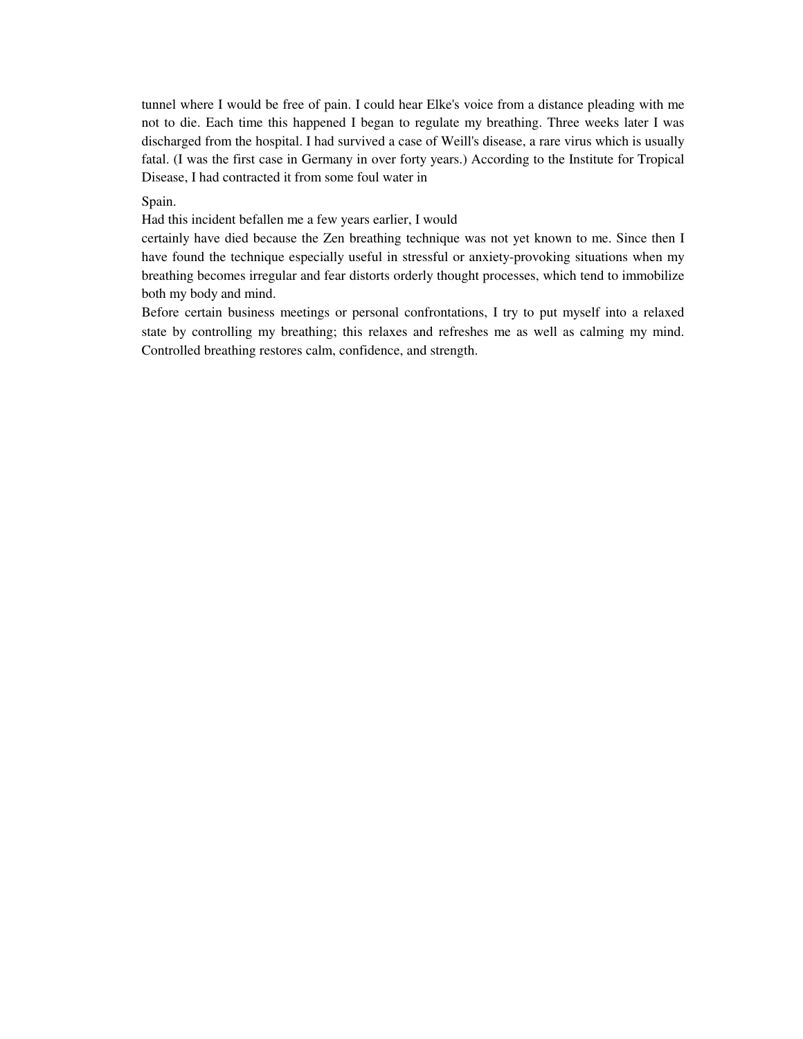tunnel where I would be free of pain. I could hear Elke's voice from a distance pleading with me not to die. Each time this happened I began to regulate my breathing. Three weeks later I was discharged from the hospital. I had survived a case of Weill's disease, a rare virus which is usually fatal. (I was the first case in Germany in over forty years.) According to the Institute for Tropical Disease, I had contracted it from some foul water in Spain.

Had this incident befallen me a few years earlier, I would certainly have died because the Zen breathing technique was not yet known to me. Since then I have found the technique especially useful in stressful or anxiety-provoking situations when my breathing becomes irregular and fear distorts orderly thought processes, which tend to immobilize both my body and mind.

Before certain business meetings or personal confrontations, I try to put myself into a relaxed state by controlling my breathing; this relaxes and refreshes me as well as calming my mind. Controlled breathing restores calm, confidence, and strength.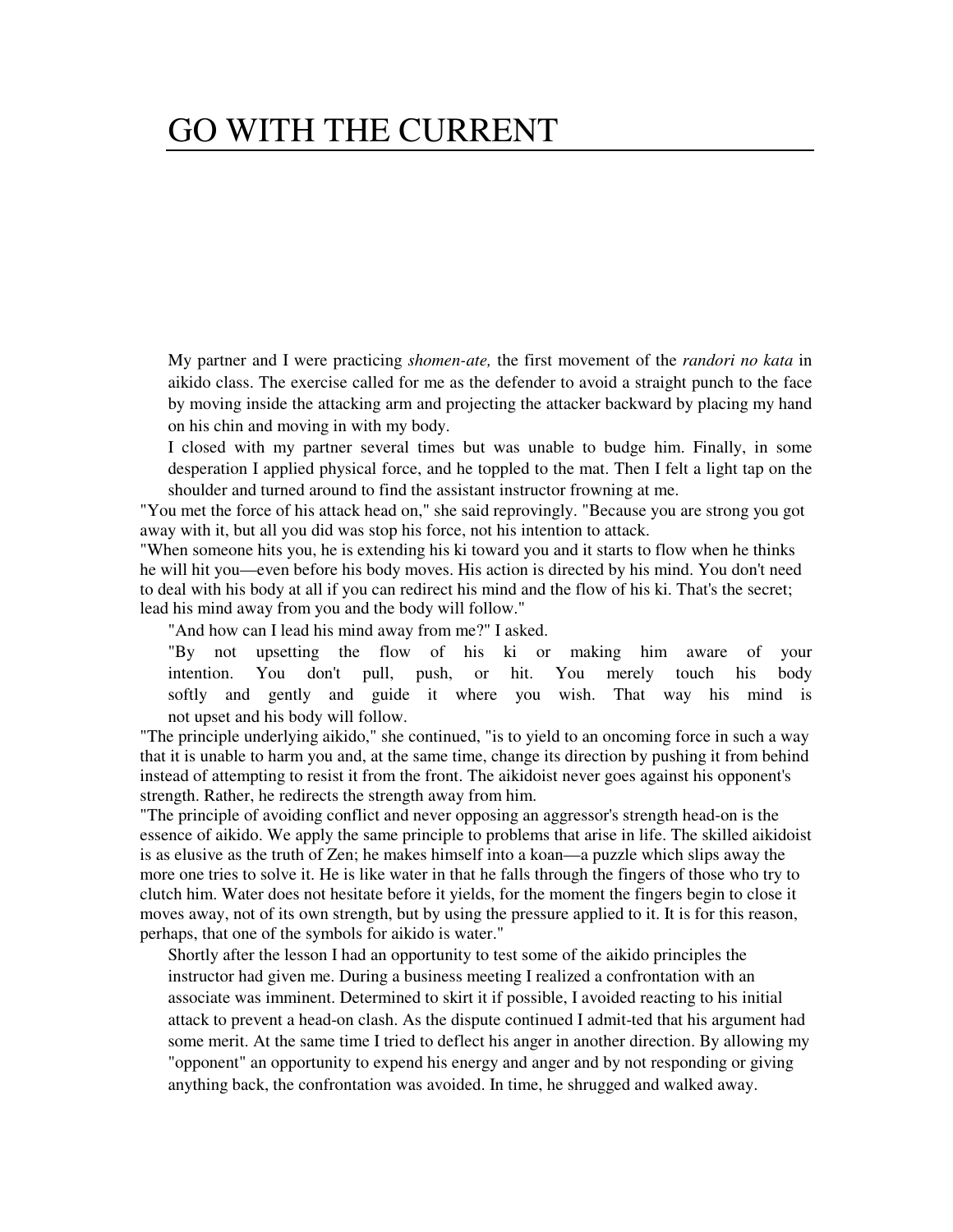# GO WITH THE CURRENT

My partner and I were practicing *shomen-ate,* the first movement of the *randori no kata* in aikido class. The exercise called for me as the defender to avoid a straight punch to the face by moving inside the attacking arm and projecting the attacker backward by placing my hand on his chin and moving in with my body.

I closed with my partner several times but was unable to budge him. Finally, in some desperation I applied physical force, and he toppled to the mat. Then I felt a light tap on the shoulder and turned around to find the assistant instructor frowning at me.

"You met the force of his attack head on," she said reprovingly. "Because you are strong you got away with it, but all you did was stop his force, not his intention to attack.

"When someone hits you, he is extending his ki toward you and it starts to flow when he thinks he will hit you—even before his body moves. His action is directed by his mind. You don't need to deal with his body at all if you can redirect his mind and the flow of his ki. That's the secret; lead his mind away from you and the body will follow."

"And how can I lead his mind away from me?" I asked.

"By not upsetting the flow of his ki or making him aware of your intention. You don't pull, push, or hit. You merely touch his body softly and gently and guide it where you wish. That way his mind is not upset and his body will follow.

"The principle underlying aikido," she continued, "is to yield to an oncoming force in such a way that it is unable to harm you and, at the same time, change its direction by pushing it from behind instead of attempting to resist it from the front. The aikidoist never goes against his opponent's strength. Rather, he redirects the strength away from him.

"The principle of avoiding conflict and never opposing an aggressor's strength head-on is the essence of aikido. We apply the same principle to problems that arise in life. The skilled aikidoist is as elusive as the truth of Zen; he makes himself into a koan—a puzzle which slips away the more one tries to solve it. He is like water in that he falls through the fingers of those who try to clutch him. Water does not hesitate before it yields, for the moment the fingers begin to close it moves away, not of its own strength, but by using the pressure applied to it. It is for this reason, perhaps, that one of the symbols for aikido is water."

Shortly after the lesson I had an opportunity to test some of the aikido principles the instructor had given me. During a business meeting I realized a confrontation with an associate was imminent. Determined to skirt it if possible, I avoided reacting to his initial attack to prevent a head-on clash. As the dispute continued I admit-ted that his argument had some merit. At the same time I tried to deflect his anger in another direction. By allowing my "opponent" an opportunity to expend his energy and anger and by not responding or giving anything back, the confrontation was avoided. In time, he shrugged and walked away.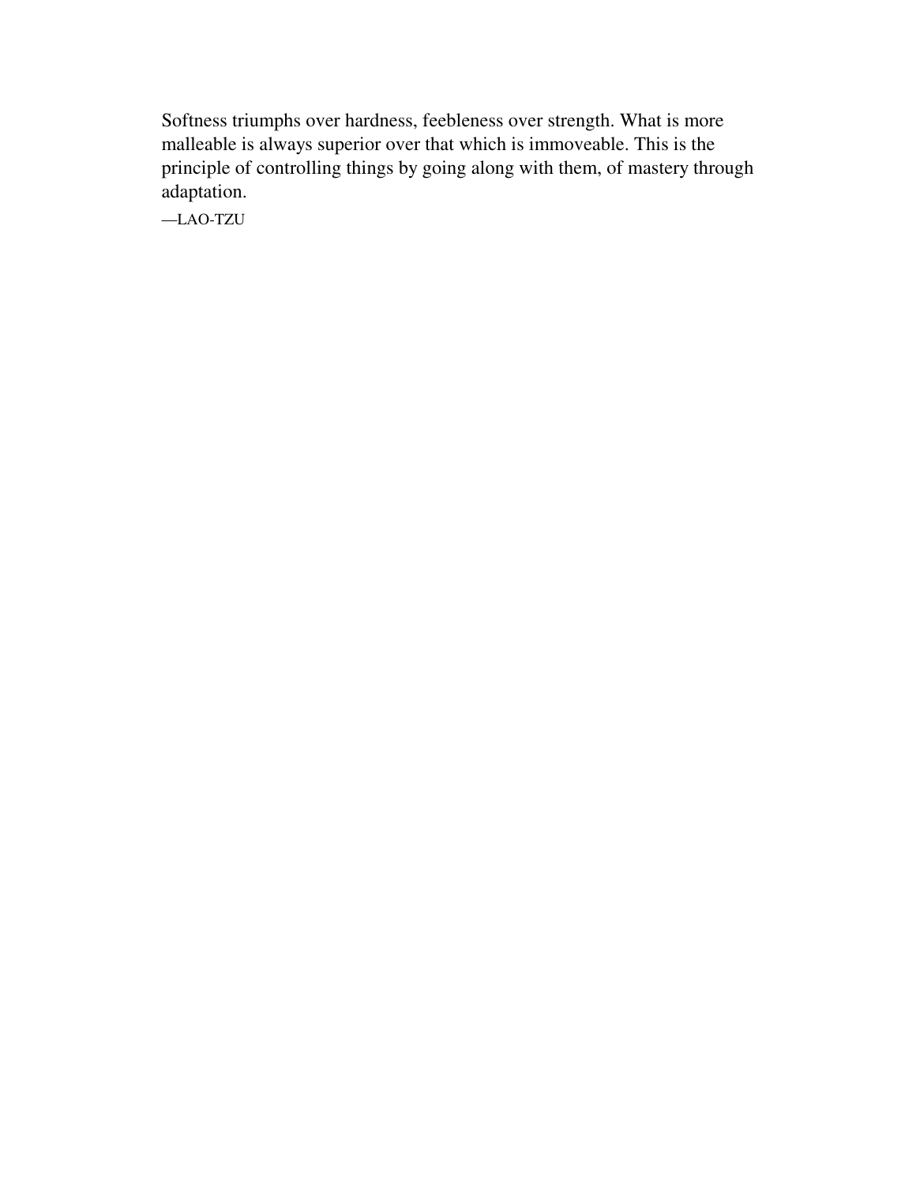Softness triumphs over hardness, feebleness over strength. What is more malleable is always superior over that which is immoveable. This is the principle of controlling things by going along with them, of mastery through adaptation.

—LAO-TZU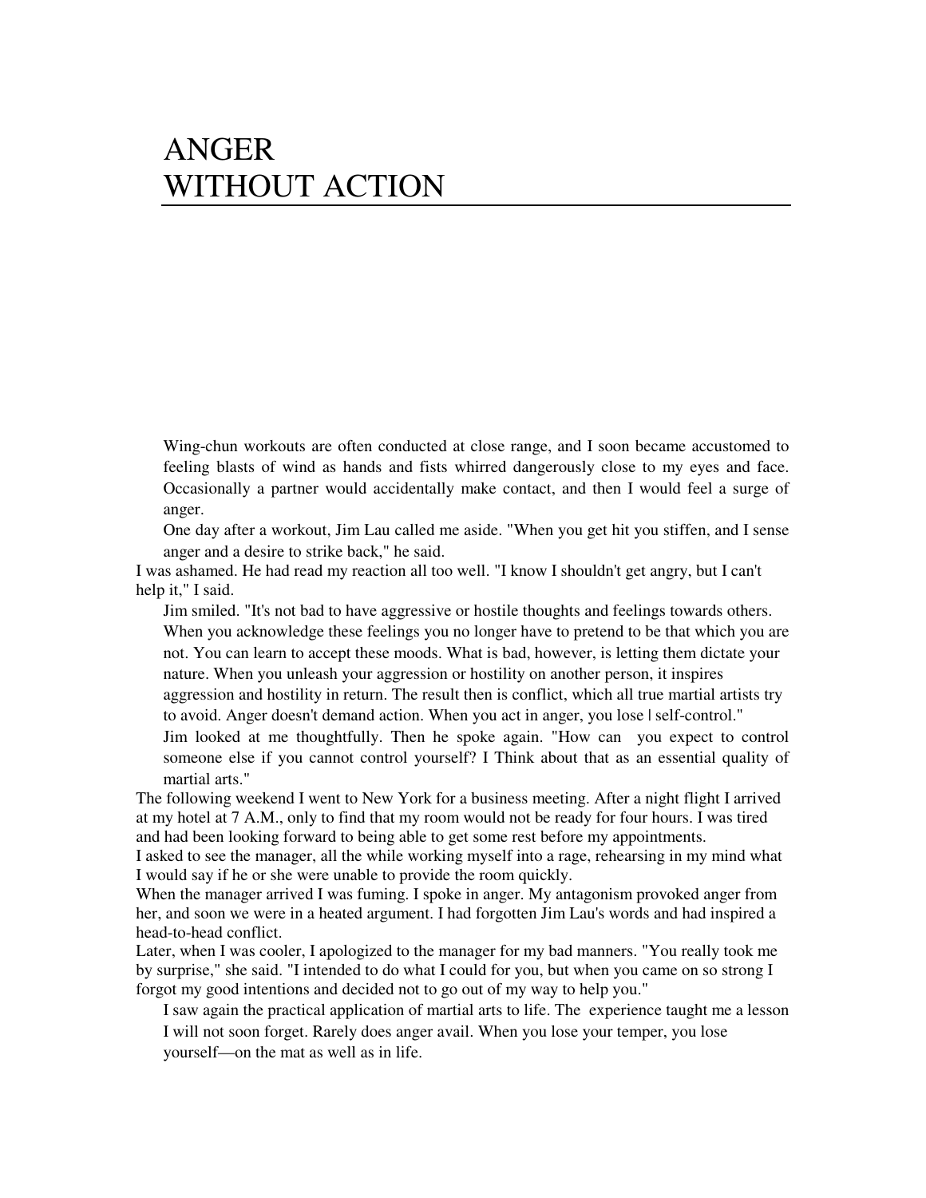# ANGER WITHOUT ACTION

Wing-chun workouts are often conducted at close range, and I soon became accustomed to feeling blasts of wind as hands and fists whirred dangerously close to my eyes and face. Occasionally a partner would accidentally make contact, and then I would feel a surge of anger.

One day after a workout, Jim Lau called me aside. "When you get hit you stiffen, and I sense anger and a desire to strike back," he said.

I was ashamed. He had read my reaction all too well. "I know I shouldn't get angry, but I can't help it," I said.

Jim smiled. "It's not bad to have aggressive or hostile thoughts and feelings towards others. When you acknowledge these feelings you no longer have to pretend to be that which you are not. You can learn to accept these moods. What is bad, however, is letting them dictate your nature. When you unleash your aggression or hostility on another person, it inspires aggression and hostility in return. The result then is conflict, which all true martial artists try to avoid. Anger doesn't demand action. When you act in anger, you lose | self-control."

Jim looked at me thoughtfully. Then he spoke again. "How can you expect to control someone else if you cannot control yourself? I Think about that as an essential quality of martial arts."

The following weekend I went to New York for a business meeting. After a night flight I arrived at my hotel at 7 A.M., only to find that my room would not be ready for four hours. I was tired and had been looking forward to being able to get some rest before my appointments.

I asked to see the manager, all the while working myself into a rage, rehearsing in my mind what I would say if he or she were unable to provide the room quickly.

When the manager arrived I was fuming. I spoke in anger. My antagonism provoked anger from her, and soon we were in a heated argument. I had forgotten Jim Lau's words and had inspired a head-to-head conflict.

Later, when I was cooler, I apologized to the manager for my bad manners. "You really took me by surprise," she said. "I intended to do what I could for you, but when you came on so strong I forgot my good intentions and decided not to go out of my way to help you."

I saw again the practical application of martial arts to life. The experience taught me a lesson I will not soon forget. Rarely does anger avail. When you lose your temper, you lose yourself—on the mat as well as in life.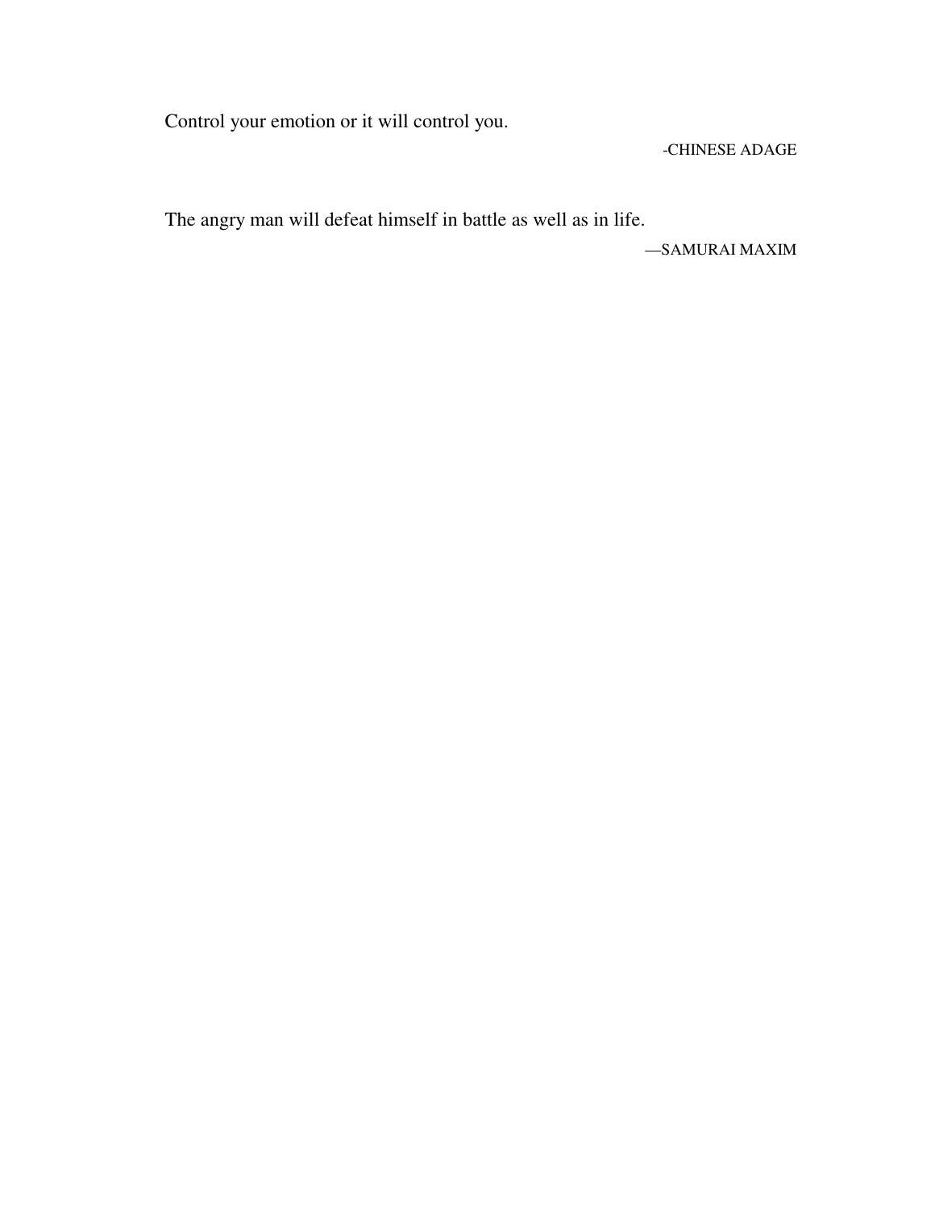Control your emotion or it will control you.

-CHINESE ADAGE

The angry man will defeat himself in battle as well as in life.

—SAMURAI MAXIM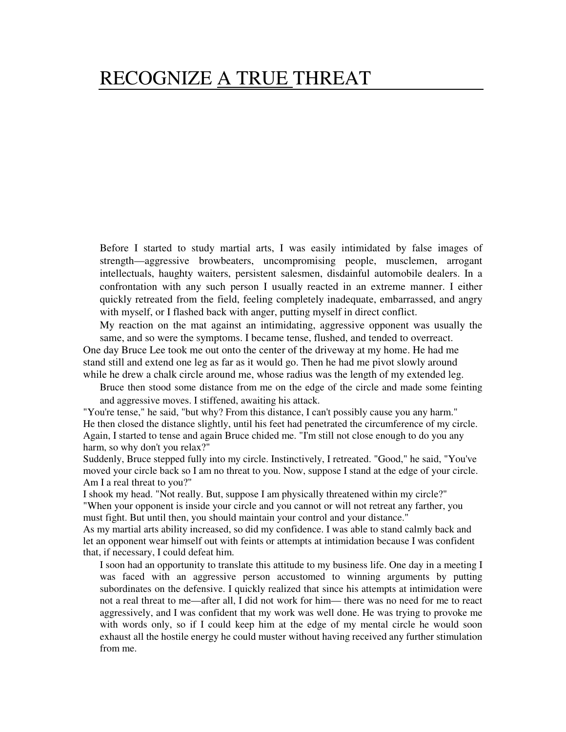# RECOGNIZE A TRUE THREAT

Before I started to study martial arts, I was easily intimidated by false images of strength—aggressive browbeaters, uncompromising people, musclemen, arrogant intellectuals, haughty waiters, persistent salesmen, disdainful automobile dealers. In a confrontation with any such person I usually reacted in an extreme manner. I either quickly retreated from the field, feeling completely inadequate, embarrassed, and angry with myself, or I flashed back with anger, putting myself in direct conflict.

My reaction on the mat against an intimidating, aggressive opponent was usually the same, and so were the symptoms. I became tense, flushed, and tended to overreact.

One day Bruce Lee took me out onto the center of the driveway at my home. He had me stand still and extend one leg as far as it would go. Then he had me pivot slowly around while he drew a chalk circle around me, whose radius was the length of my extended leg.

Bruce then stood some distance from me on the edge of the circle and made some feinting and aggressive moves. I stiffened, awaiting his attack.

"You're tense," he said, "but why? From this distance, I can't possibly cause you any harm."

He then closed the distance slightly, until his feet had penetrated the circumference of my circle. Again, I started to tense and again Bruce chided me. "I'm still not close enough to do you any harm, so why don't you relax?"

Suddenly, Bruce stepped fully into my circle. Instinctively, I retreated. "Good," he said, "You've moved your circle back so I am no threat to you. Now, suppose I stand at the edge of your circle. Am I a real threat to you?"

I shook my head. "Not really. But, suppose I am physically threatened within my circle?"

"When your opponent is inside your circle and you cannot or will not retreat any farther, you must fight. But until then, you should maintain your control and your distance."

As my martial arts ability increased, so did my confidence. I was able to stand calmly back and let an opponent wear himself out with feints or attempts at intimidation because I was confident that, if necessary, I could defeat him.

I soon had an opportunity to translate this attitude to my business life. One day in a meeting I was faced with an aggressive person accustomed to winning arguments by putting subordinates on the defensive. I quickly realized that since his attempts at intimidation were not a real threat to me—after all, I did not work for him— there was no need for me to react aggressively, and I was confident that my work was well done. He was trying to provoke me with words only, so if I could keep him at the edge of my mental circle he would soon exhaust all the hostile energy he could muster without having received any further stimulation from me.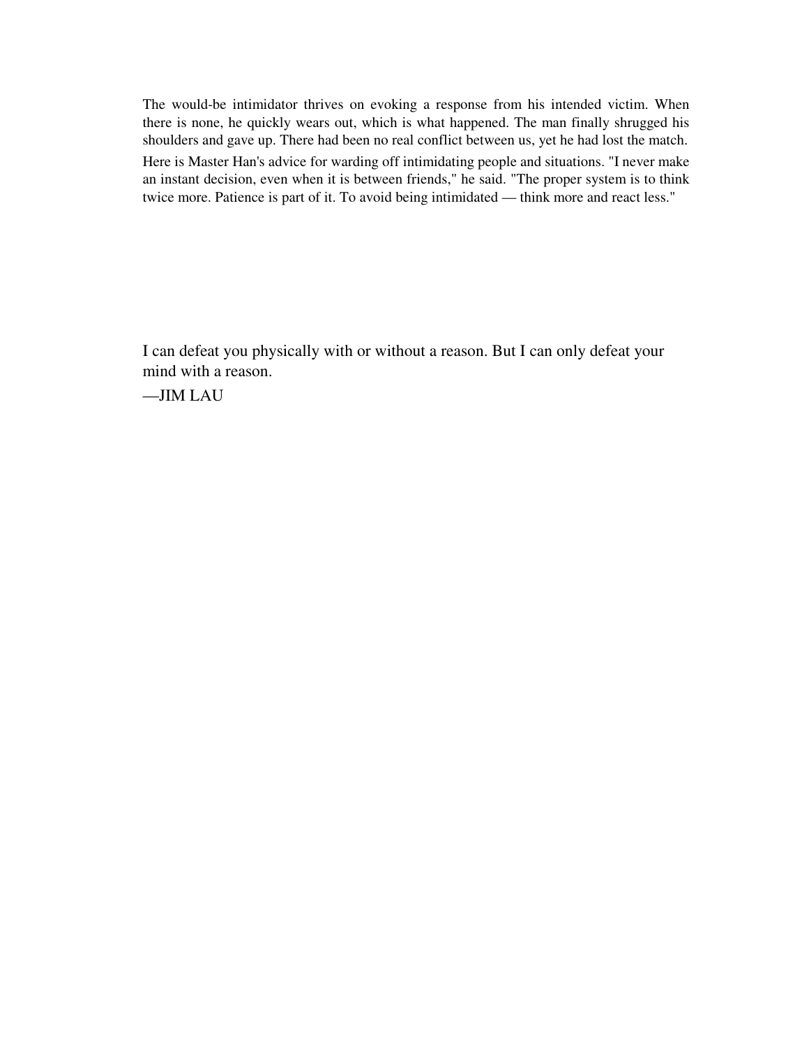The would-be intimidator thrives on evoking a response from his intended victim. When there is none, he quickly wears out, which is what happened. The man finally shrugged his shoulders and gave up. There had been no real conflict between us, yet he had lost the match.

Here is Master Han's advice for warding off intimidating people and situations. "I never make an instant decision, even when it is between friends," he said. "The proper system is to think twice more. Patience is part of it. To avoid being intimidated — think more and react less."

I can defeat you physically with or without a reason. But I can only defeat your mind with a reason.

—JIM LAU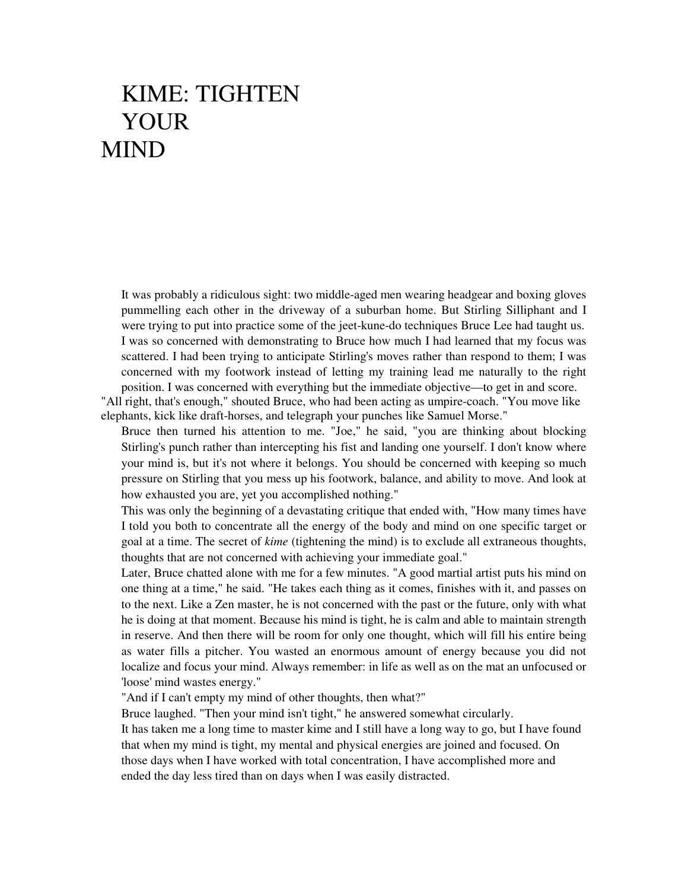# KIME: TIGHTEN YOUR MIND

It was probably a ridiculous sight: two middle-aged men wearing headgear and boxing gloves pummelling each other in the driveway of a suburban home. But Stirling Silliphant and I were trying to put into practice some of the jeet-kune-do techniques Bruce Lee had taught us. I was so concerned with demonstrating to Bruce how much I had learned that my focus was scattered. I had been trying to anticipate Stirling's moves rather than respond to them; I was concerned with my footwork instead of letting my training lead me naturally to the right position. I was concerned with everything but the immediate objective—to get in and score.

"All right, that's enough," shouted Bruce, who had been acting as umpire-coach. "You move like elephants, kick like draft-horses, and telegraph your punches like Samuel Morse."

Bruce then turned his attention to me. "Joe," he said, "you are thinking about blocking Stirling's punch rather than intercepting his fist and landing one yourself. I don't know where your mind is, but it's not where it belongs. You should be concerned with keeping so much pressure on Stirling that you mess up his footwork, balance, and ability to move. And look at how exhausted you are, yet you accomplished nothing."

This was only the beginning of a devastating critique that ended with, "How many times have I told you both to concentrate all the energy of the body and mind on one specific target or goal at a time. The secret of *kime* (tightening the mind) is to exclude all extraneous thoughts, thoughts that are not concerned with achieving your immediate goal."

Later, Bruce chatted alone with me for a few minutes. "A good martial artist puts his mind on one thing at a time," he said. "He takes each thing as it comes, finishes with it, and passes on to the next. Like a Zen master, he is not concerned with the past or the future, only with what he is doing at that moment. Because his mind is tight, he is calm and able to maintain strength in reserve. And then there will be room for only one thought, which will fill his entire being as water fills a pitcher. You wasted an enormous amount of energy because you did not localize and focus your mind. Always remember: in life as well as on the mat an unfocused or 'loose' mind wastes energy."

"And if I can't empty my mind of other thoughts, then what?"

Bruce laughed. "Then your mind isn't tight," he answered somewhat circularly.

It has taken me a long time to master kime and I still have a long way to go, but I have found that when my mind is tight, my mental and physical energies are joined and focused. On those days when I have worked with total concentration, I have accomplished more and ended the day less tired than on days when I was easily distracted.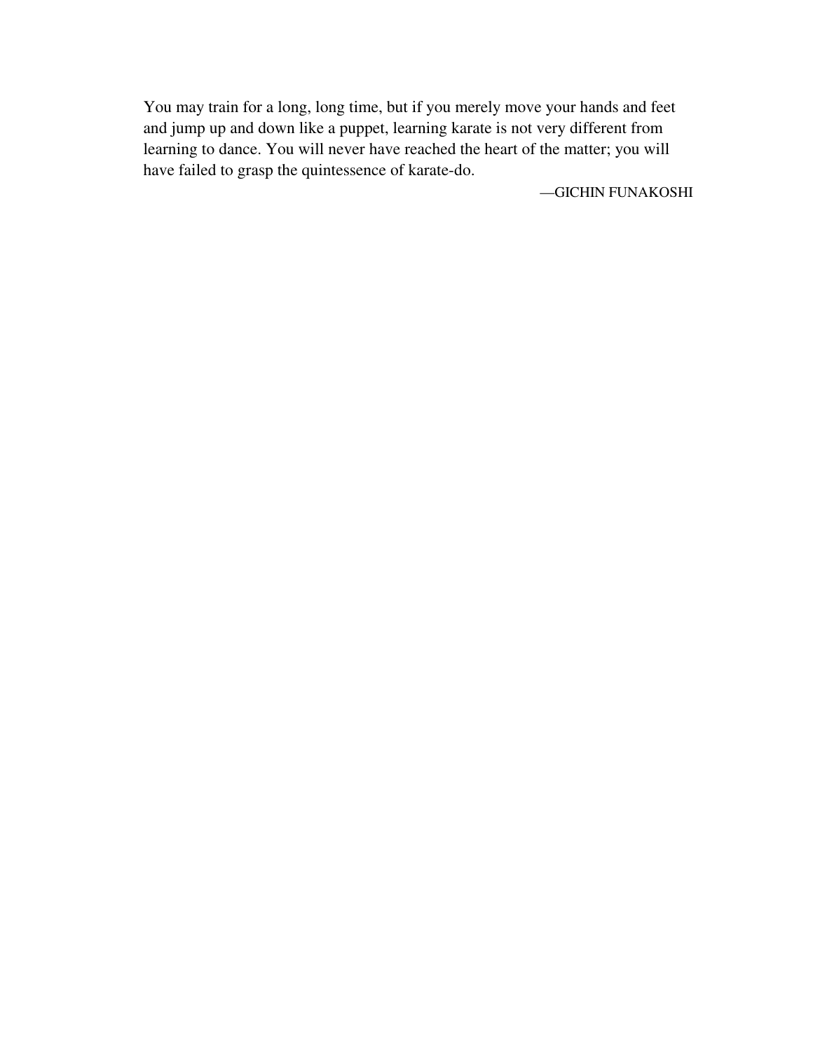You may train for a long, long time, but if you merely move your hands and feet and jump up and down like a puppet, learning karate is not very different from learning to dance. You will never have reached the heart of the matter; you will have failed to grasp the quintessence of karate-do.

—GICHIN FUNAKOSHI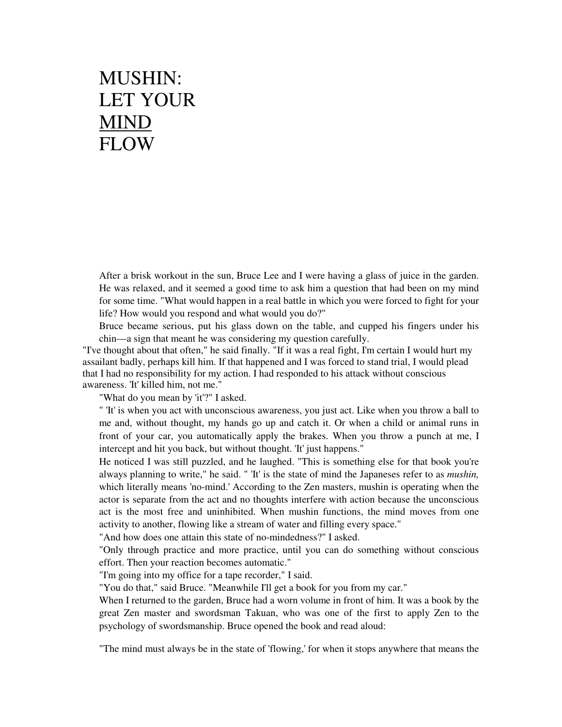# MUSHIN: LET YOUR MIND FLOW

After a brisk workout in the sun, Bruce Lee and I were having a glass of juice in the garden. He was relaxed, and it seemed a good time to ask him a question that had been on my mind for some time. "What would happen in a real battle in which you were forced to fight for your life? How would you respond and what would you do?"

Bruce became serious, put his glass down on the table, and cupped his fingers under his chin—a sign that meant he was considering my question carefully.

"I've thought about that often," he said finally. "If it was a real fight, I'm certain I would hurt my assailant badly, perhaps kill him. If that happened and I was forced to stand trial, I would plead that I had no responsibility for my action. I had responded to his attack without conscious awareness. 'It' killed him, not me."

"What do you mean by 'it'?" I asked.

" 'It' is when you act with unconscious awareness, you just act. Like when you throw a ball to me and, without thought, my hands go up and catch it. Or when a child or animal runs in front of your car, you automatically apply the brakes. When you throw a punch at me, I intercept and hit you back, but without thought. 'It' just happens."

He noticed I was still puzzled, and he laughed. "This is something else for that book you're always planning to write," he said. " 'It' is the state of mind the Japaneses refer to as *mushin,* which literally means 'no-mind.' According to the Zen masters, mushin is operating when the actor is separate from the act and no thoughts interfere with action because the unconscious act is the most free and uninhibited. When mushin functions, the mind moves from one activity to another, flowing like a stream of water and filling every space."

"And how does one attain this state of no-mindedness?" I asked.

"Only through practice and more practice, until you can do something without conscious effort. Then your reaction becomes automatic."

"I'm going into my office for a tape recorder," I said.

"You do that," said Bruce. "Meanwhile I'll get a book for you from my car."

When I returned to the garden, Bruce had a worn volume in front of him. It was a book by the great Zen master and swordsman Takuan, who was one of the first to apply Zen to the psychology of swordsmanship. Bruce opened the book and read aloud:

"The mind must always be in the state of 'flowing,' for when it stops anywhere that means the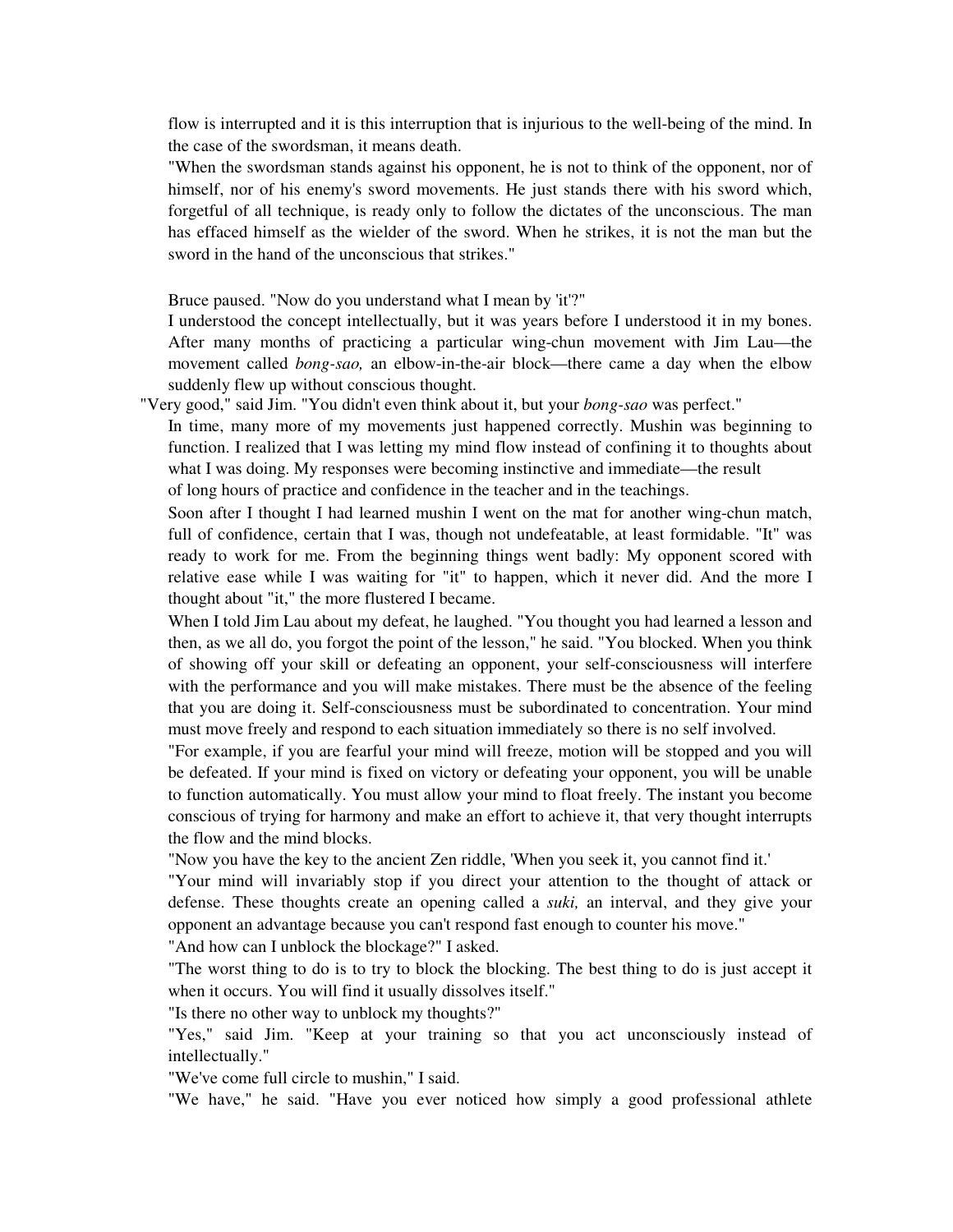flow is interrupted and it is this interruption that is injurious to the well-being of the mind. In the case of the swordsman, it means death.

"When the swordsman stands against his opponent, he is not to think of the opponent, nor of himself, nor of his enemy's sword movements. He just stands there with his sword which, forgetful of all technique, is ready only to follow the dictates of the unconscious. The man has effaced himself as the wielder of the sword. When he strikes, it is not the man but the sword in the hand of the unconscious that strikes."

Bruce paused. "Now do you understand what I mean by 'it'?"

I understood the concept intellectually, but it was years before I understood it in my bones. After many months of practicing a particular wing-chun movement with Jim Lau—the movement called *bong-sao,* an elbow-in-the-air block—there came a day when the elbow suddenly flew up without conscious thought.

"Very good," said Jim. "You didn't even think about it, but your *bong-sao* was perfect."

In time, many more of my movements just happened correctly. Mushin was beginning to function. I realized that I was letting my mind flow instead of confining it to thoughts about what I was doing. My responses were becoming instinctive and immediate—the result of long hours of practice and confidence in the teacher and in the teachings.

Soon after I thought I had learned mushin I went on the mat for another wing-chun match, full of confidence, certain that I was, though not undefeatable, at least formidable. "It" was ready to work for me. From the beginning things went badly: My opponent scored with relative ease while I was waiting for "it" to happen, which it never did. And the more I thought about "it," the more flustered I became.

When I told Jim Lau about my defeat, he laughed. "You thought you had learned a lesson and then, as we all do, you forgot the point of the lesson," he said. "You blocked. When you think of showing off your skill or defeating an opponent, your self-consciousness will interfere with the performance and you will make mistakes. There must be the absence of the feeling that you are doing it. Self-consciousness must be subordinated to concentration. Your mind must move freely and respond to each situation immediately so there is no self involved.

"For example, if you are fearful your mind will freeze, motion will be stopped and you will be defeated. If your mind is fixed on victory or defeating your opponent, you will be unable to function automatically. You must allow your mind to float freely. The instant you become conscious of trying for harmony and make an effort to achieve it, that very thought interrupts the flow and the mind blocks.

"Now you have the key to the ancient Zen riddle, 'When you seek it, you cannot find it.'

"Your mind will invariably stop if you direct your attention to the thought of attack or defense. These thoughts create an opening called a *suki,* an interval, and they give your opponent an advantage because you can't respond fast enough to counter his move."

"And how can I unblock the blockage?" I asked.

"The worst thing to do is to try to block the blocking. The best thing to do is just accept it when it occurs. You will find it usually dissolves itself."

"Is there no other way to unblock my thoughts?"

"Yes," said Jim. "Keep at your training so that you act unconsciously instead of intellectually."

"We've come full circle to mushin," I said.

"We have," he said. "Have you ever noticed how simply a good professional athlete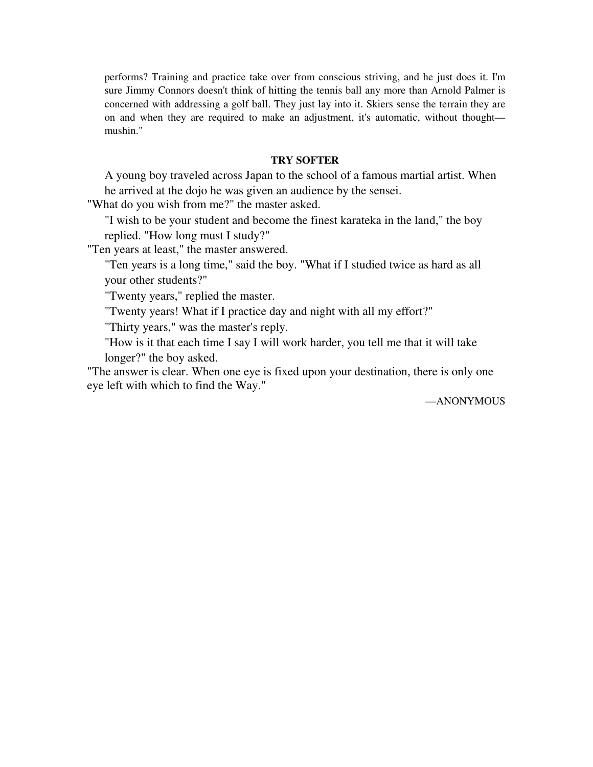performs? Training and practice take over from conscious striving, and he just does it. I'm sure Jimmy Connors doesn't think of hitting the tennis ball any more than Arnold Palmer is concerned with addressing a golf ball. They just lay into it. Skiers sense the terrain they are on and when they are required to make an adjustment, it's automatic, without thought—mushin."

### TRY SOFTER

A young boy traveled across Japan to the school of a famous martial artist. When he arrived at the dojo he was given an audience by the sensei.

"What do you wish from me?" the master asked.

"I wish to be your student and become the finest karateka in the land," the boy replied. "How long must I study?"

"Ten years at least," the master answered.

"Ten years is a long time," said the boy. "What if I studied twice as hard as all your other students?"

"Twenty years," replied the master.

"Twenty years! What if I practice day and night with all my effort?"

"Thirty years," was the master's reply.

"How is it that each time I say I will work harder, you tell me that it will take longer?" the boy asked.

"The answer is clear. When one eye is fixed upon your destination, there is only one eye left with which to find the Way."

—ANONYMOUS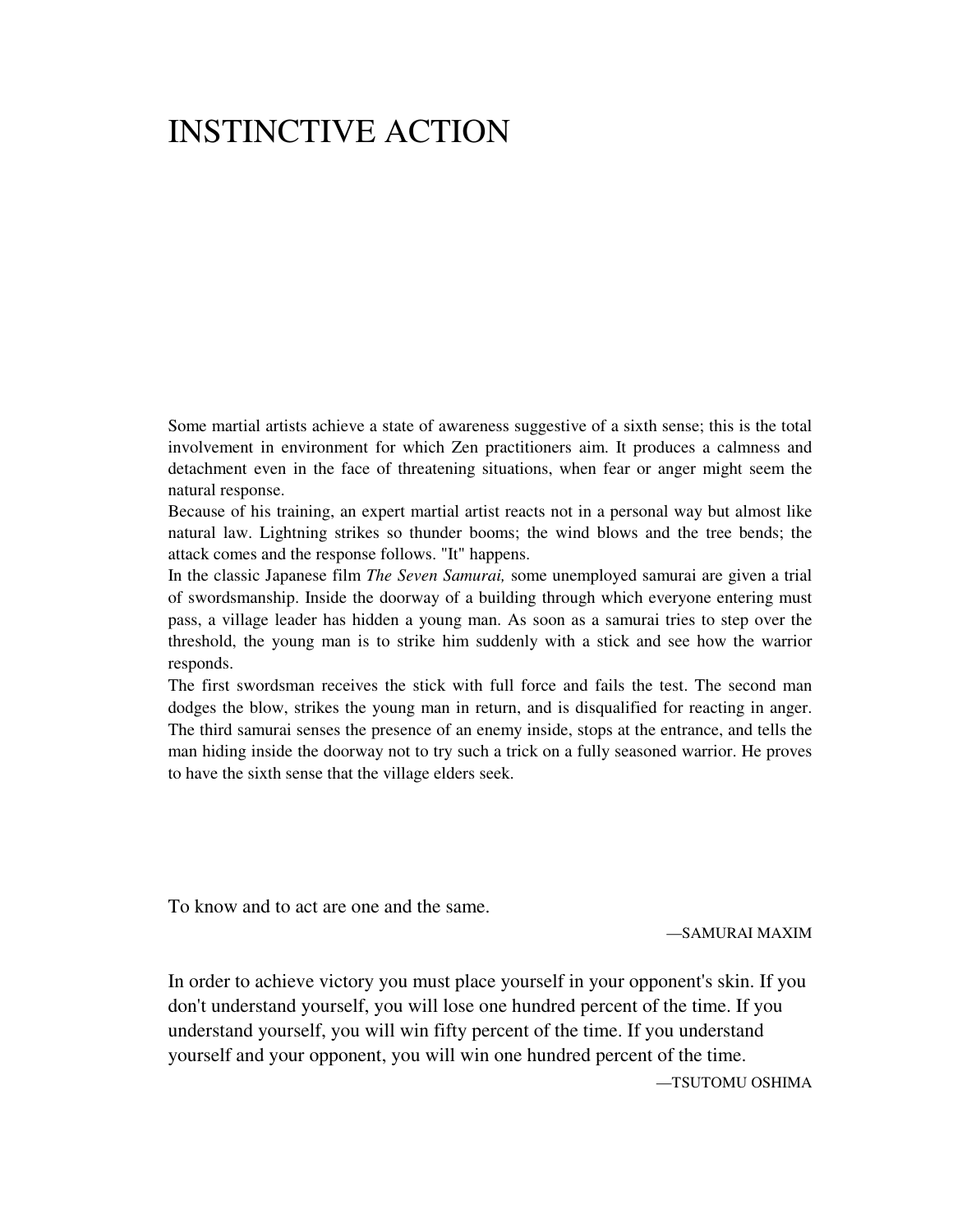# INSTINCTIVE ACTION

Some martial artists achieve a state of awareness suggestive of a sixth sense; this is the total involvement in environment for which Zen practitioners aim. It produces a calmness and detachment even in the face of threatening situations, when fear or anger might seem the natural response.

Because of his training, an expert martial artist reacts not in a personal way but almost like natural law. Lightning strikes so thunder booms; the wind blows and the tree bends; the attack comes and the response follows. "It" happens.

In the classic Japanese film *The Seven Samurai,* some unemployed samurai are given a trial of swordsmanship. Inside the doorway of a building through which everyone entering must pass, a village leader has hidden a young man. As soon as a samurai tries to step over the threshold, the young man is to strike him suddenly with a stick and see how the warrior responds.

The first swordsman receives the stick with full force and fails the test. The second man dodges the blow, strikes the young man in return, and is disqualified for reacting in anger. The third samurai senses the presence of an enemy inside, stops at the entrance, and tells the man hiding inside the doorway not to try such a trick on a fully seasoned warrior. He proves to have the sixth sense that the village elders seek.

To know and to act are one and the same.

—SAMURAI MAXIM

In order to achieve victory you must place yourself in your opponent's skin. If you don't understand yourself, you will lose one hundred percent of the time. If you understand yourself, you will win fifty percent of the time. If you understand yourself and your opponent, you will win one hundred percent of the time.

—TSUTOMU OSHIMA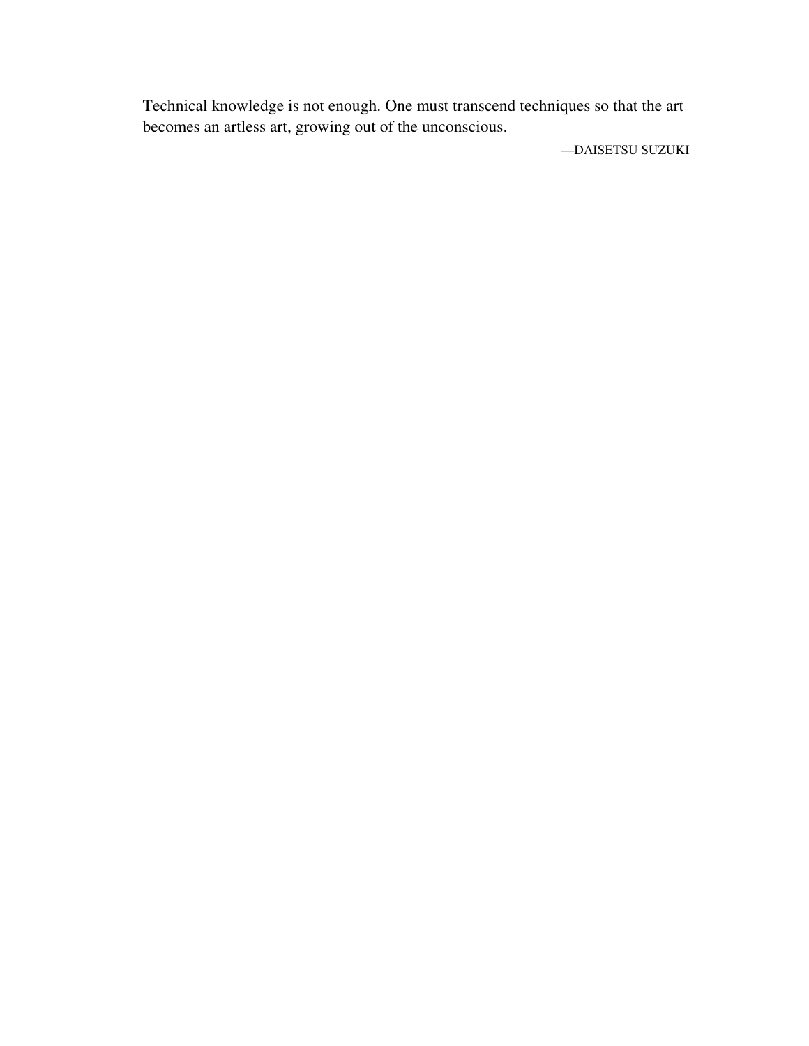> Technical knowledge is not enough. One must transcend techniques so that the art becomes an artless art, growing out of the unconscious.
>
> —DAISETSU SUZUKI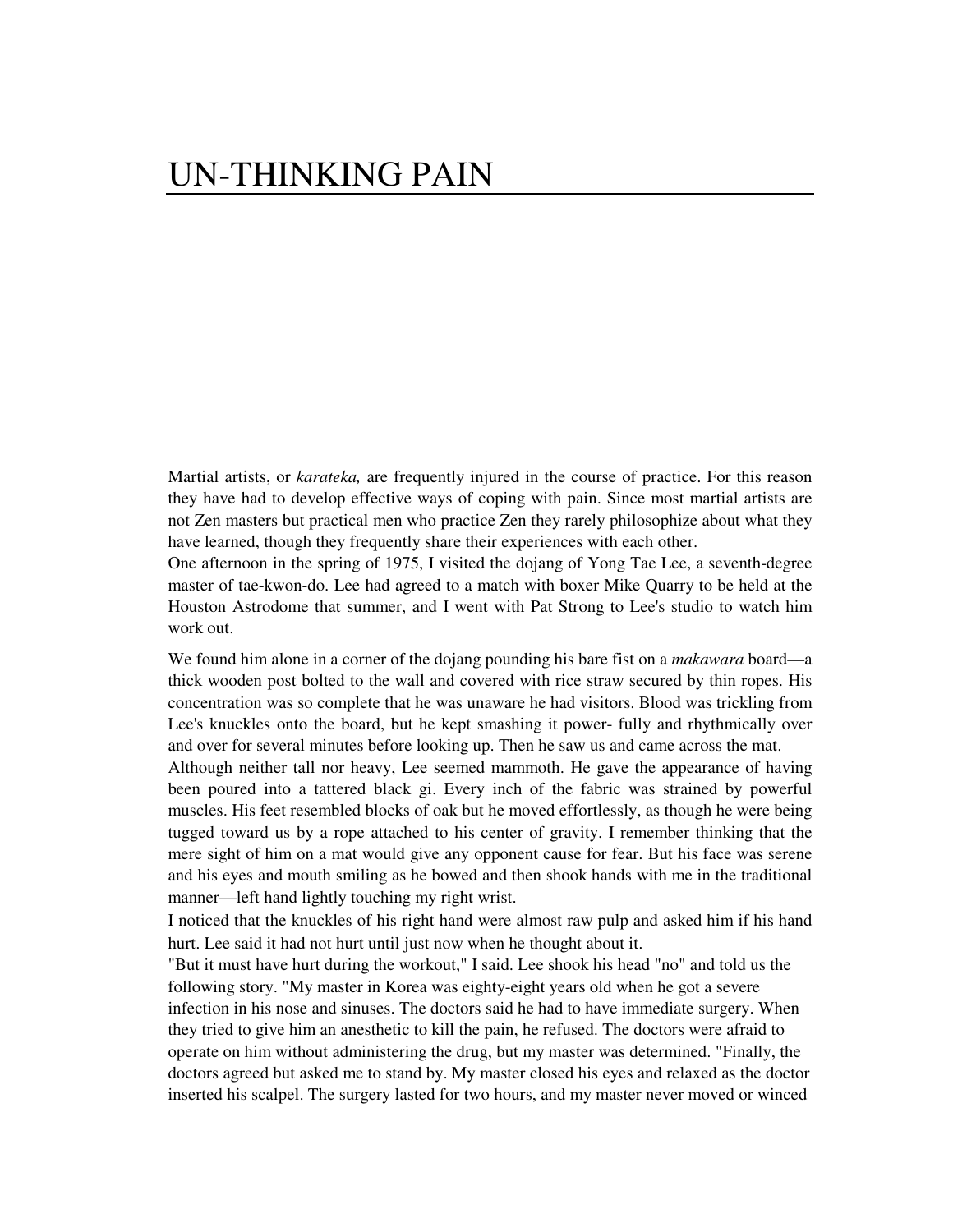# UN-THINKING PAIN

Martial artists, or *karateka,* are frequently injured in the course of practice. For this reason they have had to develop effective ways of coping with pain. Since most martial artists are not Zen masters but practical men who practice Zen they rarely philosophize about what they have learned, though they frequently share their experiences with each other.

One afternoon in the spring of 1975, I visited the dojang of Yong Tae Lee, a seventh-degree master of tae-kwon-do. Lee had agreed to a match with boxer Mike Quarry to be held at the Houston Astrodome that summer, and I went with Pat Strong to Lee's studio to watch him work out.

We found him alone in a corner of the dojang pounding his bare fist on a *makawara* board—a thick wooden post bolted to the wall and covered with rice straw secured by thin ropes. His concentration was so complete that he was unaware he had visitors. Blood was trickling from Lee's knuckles onto the board, but he kept smashing it power- fully and rhythmically over and over for several minutes before looking up. Then he saw us and came across the mat.

Although neither tall nor heavy, Lee seemed mammoth. He gave the appearance of having been poured into a tattered black gi. Every inch of the fabric was strained by powerful muscles. His feet resembled blocks of oak but he moved effortlessly, as though he were being tugged toward us by a rope attached to his center of gravity. I remember thinking that the mere sight of him on a mat would give any opponent cause for fear. But his face was serene and his eyes and mouth smiling as he bowed and then shook hands with me in the traditional manner—left hand lightly touching my right wrist.

I noticed that the knuckles of his right hand were almost raw pulp and asked him if his hand hurt. Lee said it had not hurt until just now when he thought about it.

"But it must have hurt during the workout," I said. Lee shook his head "no" and told us the following story. "My master in Korea was eighty-eight years old when he got a severe infection in his nose and sinuses. The doctors said he had to have immediate surgery. When they tried to give him an anesthetic to kill the pain, he refused. The doctors were afraid to operate on him without administering the drug, but my master was determined. "Finally, the doctors agreed but asked me to stand by. My master closed his eyes and relaxed as the doctor inserted his scalpel. The surgery lasted for two hours, and my master never moved or winced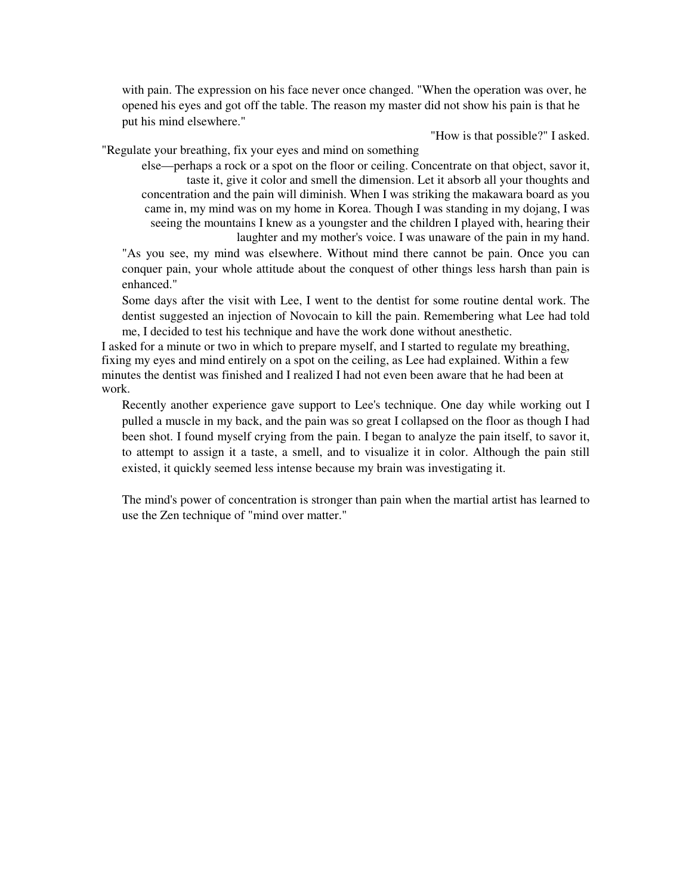with pain. The expression on his face never once changed. "When the operation was over, he opened his eyes and got off the table. The reason my master did not show his pain is that he put his mind elsewhere."

"How is that possible?" I asked.

"Regulate your breathing, fix your eyes and mind on something else—perhaps a rock or a spot on the floor or ceiling. Concentrate on that object, savor it, taste it, give it color and smell the dimension. Let it absorb all your thoughts and concentration and the pain will diminish. When I was striking the makawara board as you came in, my mind was on my home in Korea. Though I was standing in my dojang, I was seeing the mountains I knew as a youngster and the children I played with, hearing their laughter and my mother's voice. I was unaware of the pain in my hand.

"As you see, my mind was elsewhere. Without mind there cannot be pain. Once you can conquer pain, your whole attitude about the conquest of other things less harsh than pain is enhanced."

Some days after the visit with Lee, I went to the dentist for some routine dental work. The dentist suggested an injection of Novocain to kill the pain. Remembering what Lee had told me, I decided to test his technique and have the work done without anesthetic.

I asked for a minute or two in which to prepare myself, and I started to regulate my breathing, fixing my eyes and mind entirely on a spot on the ceiling, as Lee had explained. Within a few minutes the dentist was finished and I realized I had not even been aware that he had been at work.

Recently another experience gave support to Lee's technique. One day while working out I pulled a muscle in my back, and the pain was so great I collapsed on the floor as though I had been shot. I found myself crying from the pain. I began to analyze the pain itself, to savor it, to attempt to assign it a taste, a smell, and to visualize it in color. Although the pain still existed, it quickly seemed less intense because my brain was investigating it.

The mind's power of concentration is stronger than pain when the martial artist has learned to use the Zen technique of "mind over matter."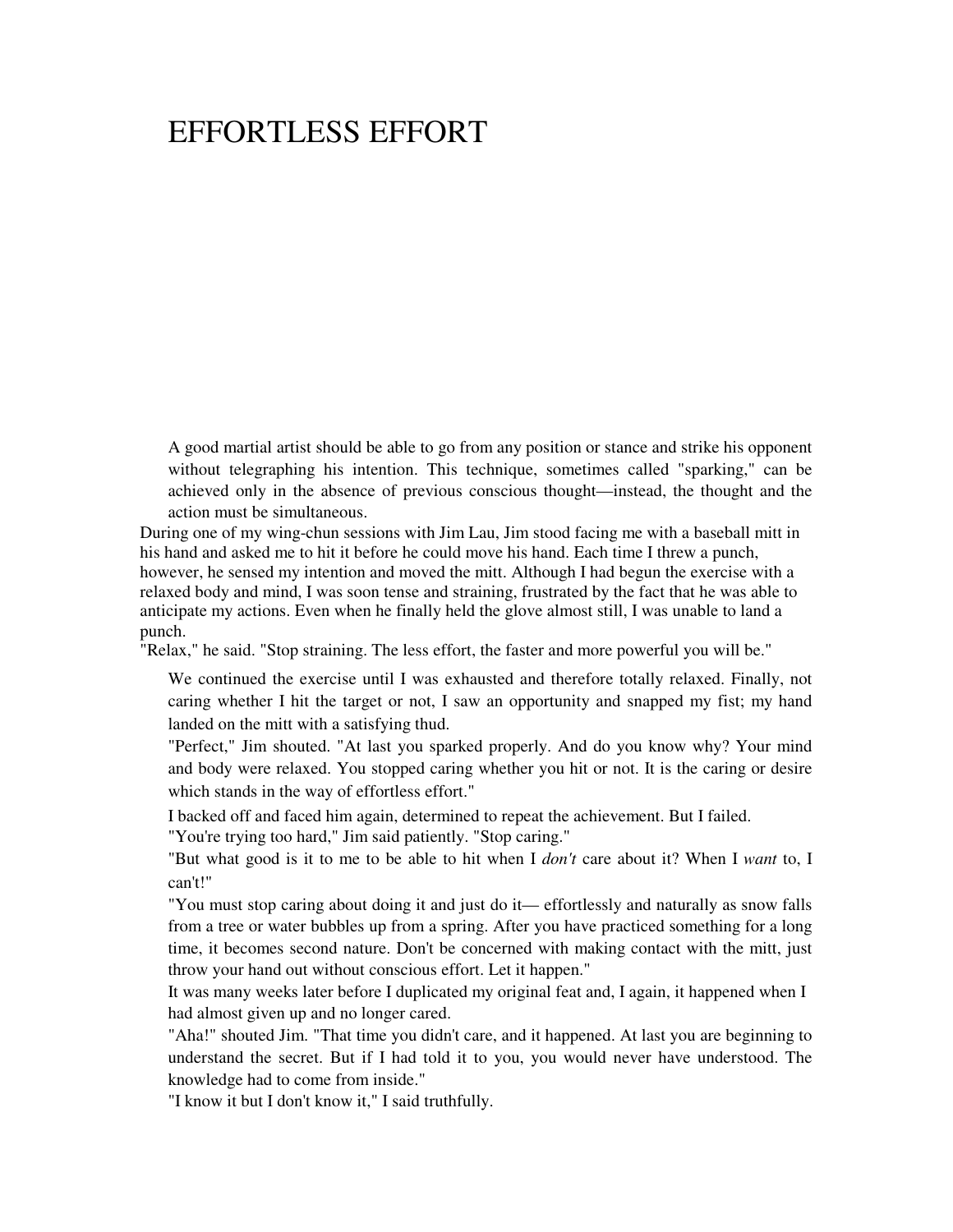# EFFORTLESS EFFORT

A good martial artist should be able to go from any position or stance and strike his opponent without telegraphing his intention. This technique, sometimes called "sparking," can be achieved only in the absence of previous conscious thought—instead, the thought and the action must be simultaneous.

During one of my wing-chun sessions with Jim Lau, Jim stood facing me with a baseball mitt in his hand and asked me to hit it before he could move his hand. Each time I threw a punch, however, he sensed my intention and moved the mitt. Although I had begun the exercise with a relaxed body and mind, I was soon tense and straining, frustrated by the fact that he was able to anticipate my actions. Even when he finally held the glove almost still, I was unable to land a punch.

"Relax," he said. "Stop straining. The less effort, the faster and more powerful you will be."

We continued the exercise until I was exhausted and therefore totally relaxed. Finally, not caring whether I hit the target or not, I saw an opportunity and snapped my fist; my hand landed on the mitt with a satisfying thud.

"Perfect," Jim shouted. "At last you sparked properly. And do you know why? Your mind and body were relaxed. You stopped caring whether you hit or not. It is the caring or desire which stands in the way of effortless effort."

I backed off and faced him again, determined to repeat the achievement. But I failed.

"You're trying too hard," Jim said patiently. "Stop caring."

"But what good is it to me to be able to hit when I *don't* care about it? When I *want* to, I can't!"

"You must stop caring about doing it and just do it— effortlessly and naturally as snow falls from a tree or water bubbles up from a spring. After you have practiced something for a long time, it becomes second nature. Don't be concerned with making contact with the mitt, just throw your hand out without conscious effort. Let it happen."

It was many weeks later before I duplicated my original feat and, I again, it happened when I had almost given up and no longer cared.

"Aha!" shouted Jim. "That time you didn't care, and it happened. At last you are beginning to understand the secret. But if I had told it to you, you would never have understood. The knowledge had to come from inside."

"I know it but I don't know it," I said truthfully.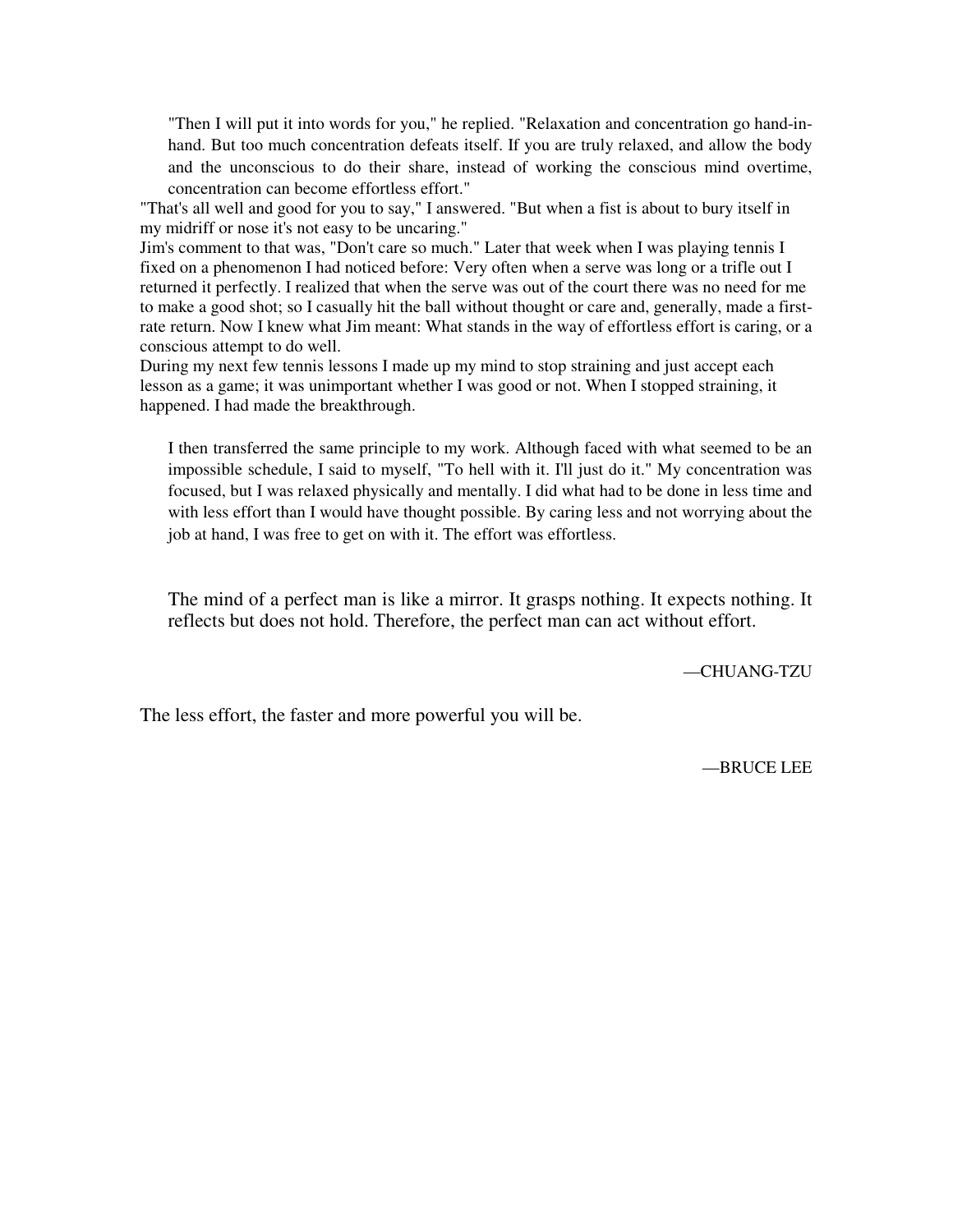"Then I will put it into words for you," he replied. "Relaxation and concentration go hand-in-hand. But too much concentration defeats itself. If you are truly relaxed, and allow the body and the unconscious to do their share, instead of working the conscious mind overtime, concentration can become effortless effort."

"That's all well and good for you to say," I answered. "But when a fist is about to bury itself in my midriff or nose it's not easy to be uncaring."

Jim's comment to that was, "Don't care so much." Later that week when I was playing tennis I fixed on a phenomenon I had noticed before: Very often when a serve was long or a trifle out I returned it perfectly. I realized that when the serve was out of the court there was no need for me to make a good shot; so I casually hit the ball without thought or care and, generally, made a first-rate return. Now I knew what Jim meant: What stands in the way of effortless effort is caring, or a conscious attempt to do well.

During my next few tennis lessons I made up my mind to stop straining and just accept each lesson as a game; it was unimportant whether I was good or not. When I stopped straining, it happened. I had made the breakthrough.

I then transferred the same principle to my work. Although faced with what seemed to be an impossible schedule, I said to myself, "To hell with it. I'll just do it." My concentration was focused, but I was relaxed physically and mentally. I did what had to be done in less time and with less effort than I would have thought possible. By caring less and not worrying about the job at hand, I was free to get on with it. The effort was effortless.

> The mind of a perfect man is like a mirror. It grasps nothing. It expects nothing. It reflects but does not hold. Therefore, the perfect man can act without effort.
>
> —CHUANG-TZU

The less effort, the faster and more powerful you will be.

—BRUCE LEE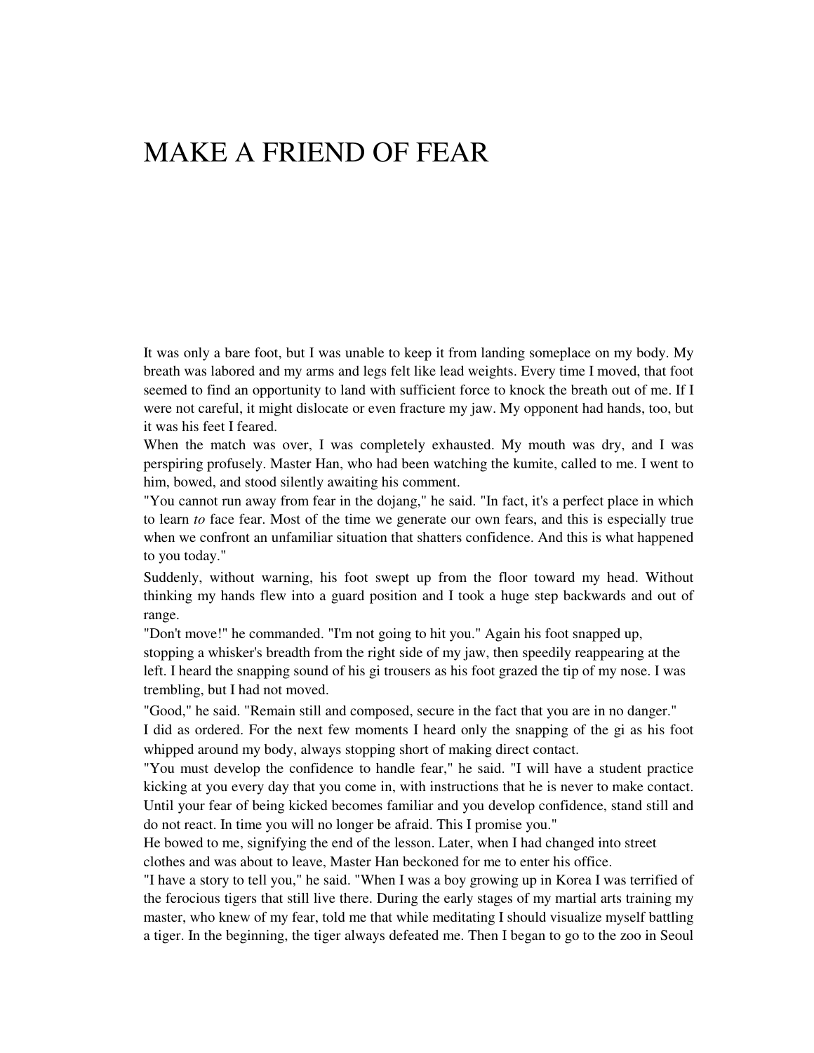# MAKE A FRIEND OF FEAR

It was only a bare foot, but I was unable to keep it from landing someplace on my body. My breath was labored and my arms and legs felt like lead weights. Every time I moved, that foot seemed to find an opportunity to land with sufficient force to knock the breath out of me. If I were not careful, it might dislocate or even fracture my jaw. My opponent had hands, too, but it was his feet I feared.

When the match was over, I was completely exhausted. My mouth was dry, and I was perspiring profusely. Master Han, who had been watching the kumite, called to me. I went to him, bowed, and stood silently awaiting his comment.

"You cannot run away from fear in the dojang," he said. "In fact, it's a perfect place in which to learn *to* face fear. Most of the time we generate our own fears, and this is especially true when we confront an unfamiliar situation that shatters confidence. And this is what happened to you today."

Suddenly, without warning, his foot swept up from the floor toward my head. Without thinking my hands flew into a guard position and I took a huge step backwards and out of range.

"Don't move!" he commanded. "I'm not going to hit you." Again his foot snapped up, stopping a whisker's breadth from the right side of my jaw, then speedily reappearing at the left. I heard the snapping sound of his gi trousers as his foot grazed the tip of my nose. I was trembling, but I had not moved.

"Good," he said. "Remain still and composed, secure in the fact that you are in no danger."

I did as ordered. For the next few moments I heard only the snapping of the gi as his foot whipped around my body, always stopping short of making direct contact.

"You must develop the confidence to handle fear," he said. "I will have a student practice kicking at you every day that you come in, with instructions that he is never to make contact. Until your fear of being kicked becomes familiar and you develop confidence, stand still and do not react. In time you will no longer be afraid. This I promise you."

He bowed to me, signifying the end of the lesson. Later, when I had changed into street clothes and was about to leave, Master Han beckoned for me to enter his office.

"I have a story to tell you," he said. "When I was a boy growing up in Korea I was terrified of the ferocious tigers that still live there. During the early stages of my martial arts training my master, who knew of my fear, told me that while meditating I should visualize myself battling a tiger. In the beginning, the tiger always defeated me. Then I began to go to the zoo in Seoul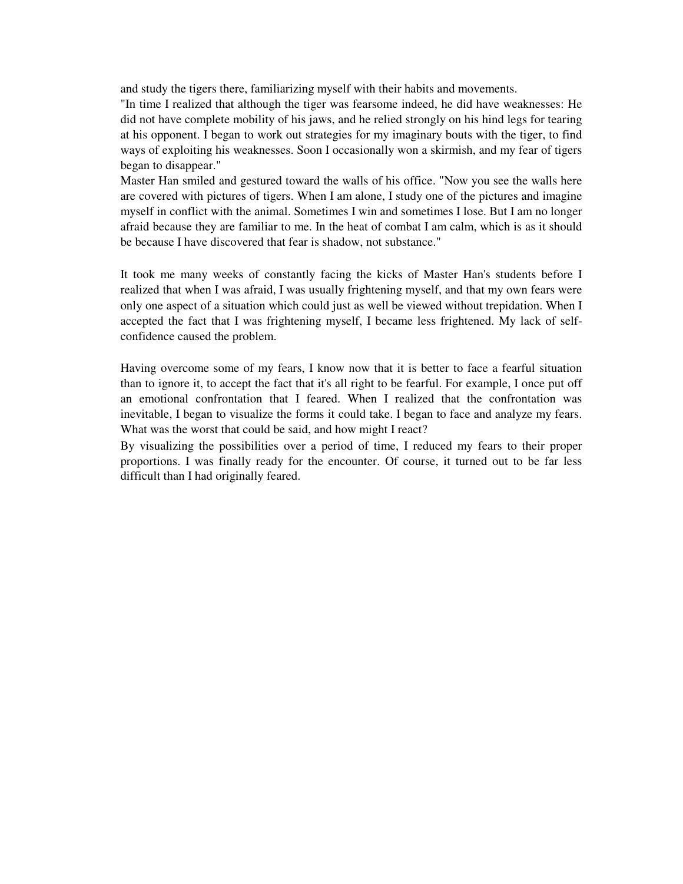and study the tigers there, familiarizing myself with their habits and movements.

"In time I realized that although the tiger was fearsome indeed, he did have weaknesses: He did not have complete mobility of his jaws, and he relied strongly on his hind legs for tearing at his opponent. I began to work out strategies for my imaginary bouts with the tiger, to find ways of exploiting his weaknesses. Soon I occasionally won a skirmish, and my fear of tigers began to disappear."

Master Han smiled and gestured toward the walls of his office. "Now you see the walls here are covered with pictures of tigers. When I am alone, I study one of the pictures and imagine myself in conflict with the animal. Sometimes I win and sometimes I lose. But I am no longer afraid because they are familiar to me. In the heat of combat I am calm, which is as it should be because I have discovered that fear is shadow, not substance."

It took me many weeks of constantly facing the kicks of Master Han's students before I realized that when I was afraid, I was usually frightening myself, and that my own fears were only one aspect of a situation which could just as well be viewed without trepidation. When I accepted the fact that I was frightening myself, I became less frightened. My lack of self-confidence caused the problem.

Having overcome some of my fears, I know now that it is better to face a fearful situation than to ignore it, to accept the fact that it's all right to be fearful. For example, I once put off an emotional confrontation that I feared. When I realized that the confrontation was inevitable, I began to visualize the forms it could take. I began to face and analyze my fears. What was the worst that could be said, and how might I react?

By visualizing the possibilities over a period of time, I reduced my fears to their proper proportions. I was finally ready for the encounter. Of course, it turned out to be far less difficult than I had originally feared.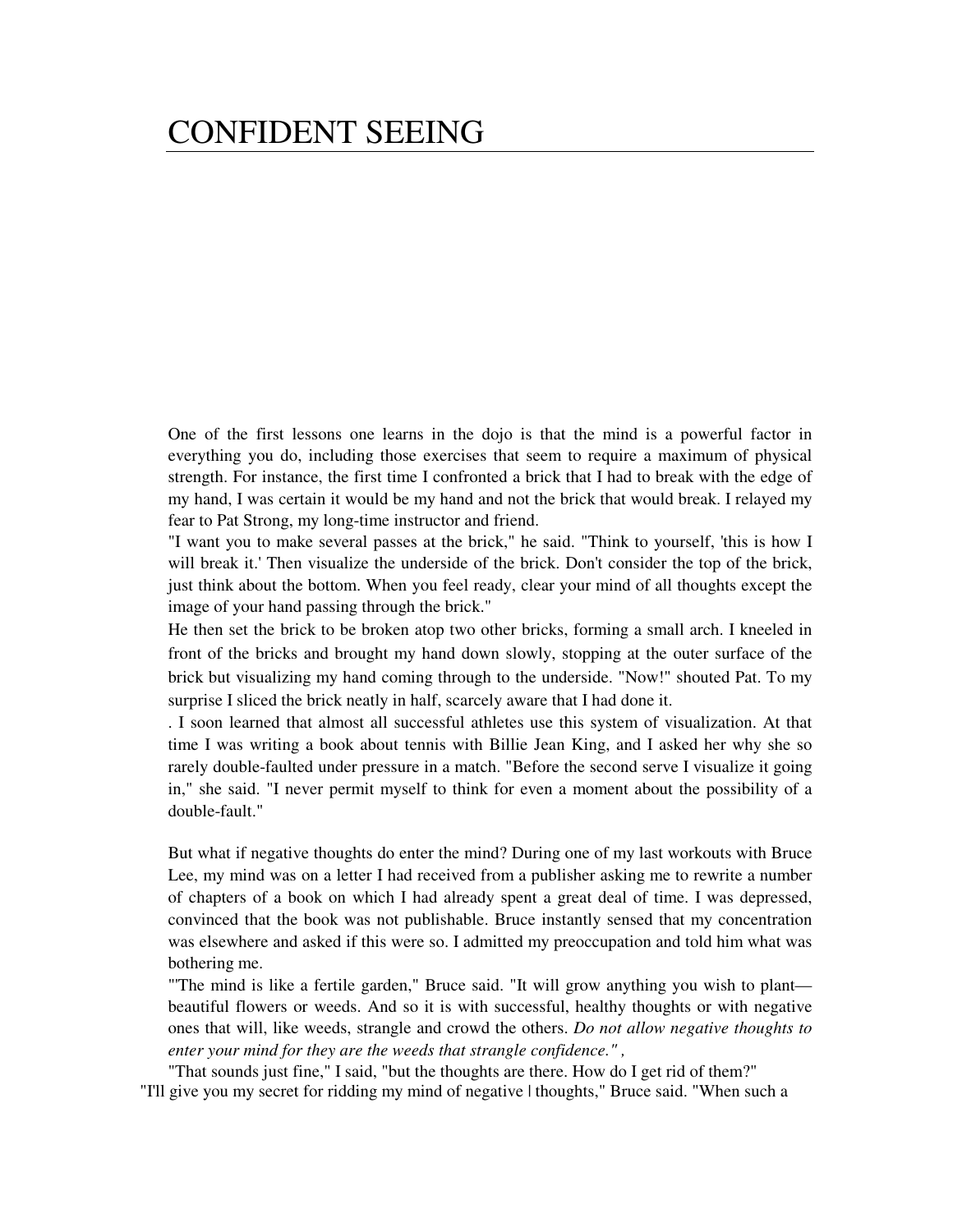# CONFIDENT SEEING

One of the first lessons one learns in the dojo is that the mind is a powerful factor in everything you do, including those exercises that seem to require a maximum of physical strength. For instance, the first time I confronted a brick that I had to break with the edge of my hand, I was certain it would be my hand and not the brick that would break. I relayed my fear to Pat Strong, my long-time instructor and friend.

"I want you to make several passes at the brick," he said. "Think to yourself, 'this is how I will break it.' Then visualize the underside of the brick. Don't consider the top of the brick, just think about the bottom. When you feel ready, clear your mind of all thoughts except the image of your hand passing through the brick."

He then set the brick to be broken atop two other bricks, forming a small arch. I kneeled in front of the bricks and brought my hand down slowly, stopping at the outer surface of the brick but visualizing my hand coming through to the underside. "Now!" shouted Pat. To my surprise I sliced the brick neatly in half, scarcely aware that I had done it.

. I soon learned that almost all successful athletes use this system of visualization. At that time I was writing a book about tennis with Billie Jean King, and I asked her why she so rarely double-faulted under pressure in a match. "Before the second serve I visualize it going in," she said. "I never permit myself to think for even a moment about the possibility of a double-fault."

But what if negative thoughts do enter the mind? During one of my last workouts with Bruce Lee, my mind was on a letter I had received from a publisher asking me to rewrite a number of chapters of a book on which I had already spent a great deal of time. I was depressed, convinced that the book was not publishable. Bruce instantly sensed that my concentration was elsewhere and asked if this were so. I admitted my preoccupation and told him what was bothering me.

"'The mind is like a fertile garden," Bruce said. "It will grow anything you wish to plant—beautiful flowers or weeds. And so it is with successful, healthy thoughts or with negative ones that will, like weeds, strangle and crowd the others. *Do not allow negative thoughts to enter your mind for they are the weeds that strangle confidence." ,*

"That sounds just fine," I said, "but the thoughts are there. How do I get rid of them?"

"I'll give you my secret for ridding my mind of negative | thoughts," Bruce said. "When such a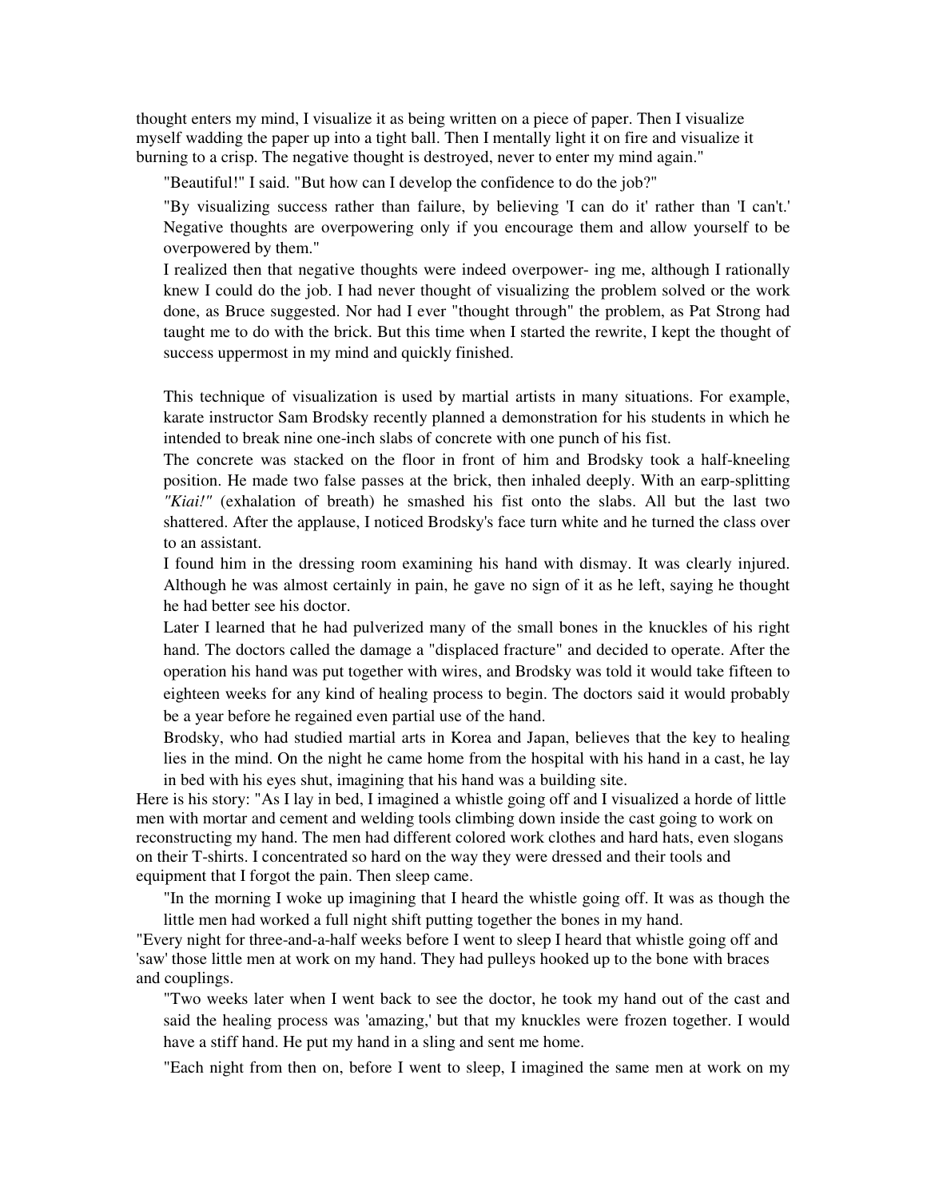thought enters my mind, I visualize it as being written on a piece of paper. Then I visualize myself wadding the paper up into a tight ball. Then I mentally light it on fire and visualize it burning to a crisp. The negative thought is destroyed, never to enter my mind again."

"Beautiful!" I said. "But how can I develop the confidence to do the job?"

"By visualizing success rather than failure, by believing 'I can do it' rather than 'I can't.' Negative thoughts are overpowering only if you encourage them and allow yourself to be overpowered by them."

I realized then that negative thoughts were indeed overpower- ing me, although I rationally knew I could do the job. I had never thought of visualizing the problem solved or the work done, as Bruce suggested. Nor had I ever "thought through" the problem, as Pat Strong had taught me to do with the brick. But this time when I started the rewrite, I kept the thought of success uppermost in my mind and quickly finished.

This technique of visualization is used by martial artists in many situations. For example, karate instructor Sam Brodsky recently planned a demonstration for his students in which he intended to break nine one-inch slabs of concrete with one punch of his fist.

The concrete was stacked on the floor in front of him and Brodsky took a half-kneeling position. He made two false passes at the brick, then inhaled deeply. With an earp-splitting *"Kiai!"* (exhalation of breath) he smashed his fist onto the slabs. All but the last two shattered. After the applause, I noticed Brodsky's face turn white and he turned the class over to an assistant.

I found him in the dressing room examining his hand with dismay. It was clearly injured. Although he was almost certainly in pain, he gave no sign of it as he left, saying he thought he had better see his doctor.

Later I learned that he had pulverized many of the small bones in the knuckles of his right hand. The doctors called the damage a "displaced fracture" and decided to operate. After the operation his hand was put together with wires, and Brodsky was told it would take fifteen to eighteen weeks for any kind of healing process to begin. The doctors said it would probably be a year before he regained even partial use of the hand.

Brodsky, who had studied martial arts in Korea and Japan, believes that the key to healing lies in the mind. On the night he came home from the hospital with his hand in a cast, he lay in bed with his eyes shut, imagining that his hand was a building site.

Here is his story: "As I lay in bed, I imagined a whistle going off and I visualized a horde of little men with mortar and cement and welding tools climbing down inside the cast going to work on reconstructing my hand. The men had different colored work clothes and hard hats, even slogans on their T-shirts. I concentrated so hard on the way they were dressed and their tools and equipment that I forgot the pain. Then sleep came.

"In the morning I woke up imagining that I heard the whistle going off. It was as though the little men had worked a full night shift putting together the bones in my hand.

"Every night for three-and-a-half weeks before I went to sleep I heard that whistle going off and 'saw' those little men at work on my hand. They had pulleys hooked up to the bone with braces and couplings.

"Two weeks later when I went back to see the doctor, he took my hand out of the cast and said the healing process was 'amazing,' but that my knuckles were frozen together. I would have a stiff hand. He put my hand in a sling and sent me home.

"Each night from then on, before I went to sleep, I imagined the same men at work on my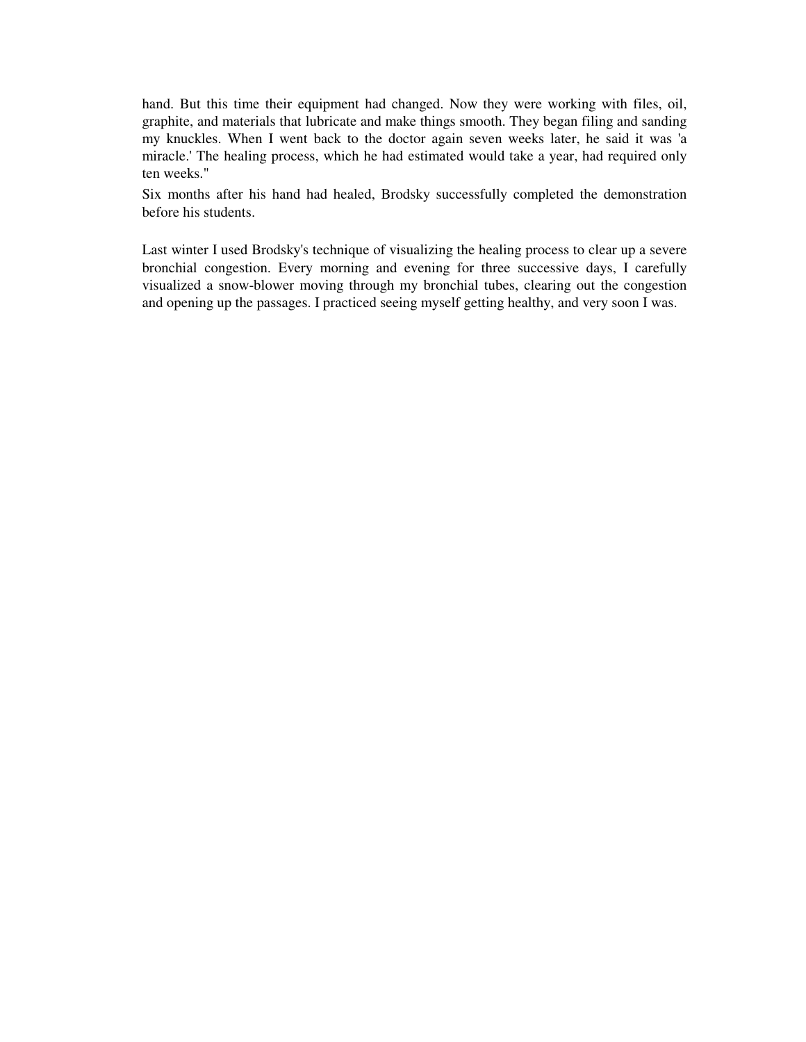hand. But this time their equipment had changed. Now they were working with files, oil, graphite, and materials that lubricate and make things smooth. They began filing and sanding my knuckles. When I went back to the doctor again seven weeks later, he said it was 'a miracle.' The healing process, which he had estimated would take a year, had required only ten weeks."

Six months after his hand had healed, Brodsky successfully completed the demonstration before his students.

Last winter I used Brodsky's technique of visualizing the healing process to clear up a severe bronchial congestion. Every morning and evening for three successive days, I carefully visualized a snow-blower moving through my bronchial tubes, clearing out the congestion and opening up the passages. I practiced seeing myself getting healthy, and very soon I was.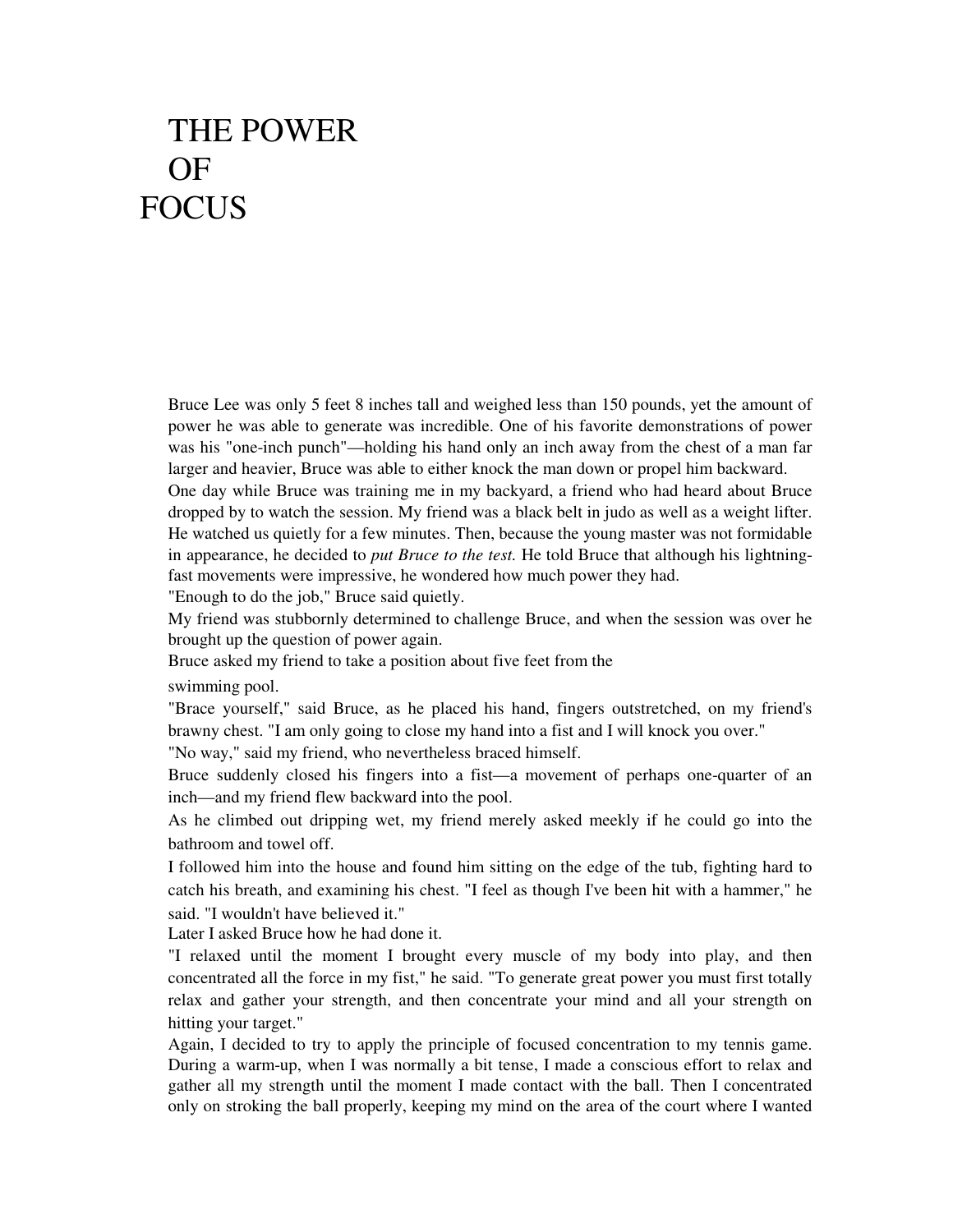# THE POWER OF FOCUS

Bruce Lee was only 5 feet 8 inches tall and weighed less than 150 pounds, yet the amount of power he was able to generate was incredible. One of his favorite demonstrations of power was his "one-inch punch"—holding his hand only an inch away from the chest of a man far larger and heavier, Bruce was able to either knock the man down or propel him backward.

One day while Bruce was training me in my backyard, a friend who had heard about Bruce dropped by to watch the session. My friend was a black belt in judo as well as a weight lifter. He watched us quietly for a few minutes. Then, because the young master was not formidable in appearance, he decided to *put Bruce to the test.* He told Bruce that although his lightning-fast movements were impressive, he wondered how much power they had.

"Enough to do the job," Bruce said quietly.

My friend was stubbornly determined to challenge Bruce, and when the session was over he brought up the question of power again.

Bruce asked my friend to take a position about five feet from the swimming pool.

"Brace yourself," said Bruce, as he placed his hand, fingers outstretched, on my friend's brawny chest. "I am only going to close my hand into a fist and I will knock you over."

"No way," said my friend, who nevertheless braced himself.

Bruce suddenly closed his fingers into a fist—a movement of perhaps one-quarter of an inch—and my friend flew backward into the pool.

As he climbed out dripping wet, my friend merely asked meekly if he could go into the bathroom and towel off.

I followed him into the house and found him sitting on the edge of the tub, fighting hard to catch his breath, and examining his chest. "I feel as though I've been hit with a hammer," he said. "I wouldn't have believed it."

Later I asked Bruce how he had done it.

"I relaxed until the moment I brought every muscle of my body into play, and then concentrated all the force in my fist," he said. "To generate great power you must first totally relax and gather your strength, and then concentrate your mind and all your strength on hitting your target."

Again, I decided to try to apply the principle of focused concentration to my tennis game. During a warm-up, when I was normally a bit tense, I made a conscious effort to relax and gather all my strength until the moment I made contact with the ball. Then I concentrated only on stroking the ball properly, keeping my mind on the area of the court where I wanted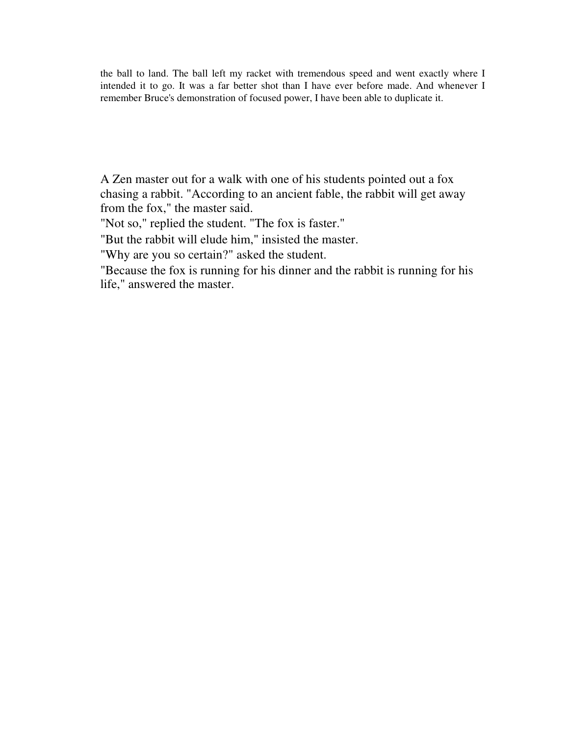the ball to land. The ball left my racket with tremendous speed and went exactly where I intended it to go. It was a far better shot than I have ever before made. And whenever I remember Bruce's demonstration of focused power, I have been able to duplicate it.

A Zen master out for a walk with one of his students pointed out a fox chasing a rabbit. "According to an ancient fable, the rabbit will get away from the fox," the master said.

"Not so," replied the student. "The fox is faster."

"But the rabbit will elude him," insisted the master.

"Why are you so certain?" asked the student.

"Because the fox is running for his dinner and the rabbit is running for his life," answered the master.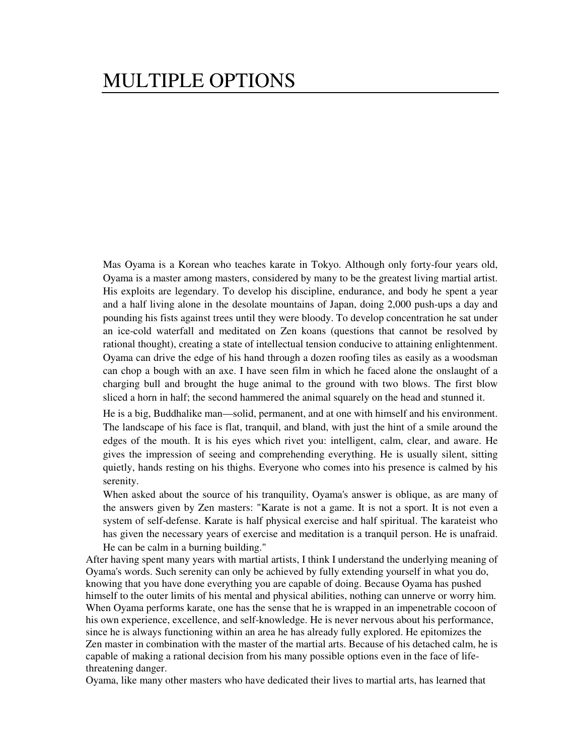# MULTIPLE OPTIONS

Mas Oyama is a Korean who teaches karate in Tokyo. Although only forty-four years old, Oyama is a master among masters, considered by many to be the greatest living martial artist. His exploits are legendary. To develop his discipline, endurance, and body he spent a year and a half living alone in the desolate mountains of Japan, doing 2,000 push-ups a day and pounding his fists against trees until they were bloody. To develop concentration he sat under an ice-cold waterfall and meditated on Zen koans (questions that cannot be resolved by rational thought), creating a state of intellectual tension conducive to attaining enlightenment. Oyama can drive the edge of his hand through a dozen roofing tiles as easily as a woodsman can chop a bough with an axe. I have seen film in which he faced alone the onslaught of a charging bull and brought the huge animal to the ground with two blows. The first blow sliced a horn in half; the second hammered the animal squarely on the head and stunned it.

He is a big, Buddhalike man—solid, permanent, and at one with himself and his environment. The landscape of his face is flat, tranquil, and bland, with just the hint of a smile around the edges of the mouth. It is his eyes which rivet you: intelligent, calm, clear, and aware. He gives the impression of seeing and comprehending everything. He is usually silent, sitting quietly, hands resting on his thighs. Everyone who comes into his presence is calmed by his serenity.

When asked about the source of his tranquility, Oyama's answer is oblique, as are many of the answers given by Zen masters: "Karate is not a game. It is not a sport. It is not even a system of self-defense. Karate is half physical exercise and half spiritual. The karateist who has given the necessary years of exercise and meditation is a tranquil person. He is unafraid. He can be calm in a burning building."

After having spent many years with martial artists, I think I understand the underlying meaning of Oyama's words. Such serenity can only be achieved by fully extending yourself in what you do, knowing that you have done everything you are capable of doing. Because Oyama has pushed himself to the outer limits of his mental and physical abilities, nothing can unnerve or worry him. When Oyama performs karate, one has the sense that he is wrapped in an impenetrable cocoon of his own experience, excellence, and self-knowledge. He is never nervous about his performance, since he is always functioning within an area he has already fully explored. He epitomizes the Zen master in combination with the master of the martial arts. Because of his detached calm, he is capable of making a rational decision from his many possible options even in the face of life-threatening danger.

Oyama, like many other masters who have dedicated their lives to martial arts, has learned that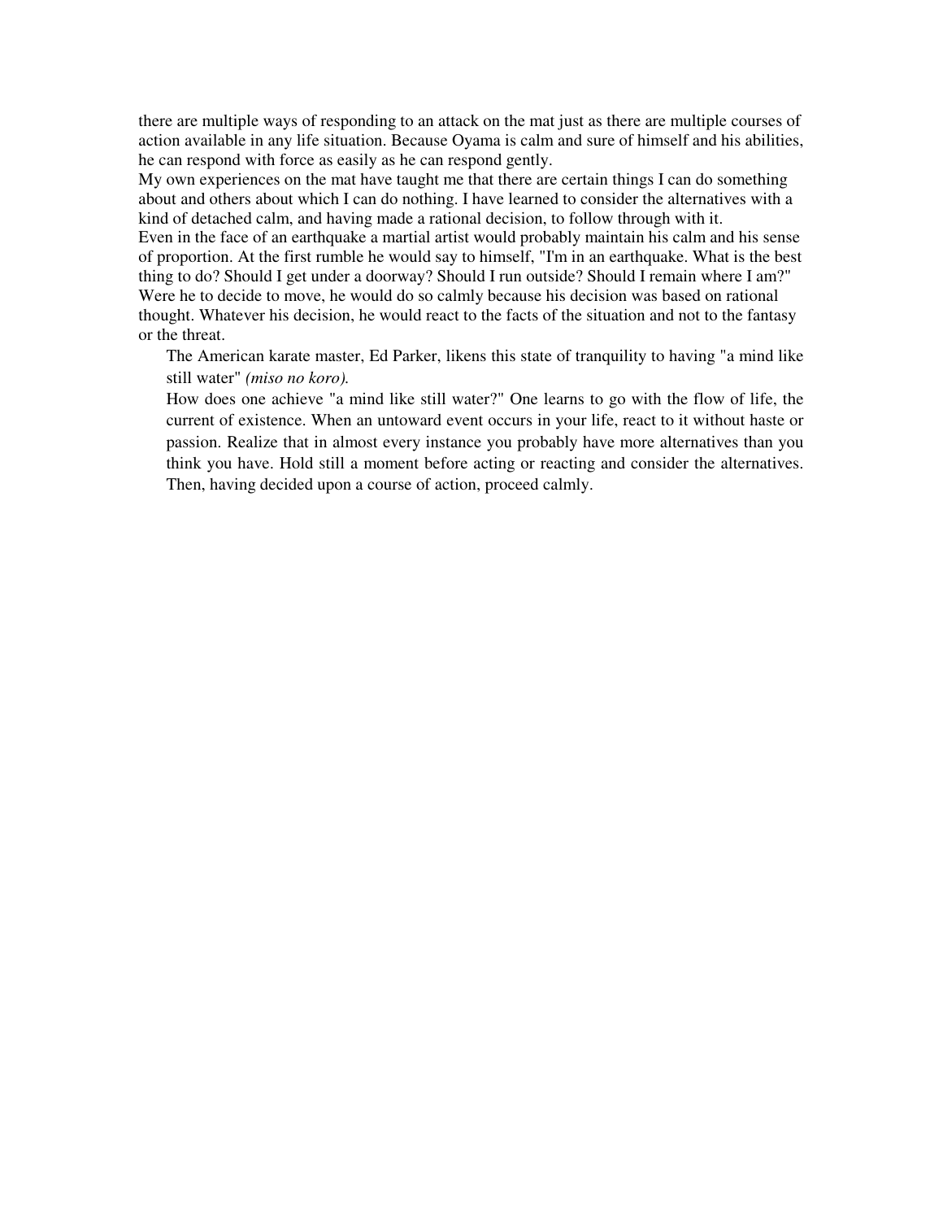there are multiple ways of responding to an attack on the mat just as there are multiple courses of action available in any life situation. Because Oyama is calm and sure of himself and his abilities, he can respond with force as easily as he can respond gently.

My own experiences on the mat have taught me that there are certain things I can do something about and others about which I can do nothing. I have learned to consider the alternatives with a kind of detached calm, and having made a rational decision, to follow through with it.

Even in the face of an earthquake a martial artist would probably maintain his calm and his sense of proportion. At the first rumble he would say to himself, "I'm in an earthquake. What is the best thing to do? Should I get under a doorway? Should I run outside? Should I remain where I am?" Were he to decide to move, he would do so calmly because his decision was based on rational thought. Whatever his decision, he would react to the facts of the situation and not to the fantasy or the threat.

The American karate master, Ed Parker, likens this state of tranquility to having "a mind like still water" *(miso no koro).*

How does one achieve "a mind like still water?" One learns to go with the flow of life, the current of existence. When an untoward event occurs in your life, react to it without haste or passion. Realize that in almost every instance you probably have more alternatives than you think you have. Hold still a moment before acting or reacting and consider the alternatives. Then, having decided upon a course of action, proceed calmly.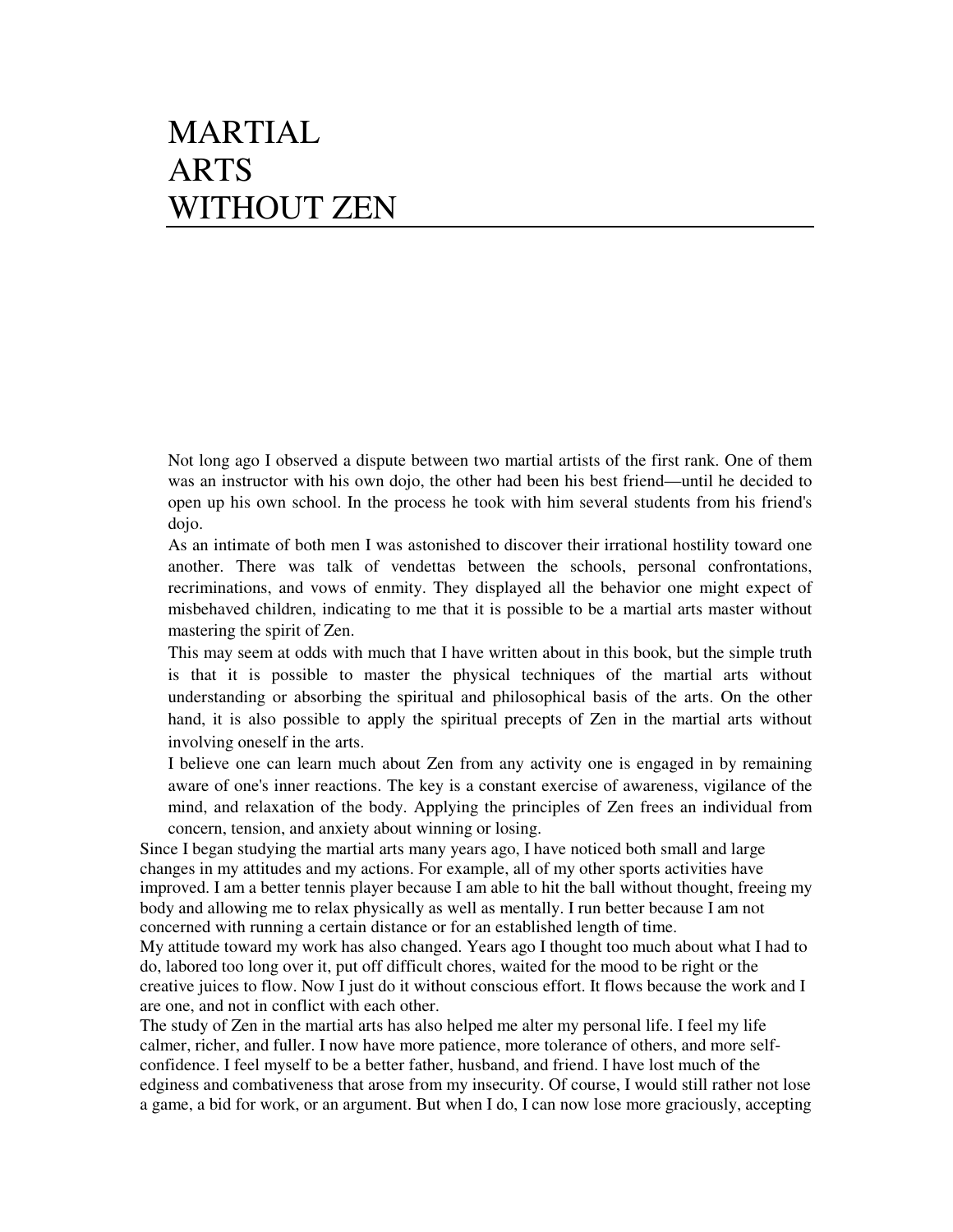# MARTIAL ARTS WITHOUT ZEN

Not long ago I observed a dispute between two martial artists of the first rank. One of them was an instructor with his own dojo, the other had been his best friend—until he decided to open up his own school. In the process he took with him several students from his friend's dojo.

As an intimate of both men I was astonished to discover their irrational hostility toward one another. There was talk of vendettas between the schools, personal confrontations, recriminations, and vows of enmity. They displayed all the behavior one might expect of misbehaved children, indicating to me that it is possible to be a martial arts master without mastering the spirit of Zen.

This may seem at odds with much that I have written about in this book, but the simple truth is that it is possible to master the physical techniques of the martial arts without understanding or absorbing the spiritual and philosophical basis of the arts. On the other hand, it is also possible to apply the spiritual precepts of Zen in the martial arts without involving oneself in the arts.

I believe one can learn much about Zen from any activity one is engaged in by remaining aware of one's inner reactions. The key is a constant exercise of awareness, vigilance of the mind, and relaxation of the body. Applying the principles of Zen frees an individual from concern, tension, and anxiety about winning or losing.

Since I began studying the martial arts many years ago, I have noticed both small and large changes in my attitudes and my actions. For example, all of my other sports activities have improved. I am a better tennis player because I am able to hit the ball without thought, freeing my body and allowing me to relax physically as well as mentally. I run better because I am not concerned with running a certain distance or for an established length of time.

My attitude toward my work has also changed. Years ago I thought too much about what I had to do, labored too long over it, put off difficult chores, waited for the mood to be right or the creative juices to flow. Now I just do it without conscious effort. It flows because the work and I are one, and not in conflict with each other.

The study of Zen in the martial arts has also helped me alter my personal life. I feel my life calmer, richer, and fuller. I now have more patience, more tolerance of others, and more self-confidence. I feel myself to be a better father, husband, and friend. I have lost much of the edginess and combativeness that arose from my insecurity. Of course, I would still rather not lose a game, a bid for work, or an argument. But when I do, I can now lose more graciously, accepting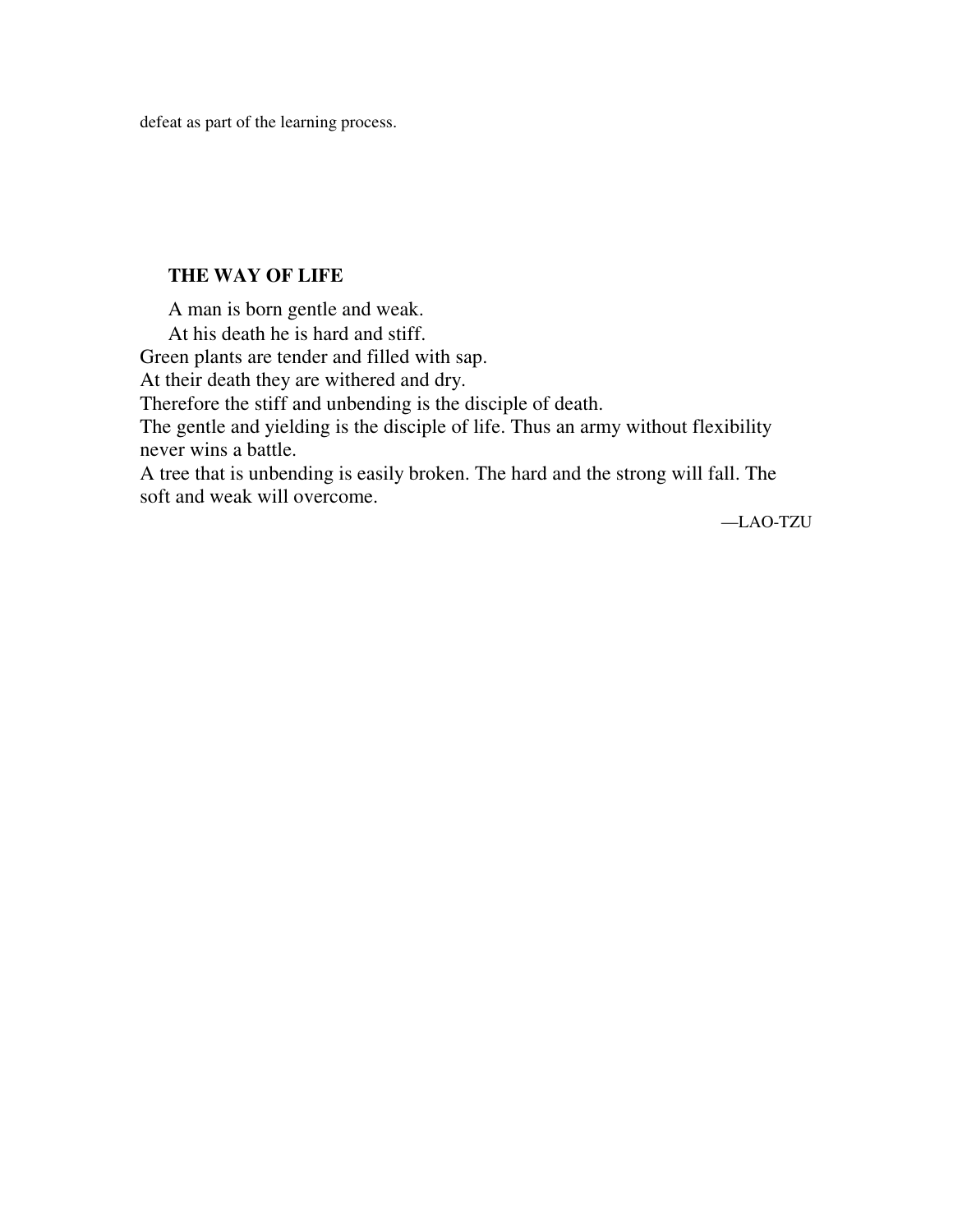defeat as part of the learning process.

**THE WAY OF LIFE**

A man is born gentle and weak.
At his death he is hard and stiff.
Green plants are tender and filled with sap.
At their death they are withered and dry.
Therefore the stiff and unbending is the disciple of death.
The gentle and yielding is the disciple of life. Thus an army without flexibility never wins a battle.
A tree that is unbending is easily broken. The hard and the strong will fall. The soft and weak will overcome.

—LAO-TZU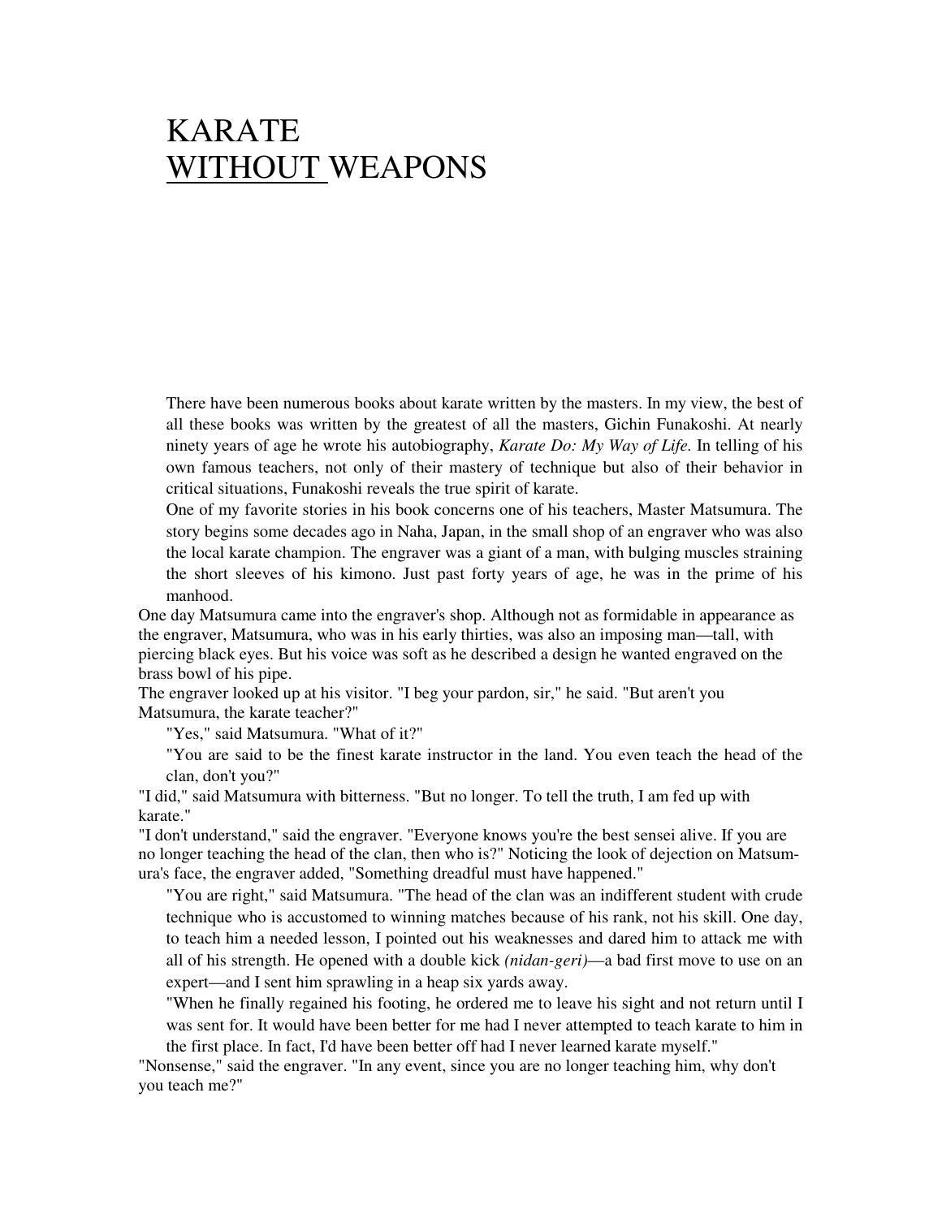# KARATE WITHOUT WEAPONS

There have been numerous books about karate written by the masters. In my view, the best of all these books was written by the greatest of all the masters, Gichin Funakoshi. At nearly ninety years of age he wrote his autobiography, *Karate Do: My Way of Life.* In telling of his own famous teachers, not only of their mastery of technique but also of their behavior in critical situations, Funakoshi reveals the true spirit of karate.

One of my favorite stories in his book concerns one of his teachers, Master Matsumura. The story begins some decades ago in Naha, Japan, in the small shop of an engraver who was also the local karate champion. The engraver was a giant of a man, with bulging muscles straining the short sleeves of his kimono. Just past forty years of age, he was in the prime of his manhood.

One day Matsumura came into the engraver's shop. Although not as formidable in appearance as the engraver, Matsumura, who was in his early thirties, was also an imposing man—tall, with piercing black eyes. But his voice was soft as he described a design he wanted engraved on the brass bowl of his pipe.

The engraver looked up at his visitor. "I beg your pardon, sir," he said. "But aren't you Matsumura, the karate teacher?"

"Yes," said Matsumura. "What of it?"

"You are said to be the finest karate instructor in the land. You even teach the head of the clan, don't you?"

"I did," said Matsumura with bitterness. "But no longer. To tell the truth, I am fed up with karate."

"I don't understand," said the engraver. "Everyone knows you're the best sensei alive. If you are no longer teaching the head of the clan, then who is?" Noticing the look of dejection on Matsumura's face, the engraver added, "Something dreadful must have happened."

"You are right," said Matsumura. "The head of the clan was an indifferent student with crude technique who is accustomed to winning matches because of his rank, not his skill. One day, to teach him a needed lesson, I pointed out his weaknesses and dared him to attack me with all of his strength. He opened with a double kick *(nidan-geri)*—a bad first move to use on an expert—and I sent him sprawling in a heap six yards away.

"When he finally regained his footing, he ordered me to leave his sight and not return until I was sent for. It would have been better for me had I never attempted to teach karate to him in the first place. In fact, I'd have been better off had I never learned karate myself."

"Nonsense," said the engraver. "In any event, since you are no longer teaching him, why don't you teach me?"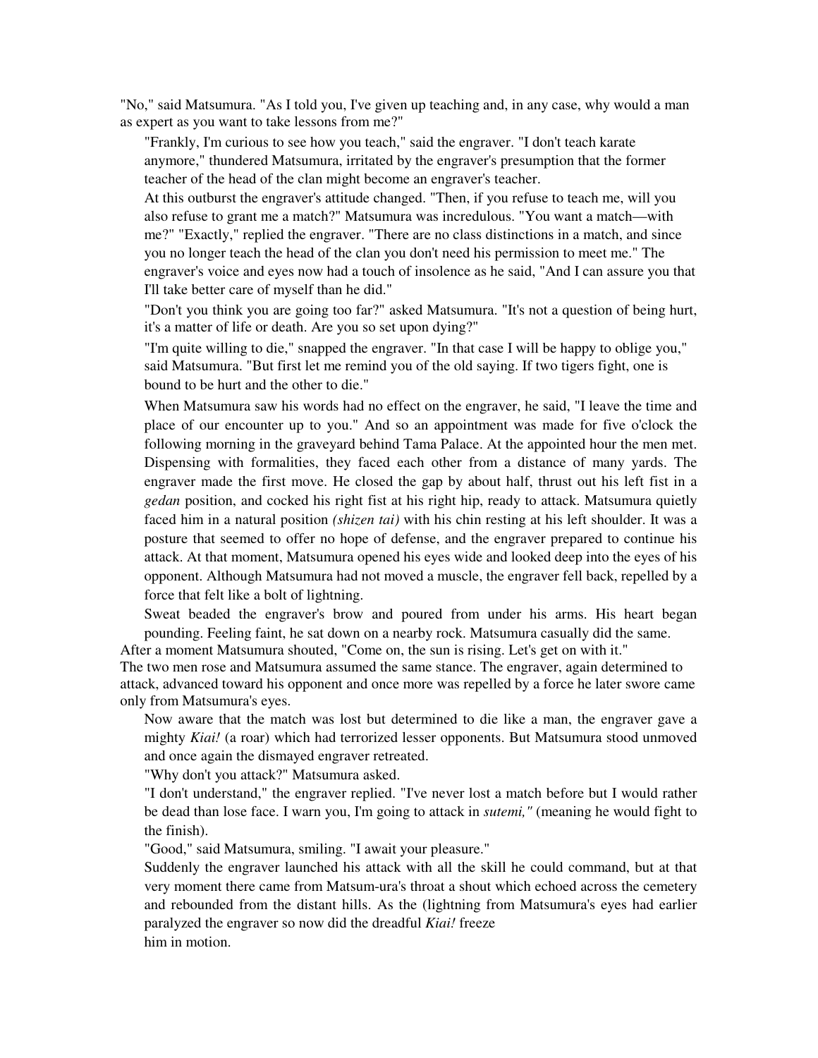"No," said Matsumura. "As I told you, I've given up teaching and, in any case, why would a man as expert as you want to take lessons from me?"

"Frankly, I'm curious to see how you teach," said the engraver. "I don't teach karate anymore," thundered Matsumura, irritated by the engraver's presumption that the former teacher of the head of the clan might become an engraver's teacher.

At this outburst the engraver's attitude changed. "Then, if you refuse to teach me, will you also refuse to grant me a match?" Matsumura was incredulous. "You want a match—with me?" "Exactly," replied the engraver. "There are no class distinctions in a match, and since you no longer teach the head of the clan you don't need his permission to meet me." The engraver's voice and eyes now had a touch of insolence as he said, "And I can assure you that I'll take better care of myself than he did."

"Don't you think you are going too far?" asked Matsumura. "It's not a question of being hurt, it's a matter of life or death. Are you so set upon dying?"

"I'm quite willing to die," snapped the engraver. "In that case I will be happy to oblige you," said Matsumura. "But first let me remind you of the old saying. If two tigers fight, one is bound to be hurt and the other to die."

When Matsumura saw his words had no effect on the engraver, he said, "I leave the time and place of our encounter up to you." And so an appointment was made for five o'clock the following morning in the graveyard behind Tama Palace. At the appointed hour the men met. Dispensing with formalities, they faced each other from a distance of many yards. The engraver made the first move. He closed the gap by about half, thrust out his left fist in a *gedan* position, and cocked his right fist at his right hip, ready to attack. Matsumura quietly faced him in a natural position *(shizen tai)* with his chin resting at his left shoulder. It was a posture that seemed to offer no hope of defense, and the engraver prepared to continue his attack. At that moment, Matsumura opened his eyes wide and looked deep into the eyes of his opponent. Although Matsumura had not moved a muscle, the engraver fell back, repelled by a force that felt like a bolt of lightning.

Sweat beaded the engraver's brow and poured from under his arms. His heart began pounding. Feeling faint, he sat down on a nearby rock. Matsumura casually did the same.

After a moment Matsumura shouted, "Come on, the sun is rising. Let's get on with it."

The two men rose and Matsumura assumed the same stance. The engraver, again determined to attack, advanced toward his opponent and once more was repelled by a force he later swore came only from Matsumura's eyes.

Now aware that the match was lost but determined to die like a man, the engraver gave a mighty *Kiai!* (a roar) which had terrorized lesser opponents. But Matsumura stood unmoved and once again the dismayed engraver retreated.

"Why don't you attack?" Matsumura asked.

"I don't understand," the engraver replied. "I've never lost a match before but I would rather be dead than lose face. I warn you, I'm going to attack in *sutemi,"* (meaning he would fight to the finish).

"Good," said Matsumura, smiling. "I await your pleasure."

Suddenly the engraver launched his attack with all the skill he could command, but at that very moment there came from Matsum-ura's throat a shout which echoed across the cemetery and rebounded from the distant hills. As the (lightning from Matsumura's eyes had earlier paralyzed the engraver so now did the dreadful *Kiai!* freeze him in motion.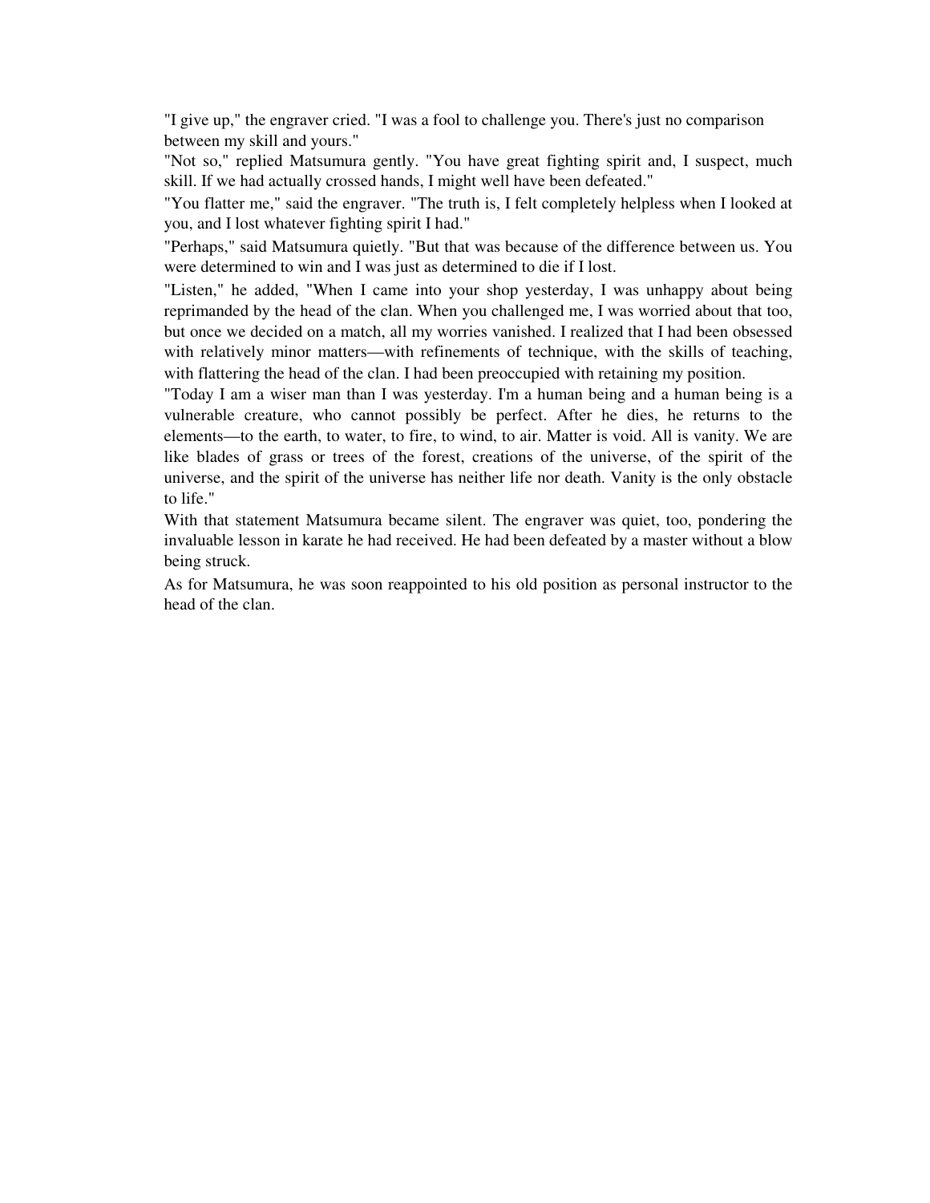"I give up," the engraver cried. "I was a fool to challenge you. There's just no comparison between my skill and yours."

"Not so," replied Matsumura gently. "You have great fighting spirit and, I suspect, much skill. If we had actually crossed hands, I might well have been defeated."

"You flatter me," said the engraver. "The truth is, I felt completely helpless when I looked at you, and I lost whatever fighting spirit I had."

"Perhaps," said Matsumura quietly. "But that was because of the difference between us. You were determined to win and I was just as determined to die if I lost.

"Listen," he added, "When I came into your shop yesterday, I was unhappy about being reprimanded by the head of the clan. When you challenged me, I was worried about that too, but once we decided on a match, all my worries vanished. I realized that I had been obsessed with relatively minor matters—with refinements of technique, with the skills of teaching, with flattering the head of the clan. I had been preoccupied with retaining my position.

"Today I am a wiser man than I was yesterday. I'm a human being and a human being is a vulnerable creature, who cannot possibly be perfect. After he dies, he returns to the elements—to the earth, to water, to fire, to wind, to air. Matter is void. All is vanity. We are like blades of grass or trees of the forest, creations of the universe, of the spirit of the universe, and the spirit of the universe has neither life nor death. Vanity is the only obstacle to life."

With that statement Matsumura became silent. The engraver was quiet, too, pondering the invaluable lesson in karate he had received. He had been defeated by a master without a blow being struck.

As for Matsumura, he was soon reappointed to his old position as personal instructor to the head of the clan.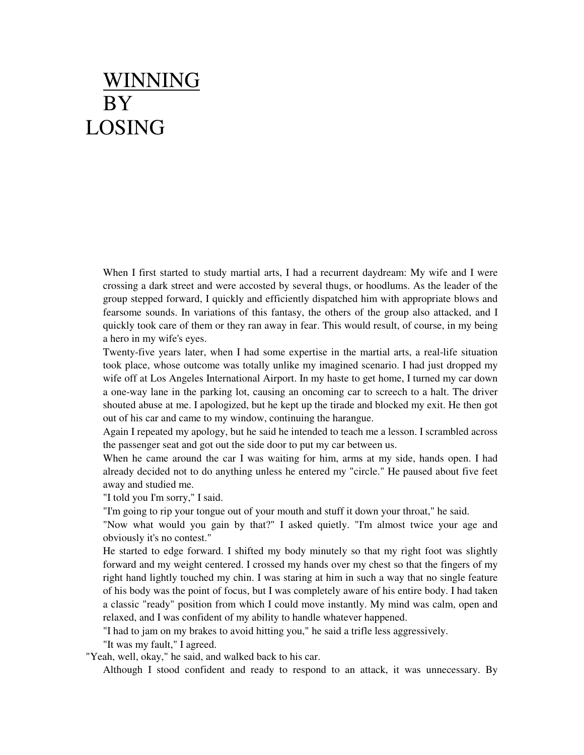# WINNING BY LOSING

When I first started to study martial arts, I had a recurrent daydream: My wife and I were crossing a dark street and were accosted by several thugs, or hoodlums. As the leader of the group stepped forward, I quickly and efficiently dispatched him with appropriate blows and fearsome sounds. In variations of this fantasy, the others of the group also attacked, and I quickly took care of them or they ran away in fear. This would result, of course, in my being a hero in my wife's eyes.

Twenty-five years later, when I had some expertise in the martial arts, a real-life situation took place, whose outcome was totally unlike my imagined scenario. I had just dropped my wife off at Los Angeles International Airport. In my haste to get home, I turned my car down a one-way lane in the parking lot, causing an oncoming car to screech to a halt. The driver shouted abuse at me. I apologized, but he kept up the tirade and blocked my exit. He then got out of his car and came to my window, continuing the harangue.

Again I repeated my apology, but he said he intended to teach me a lesson. I scrambled across the passenger seat and got out the side door to put my car between us.

When he came around the car I was waiting for him, arms at my side, hands open. I had already decided not to do anything unless he entered my "circle." He paused about five feet away and studied me.

"I told you I'm sorry," I said.

"I'm going to rip your tongue out of your mouth and stuff it down your throat," he said.

"Now what would you gain by that?" I asked quietly. "I'm almost twice your age and obviously it's no contest."

He started to edge forward. I shifted my body minutely so that my right foot was slightly forward and my weight centered. I crossed my hands over my chest so that the fingers of my right hand lightly touched my chin. I was staring at him in such a way that no single feature of his body was the point of focus, but I was completely aware of his entire body. I had taken a classic "ready" position from which I could move instantly. My mind was calm, open and relaxed, and I was confident of my ability to handle whatever happened.

"I had to jam on my brakes to avoid hitting you," he said a trifle less aggressively.

"It was my fault," I agreed.

"Yeah, well, okay," he said, and walked back to his car.

Although I stood confident and ready to respond to an attack, it was unnecessary. By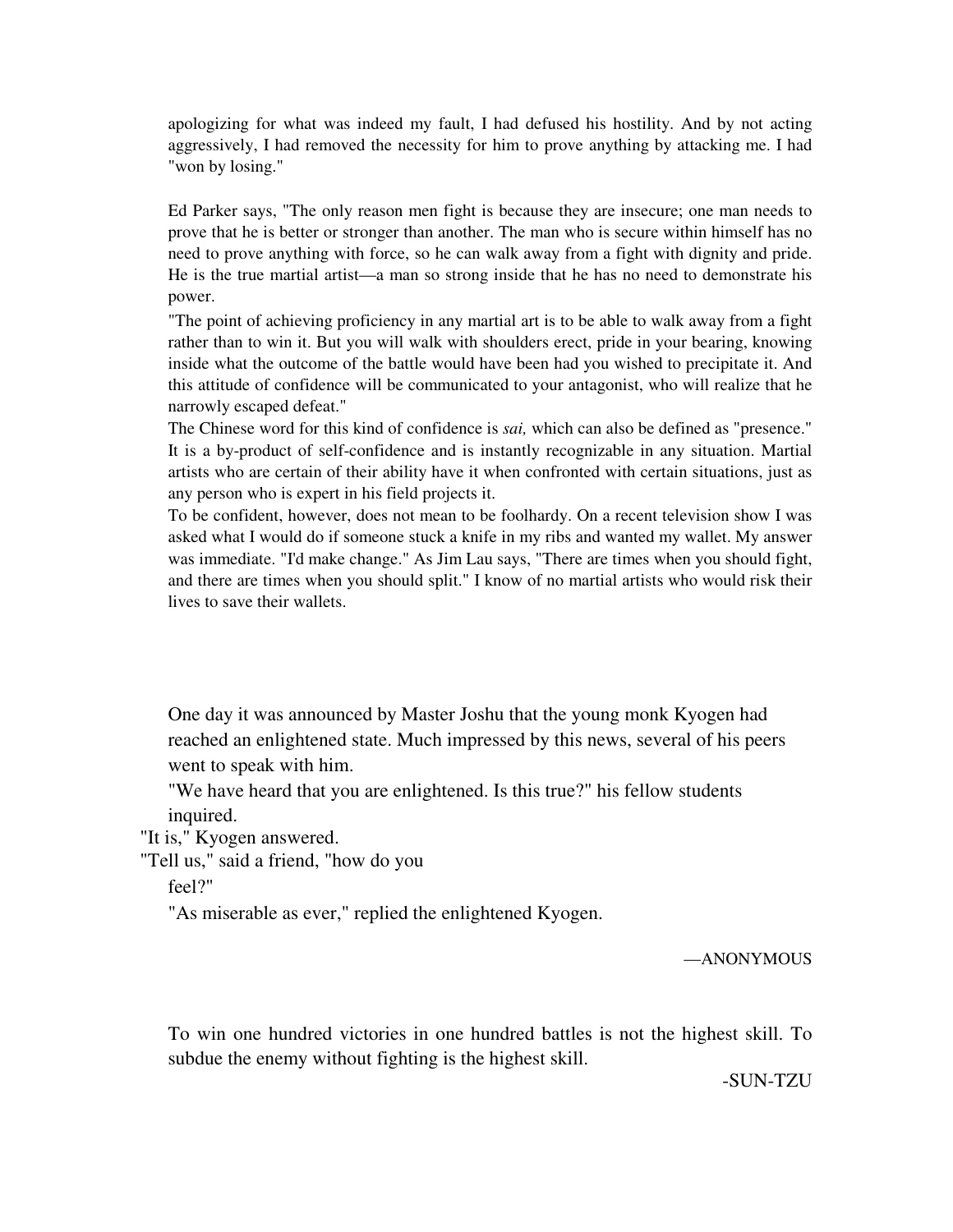apologizing for what was indeed my fault, I had defused his hostility. And by not acting aggressively, I had removed the necessity for him to prove anything by attacking me. I had "won by losing."

Ed Parker says, "The only reason men fight is because they are insecure; one man needs to prove that he is better or stronger than another. The man who is secure within himself has no need to prove anything with force, so he can walk away from a fight with dignity and pride. He is the true martial artist—a man so strong inside that he has no need to demonstrate his power.

"The point of achieving proficiency in any martial art is to be able to walk away from a fight rather than to win it. But you will walk with shoulders erect, pride in your bearing, knowing inside what the outcome of the battle would have been had you wished to precipitate it. And this attitude of confidence will be communicated to your antagonist, who will realize that he narrowly escaped defeat."

The Chinese word for this kind of confidence is *sai,* which can also be defined as "presence." It is a by-product of self-confidence and is instantly recognizable in any situation. Martial artists who are certain of their ability have it when confronted with certain situations, just as any person who is expert in his field projects it.

To be confident, however, does not mean to be foolhardy. On a recent television show I was asked what I would do if someone stuck a knife in my ribs and wanted my wallet. My answer was immediate. "I'd make change." As Jim Lau says, "There are times when you should fight, and there are times when you should split." I know of no martial artists who would risk their lives to save their wallets.

One day it was announced by Master Joshu that the young monk Kyogen had reached an enlightened state. Much impressed by this news, several of his peers went to speak with him.

"We have heard that you are enlightened. Is this true?" his fellow students inquired.

"It is," Kyogen answered.

"Tell us," said a friend, "how do you feel?"

"As miserable as ever," replied the enlightened Kyogen.

—ANONYMOUS

To win one hundred victories in one hundred battles is not the highest skill. To subdue the enemy without fighting is the highest skill.

-SUN-TZU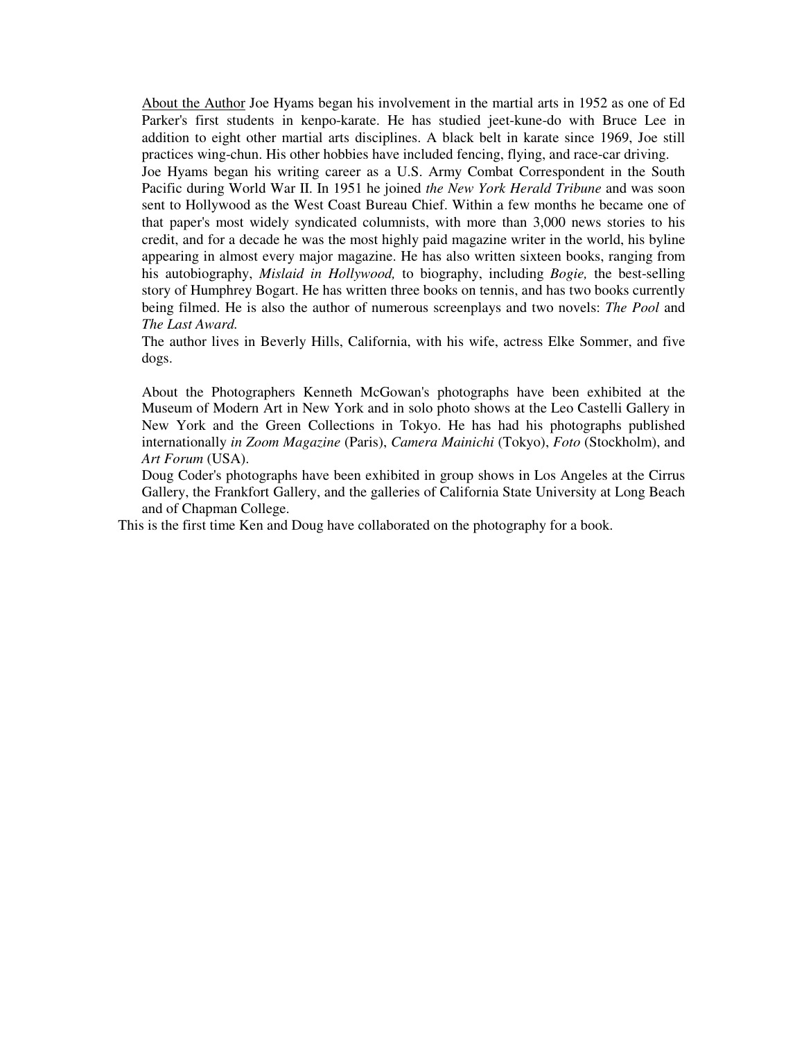About the Author Joe Hyams began his involvement in the martial arts in 1952 as one of Ed Parker's first students in kenpo-karate. He has studied jeet-kune-do with Bruce Lee in addition to eight other martial arts disciplines. A black belt in karate since 1969, Joe still practices wing-chun. His other hobbies have included fencing, flying, and race-car driving.

Joe Hyams began his writing career as a U.S. Army Combat Correspondent in the South Pacific during World War II. In 1951 he joined *the New York Herald Tribune* and was soon sent to Hollywood as the West Coast Bureau Chief. Within a few months he became one of that paper's most widely syndicated columnists, with more than 3,000 news stories to his credit, and for a decade he was the most highly paid magazine writer in the world, his byline appearing in almost every major magazine. He has also written sixteen books, ranging from his autobiography, *Mislaid in Hollywood,* to biography, including *Bogie,* the best-selling story of Humphrey Bogart. He has written three books on tennis, and has two books currently being filmed. He is also the author of numerous screenplays and two novels: *The Pool* and *The Last Award.*

The author lives in Beverly Hills, California, with his wife, actress Elke Sommer, and five dogs.

About the Photographers Kenneth McGowan's photographs have been exhibited at the Museum of Modern Art in New York and in solo photo shows at the Leo Castelli Gallery in New York and the Green Collections in Tokyo. He has had his photographs published internationally *in Zoom Magazine* (Paris), *Camera Mainichi* (Tokyo), *Foto* (Stockholm), and *Art Forum* (USA).

Doug Coder's photographs have been exhibited in group shows in Los Angeles at the Cirrus Gallery, the Frankfort Gallery, and the galleries of California State University at Long Beach and of Chapman College.

This is the first time Ken and Doug have collaborated on the photography for a book.